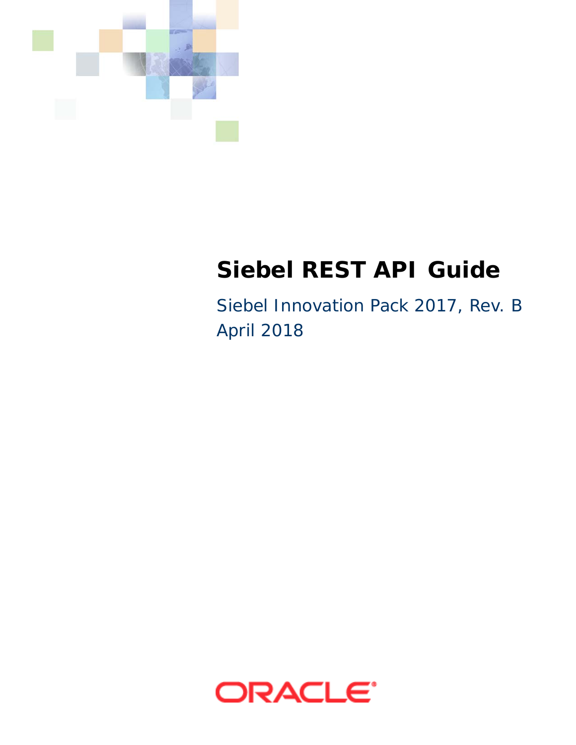# Siebel REST API Guide

Siebel Innovation Pack 2017, Rev. B
April 2018

ORACLE®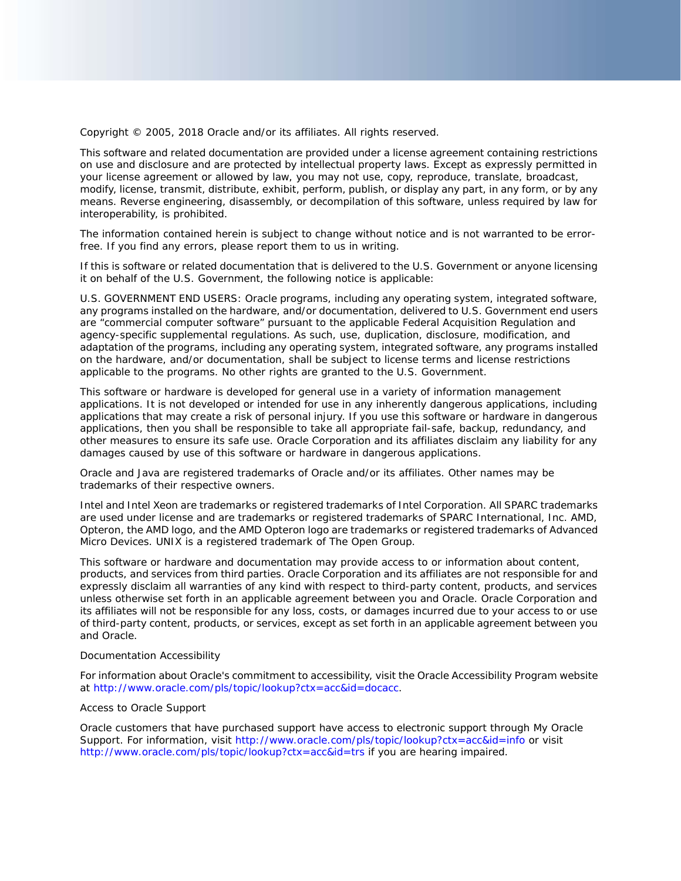Copyright © 2005, 2018 Oracle and/or its affiliates. All rights reserved.

This software and related documentation are provided under a license agreement containing restrictions on use and disclosure and are protected by intellectual property laws. Except as expressly permitted in your license agreement or allowed by law, you may not use, copy, reproduce, translate, broadcast, modify, license, transmit, distribute, exhibit, perform, publish, or display any part, in any form, or by any means. Reverse engineering, disassembly, or decompilation of this software, unless required by law for interoperability, is prohibited.

The information contained herein is subject to change without notice and is not warranted to be error-free. If you find any errors, please report them to us in writing.

If this is software or related documentation that is delivered to the U.S. Government or anyone licensing it on behalf of the U.S. Government, the following notice is applicable:

U.S. GOVERNMENT END USERS: Oracle programs, including any operating system, integrated software, any programs installed on the hardware, and/or documentation, delivered to U.S. Government end users are "commercial computer software" pursuant to the applicable Federal Acquisition Regulation and agency-specific supplemental regulations. As such, use, duplication, disclosure, modification, and adaptation of the programs, including any operating system, integrated software, any programs installed on the hardware, and/or documentation, shall be subject to license terms and license restrictions applicable to the programs. No other rights are granted to the U.S. Government.

This software or hardware is developed for general use in a variety of information management applications. It is not developed or intended for use in any inherently dangerous applications, including applications that may create a risk of personal injury. If you use this software or hardware in dangerous applications, then you shall be responsible to take all appropriate fail-safe, backup, redundancy, and other measures to ensure its safe use. Oracle Corporation and its affiliates disclaim any liability for any damages caused by use of this software or hardware in dangerous applications.

Oracle and Java are registered trademarks of Oracle and/or its affiliates. Other names may be trademarks of their respective owners.

Intel and Intel Xeon are trademarks or registered trademarks of Intel Corporation. All SPARC trademarks are used under license and are trademarks or registered trademarks of SPARC International, Inc. AMD, Opteron, the AMD logo, and the AMD Opteron logo are trademarks or registered trademarks of Advanced Micro Devices. UNIX is a registered trademark of The Open Group.

This software or hardware and documentation may provide access to or information about content, products, and services from third parties. Oracle Corporation and its affiliates are not responsible for and expressly disclaim all warranties of any kind with respect to third-party content, products, and services unless otherwise set forth in an applicable agreement between you and Oracle. Oracle Corporation and its affiliates will not be responsible for any loss, costs, or damages incurred due to your access to or use of third-party content, products, or services, except as set forth in an applicable agreement between you and Oracle.

Documentation Accessibility

For information about Oracle's commitment to accessibility, visit the Oracle Accessibility Program website at http://www.oracle.com/pls/topic/lookup?ctx=acc&id=docacc.

Access to Oracle Support

Oracle customers that have purchased support have access to electronic support through My Oracle Support. For information, visit http://www.oracle.com/pls/topic/lookup?ctx=acc&id=info or visit http://www.oracle.com/pls/topic/lookup?ctx=acc&id=trs if you are hearing impaired.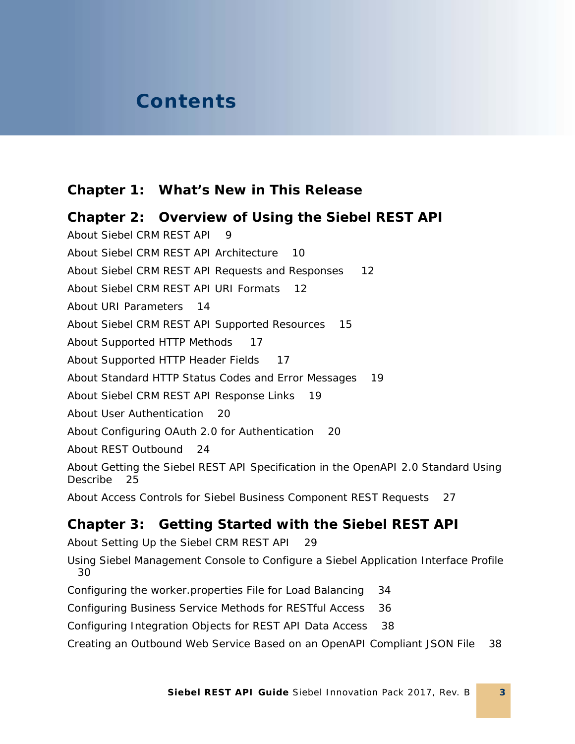# Contents

## Chapter 1: What's New in This Release

## Chapter 2: Overview of Using the Siebel REST API

About Siebel CRM REST API 9

About Siebel CRM REST API Architecture 10

About Siebel CRM REST API Requests and Responses 12

About Siebel CRM REST API URI Formats 12

About URI Parameters 14

About Siebel CRM REST API Supported Resources 15

About Supported HTTP Methods 17

About Supported HTTP Header Fields 17

About Standard HTTP Status Codes and Error Messages 19

About Siebel CRM REST API Response Links 19

About User Authentication 20

About Configuring OAuth 2.0 for Authentication 20

About REST Outbound 24

About Getting the Siebel REST API Specification in the OpenAPI 2.0 Standard Using Describe 25

About Access Controls for Siebel Business Component REST Requests 27

## Chapter 3: Getting Started with the Siebel REST API

About Setting Up the Siebel CRM REST API 29

Using Siebel Management Console to Configure a Siebel Application Interface Profile 30

Configuring the worker.properties File for Load Balancing 34

Configuring Business Service Methods for RESTful Access 36

Configuring Integration Objects for REST API Data Access 38

Creating an Outbound Web Service Based on an OpenAPI Compliant JSON File 38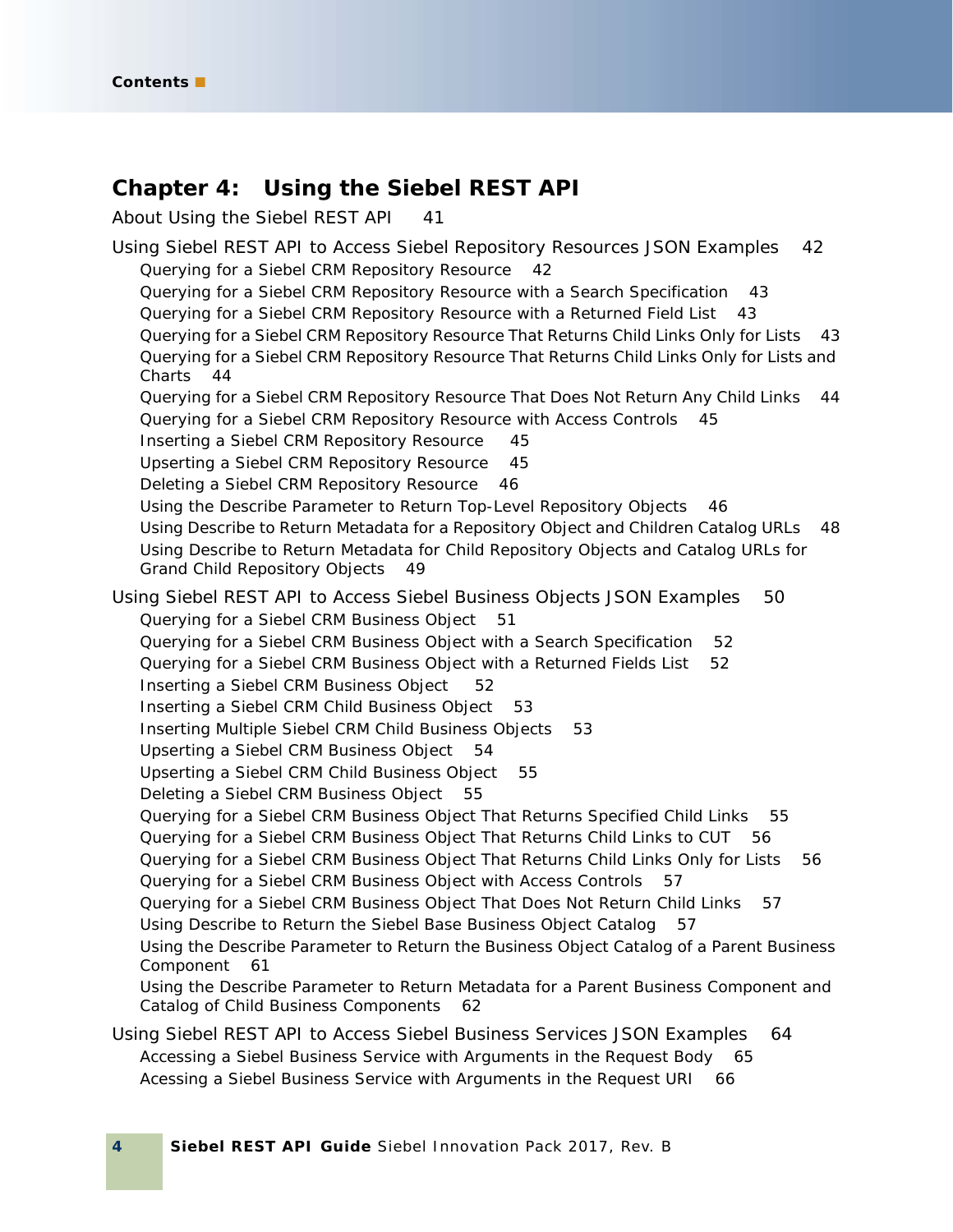## Chapter 4: Using the Siebel REST API

About Using the Siebel REST API 41

Using Siebel REST API to Access Siebel Repository Resources JSON Examples 42

- Querying for a Siebel CRM Repository Resource 42
- Querying for a Siebel CRM Repository Resource with a Search Specification 43
- Querying for a Siebel CRM Repository Resource with a Returned Field List 43
- Querying for a Siebel CRM Repository Resource That Returns Child Links Only for Lists 43
- Querying for a Siebel CRM Repository Resource That Returns Child Links Only for Lists and Charts 44
- Querying for a Siebel CRM Repository Resource That Does Not Return Any Child Links 44
- Querying for a Siebel CRM Repository Resource with Access Controls 45
- Inserting a Siebel CRM Repository Resource 45
- Upserting a Siebel CRM Repository Resource 45
- Deleting a Siebel CRM Repository Resource 46
- Using the Describe Parameter to Return Top-Level Repository Objects 46
- Using Describe to Return Metadata for a Repository Object and Children Catalog URLs 48
- Using Describe to Return Metadata for Child Repository Objects and Catalog URLs for Grand Child Repository Objects 49

Using Siebel REST API to Access Siebel Business Objects JSON Examples 50

- Querying for a Siebel CRM Business Object 51
- Querying for a Siebel CRM Business Object with a Search Specification 52
- Querying for a Siebel CRM Business Object with a Returned Fields List 52
- Inserting a Siebel CRM Business Object 52
- Inserting a Siebel CRM Child Business Object 53
- Inserting Multiple Siebel CRM Child Business Objects 53
- Upserting a Siebel CRM Business Object 54
- Upserting a Siebel CRM Child Business Object 55
- Deleting a Siebel CRM Business Object 55
- Querying for a Siebel CRM Business Object That Returns Specified Child Links 55
- Querying for a Siebel CRM Business Object That Returns Child Links to CUT 56
- Querying for a Siebel CRM Business Object That Returns Child Links Only for Lists 56
- Querying for a Siebel CRM Business Object with Access Controls 57
- Querying for a Siebel CRM Business Object That Does Not Return Child Links 57
- Using Describe to Return the Siebel Base Business Object Catalog 57
- Using the Describe Parameter to Return the Business Object Catalog of a Parent Business Component 61
- Using the Describe Parameter to Return Metadata for a Parent Business Component and Catalog of Child Business Components 62

Using Siebel REST API to Access Siebel Business Services JSON Examples 64

- Accessing a Siebel Business Service with Arguments in the Request Body 65
- Acessing a Siebel Business Service with Arguments in the Request URI 66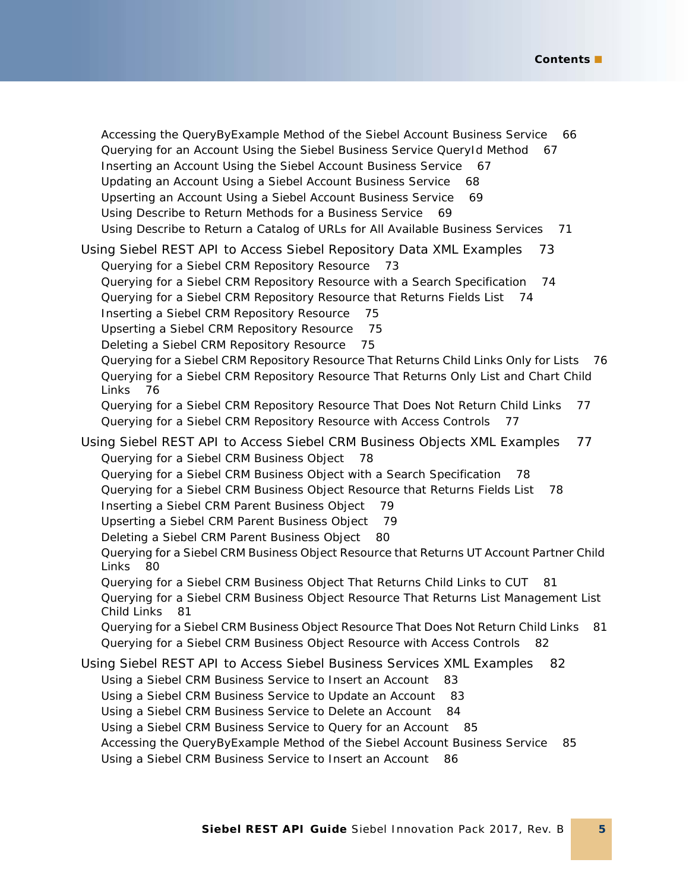Accessing the QueryByExample Method of the Siebel Account Business Service 66
Querying for an Account Using the Siebel Business Service QueryId Method 67
Inserting an Account Using the Siebel Account Business Service 67
Updating an Account Using a Siebel Account Business Service 68
Upserting an Account Using a Siebel Account Business Service 69
Using Describe to Return Methods for a Business Service 69
Using Describe to Return a Catalog of URLs for All Available Business Services 71

Using Siebel REST API to Access Siebel Repository Data XML Examples 73
Querying for a Siebel CRM Repository Resource 73
Querying for a Siebel CRM Repository Resource with a Search Specification 74
Querying for a Siebel CRM Repository Resource that Returns Fields List 74
Inserting a Siebel CRM Repository Resource 75
Upserting a Siebel CRM Repository Resource 75
Deleting a Siebel CRM Repository Resource 75
Querying for a Siebel CRM Repository Resource That Returns Child Links Only for Lists 76
Querying for a Siebel CRM Repository Resource That Returns Only List and Chart Child Links 76
Querying for a Siebel CRM Repository Resource That Does Not Return Child Links 77
Querying for a Siebel CRM Repository Resource with Access Controls 77

Using Siebel REST API to Access Siebel CRM Business Objects XML Examples 77
Querying for a Siebel CRM Business Object 78
Querying for a Siebel CRM Business Object with a Search Specification 78
Querying for a Siebel CRM Business Object Resource that Returns Fields List 78
Inserting a Siebel CRM Parent Business Object 79
Upserting a Siebel CRM Parent Business Object 79
Deleting a Siebel CRM Parent Business Object 80
Querying for a Siebel CRM Business Object Resource that Returns UT Account Partner Child Links 80
Querying for a Siebel CRM Business Object That Returns Child Links to CUT 81
Querying for a Siebel CRM Business Object Resource That Returns List Management List Child Links 81
Querying for a Siebel CRM Business Object Resource That Does Not Return Child Links 81
Querying for a Siebel CRM Business Object Resource with Access Controls 82

Using Siebel REST API to Access Siebel Business Services XML Examples 82
Using a Siebel CRM Business Service to Insert an Account 83
Using a Siebel CRM Business Service to Update an Account 83
Using a Siebel CRM Business Service to Delete an Account 84
Using a Siebel CRM Business Service to Query for an Account 85
Accessing the QueryByExample Method of the Siebel Account Business Service 85
Using a Siebel CRM Business Service to Insert an Account 86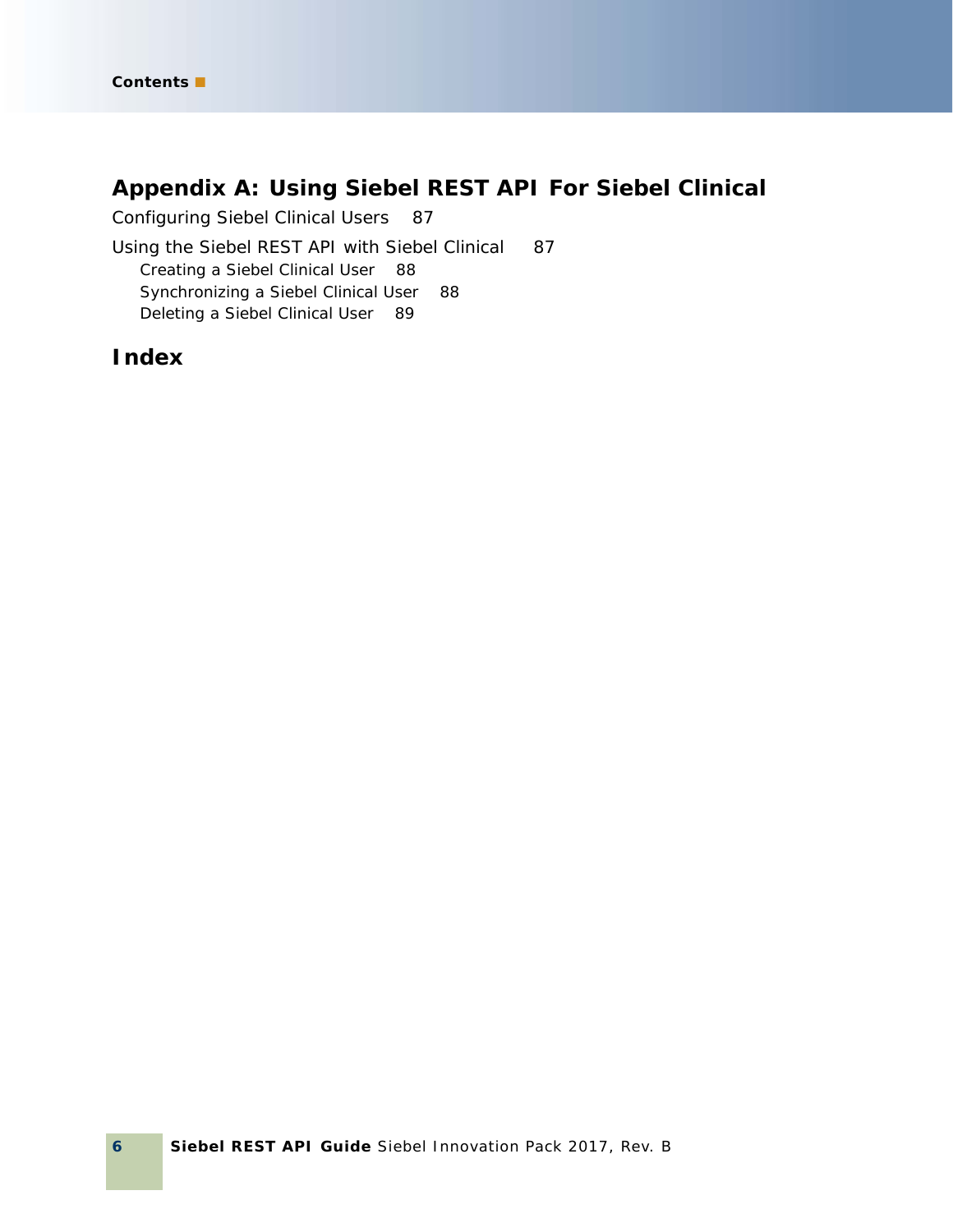## Appendix A: Using Siebel REST API For Siebel Clinical

Configuring Siebel Clinical Users 87

Using the Siebel REST API with Siebel Clinical 87

- Creating a Siebel Clinical User 88
- Synchronizing a Siebel Clinical User 88
- Deleting a Siebel Clinical User 89

## Index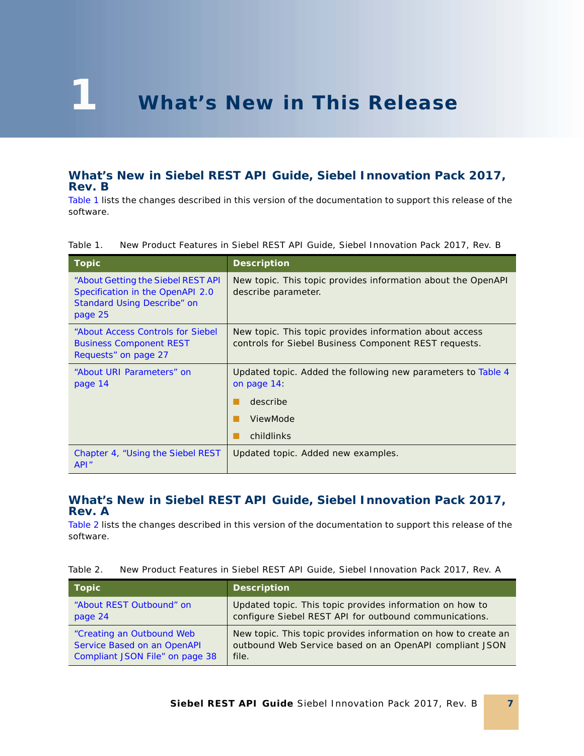# 1 What's New in This Release

## What's New in Siebel REST API Guide, Siebel Innovation Pack 2017, Rev. B

Table 1 lists the changes described in this version of the documentation to support this release of the software.

Table 1. New Product Features in Siebel REST API Guide, Siebel Innovation Pack 2017, Rev. B

| Topic | Description |
|---|---|
| "About Getting the Siebel REST API Specification in the OpenAPI 2.0 Standard Using Describe" on page 25 | New topic. This topic provides information about the OpenAPI describe parameter. |
| "About Access Controls for Siebel Business Component REST Requests" on page 27 | New topic. This topic provides information about access controls for Siebel Business Component REST requests. |
| "About URI Parameters" on page 14 | Updated topic. Added the following new parameters to Table 4 on page 14:<br>- describe<br>- ViewMode<br>- childlinks |
| Chapter 4, "Using the Siebel REST API" | Updated topic. Added new examples. |

## What's New in Siebel REST API Guide, Siebel Innovation Pack 2017, Rev. A

Table 2 lists the changes described in this version of the documentation to support this release of the software.

Table 2. New Product Features in Siebel REST API Guide, Siebel Innovation Pack 2017, Rev. A

| Topic | Description |
|---|---|
| "About REST Outbound" on page 24 | Updated topic. This topic provides information on how to configure Siebel REST API for outbound communications. |
| "Creating an Outbound Web Service Based on an OpenAPI Compliant JSON File" on page 38 | New topic. This topic provides information on how to create an outbound Web Service based on an OpenAPI compliant JSON file. |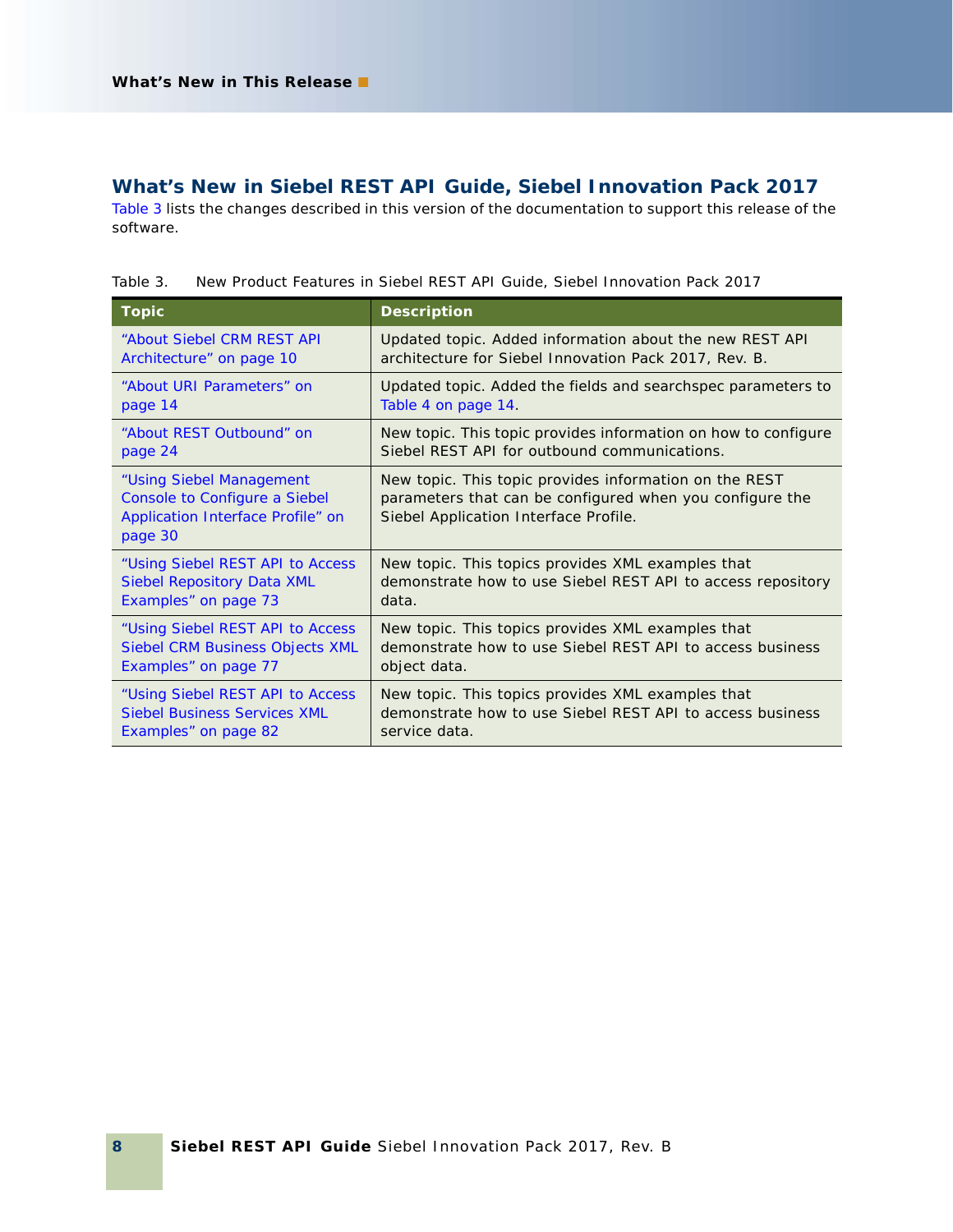## What's New in Siebel REST API Guide, Siebel Innovation Pack 2017

Table 3 lists the changes described in this version of the documentation to support this release of the software.

Table 3. New Product Features in Siebel REST API Guide, Siebel Innovation Pack 2017

| Topic | Description |
| --- | --- |
| "About Siebel CRM REST API Architecture" on page 10 | Updated topic. Added information about the new REST API architecture for Siebel Innovation Pack 2017, Rev. B. |
| "About URI Parameters" on page 14 | Updated topic. Added the fields and searchspec parameters to Table 4 on page 14. |
| "About REST Outbound" on page 24 | New topic. This topic provides information on how to configure Siebel REST API for outbound communications. |
| "Using Siebel Management Console to Configure a Siebel Application Interface Profile" on page 30 | New topic. This topic provides information on the REST parameters that can be configured when you configure the Siebel Application Interface Profile. |
| "Using Siebel REST API to Access Siebel Repository Data XML Examples" on page 73 | New topic. This topics provides XML examples that demonstrate how to use Siebel REST API to access repository data. |
| "Using Siebel REST API to Access Siebel CRM Business Objects XML Examples" on page 77 | New topic. This topics provides XML examples that demonstrate how to use Siebel REST API to access business object data. |
| "Using Siebel REST API to Access Siebel Business Services XML Examples" on page 82 | New topic. This topics provides XML examples that demonstrate how to use Siebel REST API to access business service data. |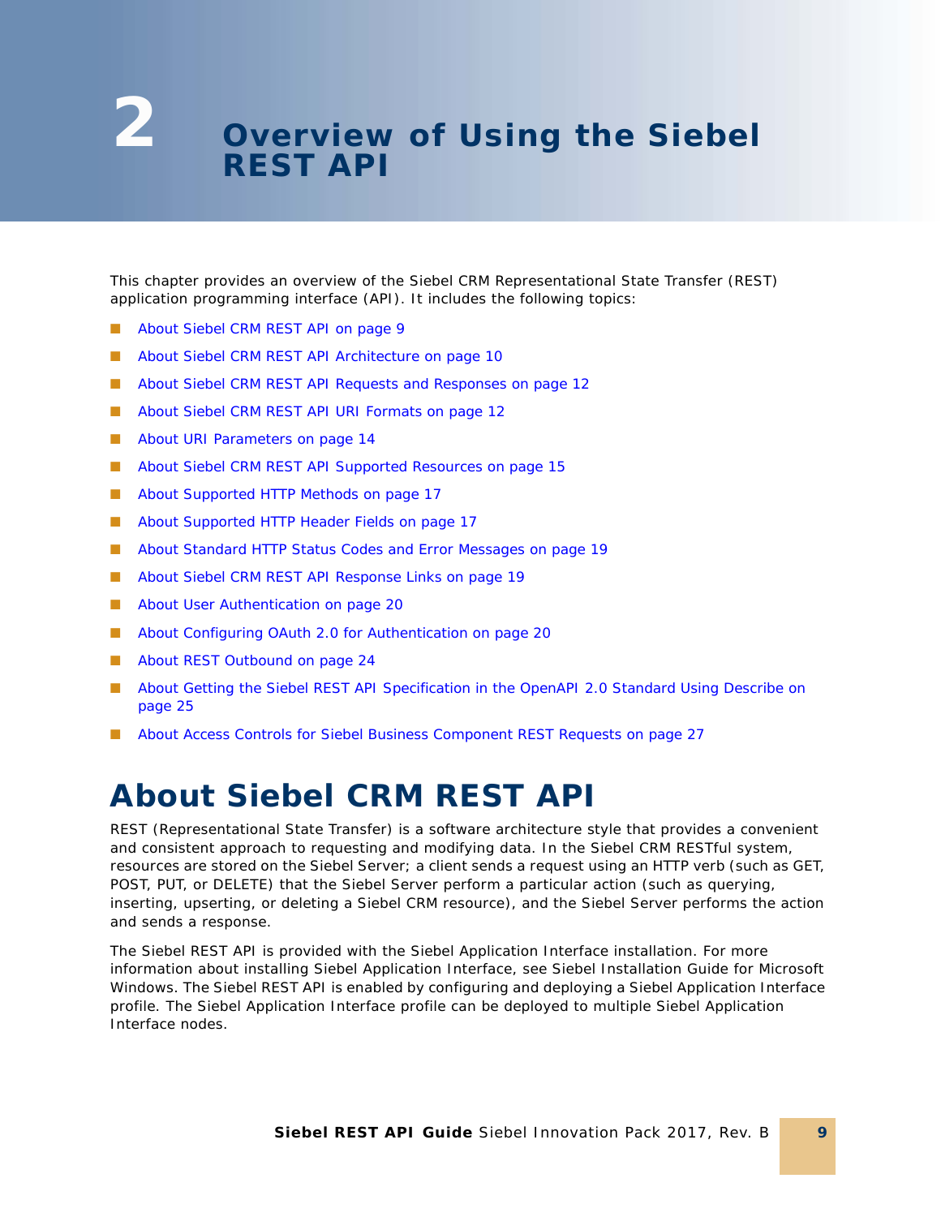# 2 Overview of Using the Siebel REST API

This chapter provides an overview of the Siebel CRM Representational State Transfer (REST) application programming interface (API). It includes the following topics:

- About Siebel CRM REST API on page 9
- About Siebel CRM REST API Architecture on page 10
- About Siebel CRM REST API Requests and Responses on page 12
- About Siebel CRM REST API URI Formats on page 12
- About URI Parameters on page 14
- About Siebel CRM REST API Supported Resources on page 15
- About Supported HTTP Methods on page 17
- About Supported HTTP Header Fields on page 17
- About Standard HTTP Status Codes and Error Messages on page 19
- About Siebel CRM REST API Response Links on page 19
- About User Authentication on page 20
- About Configuring OAuth 2.0 for Authentication on page 20
- About REST Outbound on page 24
- About Getting the Siebel REST API Specification in the OpenAPI 2.0 Standard Using Describe on page 25
- About Access Controls for Siebel Business Component REST Requests on page 27

## About Siebel CRM REST API

REST (Representational State Transfer) is a software architecture style that provides a convenient and consistent approach to requesting and modifying data. In the Siebel CRM RESTful system, resources are stored on the Siebel Server; a client sends a request using an HTTP verb (such as GET, POST, PUT, or DELETE) that the Siebel Server perform a particular action (such as querying, inserting, upserting, or deleting a Siebel CRM resource), and the Siebel Server performs the action and sends a response.

The Siebel REST API is provided with the Siebel Application Interface installation. For more information about installing Siebel Application Interface, see Siebel Installation Guide for Microsoft Windows. The Siebel REST API is enabled by configuring and deploying a Siebel Application Interface profile. The Siebel Application Interface profile can be deployed to multiple Siebel Application Interface nodes.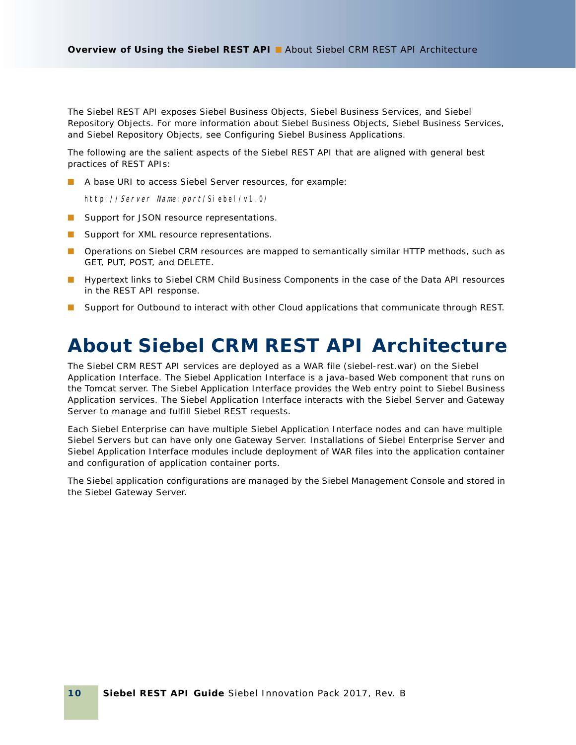The Siebel REST API exposes Siebel Business Objects, Siebel Business Services, and Siebel Repository Objects. For more information about Siebel Business Objects, Siebel Business Services, and Siebel Repository Objects, see Configuring Siebel Business Applications.

The following are the salient aspects of the Siebel REST API that are aligned with general best practices of REST APIs:

- A base URI to access Siebel Server resources, for example:

  `http://Server Name:port/Siebel/v1.0/`

- Support for JSON resource representations.
- Support for XML resource representations.
- Operations on Siebel CRM resources are mapped to semantically similar HTTP methods, such as GET, PUT, POST, and DELETE.
- Hypertext links to Siebel CRM Child Business Components in the case of the Data API resources in the REST API response.
- Support for Outbound to interact with other Cloud applications that communicate through REST.

# About Siebel CRM REST API Architecture

The Siebel CRM REST API services are deployed as a WAR file (siebel-rest.war) on the Siebel Application Interface. The Siebel Application Interface is a java-based Web component that runs on the Tomcat server. The Siebel Application Interface provides the Web entry point to Siebel Business Application services. The Siebel Application Interface interacts with the Siebel Server and Gateway Server to manage and fulfill Siebel REST requests.

Each Siebel Enterprise can have multiple Siebel Application Interface nodes and can have multiple Siebel Servers but can have only one Gateway Server. Installations of Siebel Enterprise Server and Siebel Application Interface modules include deployment of WAR files into the application container and configuration of application container ports.

The Siebel application configurations are managed by the Siebel Management Console and stored in the Siebel Gateway Server.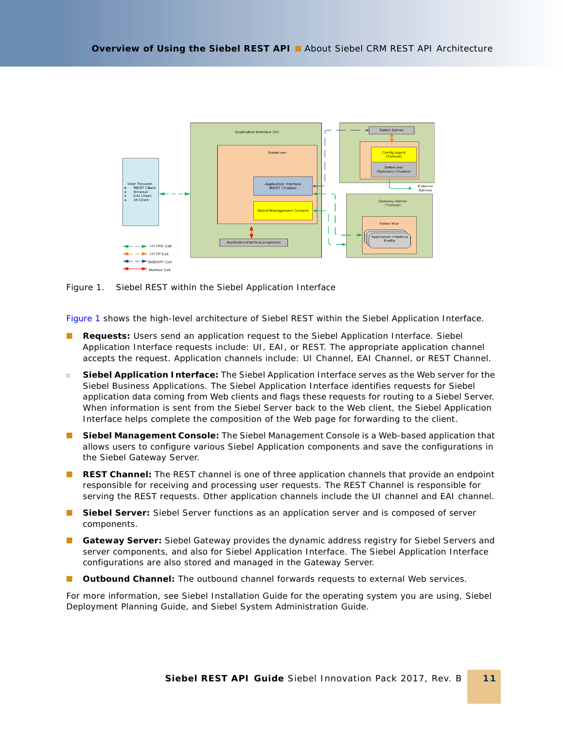Figure 1. Siebel REST within the Siebel Application Interface

Figure 1 shows the high-level architecture of Siebel REST within the Siebel Application Interface.

- **Requests:** Users send an application request to the Siebel Application Interface. Siebel Application Interface requests include: UI, EAI, or REST. The appropriate application channel accepts the request. Application channels include: UI Channel, EAI Channel, or REST Channel.
- **Siebel Application Interface:** The Siebel Application Interface serves as the Web server for the Siebel Business Applications. The Siebel Application Interface identifies requests for Siebel application data coming from Web clients and flags these requests for routing to a Siebel Server. When information is sent from the Siebel Server back to the Web client, the Siebel Application Interface helps complete the composition of the Web page for forwarding to the client.
- **Siebel Management Console:** The Siebel Management Console is a Web-based application that allows users to configure various Siebel Application components and save the configurations in the Siebel Gateway Server.
- **REST Channel:** The REST channel is one of three application channels that provide an endpoint responsible for receiving and processing user requests. The REST Channel is responsible for serving the REST requests. Other application channels include the UI channel and EAI channel.
- **Siebel Server:** Siebel Server functions as an application server and is composed of server components.
- **Gateway Server:** Siebel Gateway provides the dynamic address registry for Siebel Servers and server components, and also for Siebel Application Interface. The Siebel Application Interface configurations are also stored and managed in the Gateway Server.
- **Outbound Channel:** The outbound channel forwards requests to external Web services.

For more information, see Siebel Installation Guide for the operating system you are using, Siebel Deployment Planning Guide, and Siebel System Administration Guide.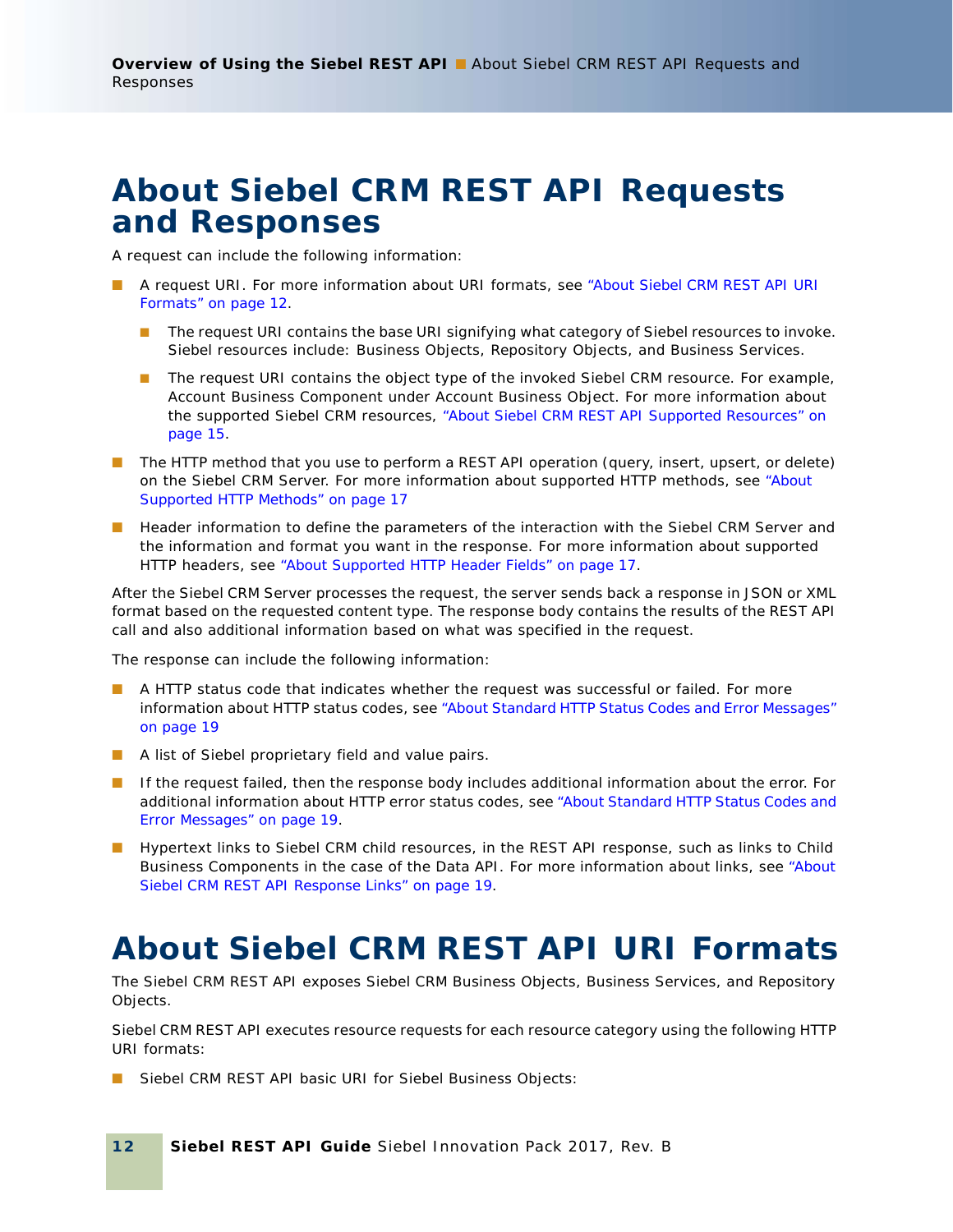# About Siebel CRM REST API Requests and Responses

A request can include the following information:

- A request URI. For more information about URI formats, see "About Siebel CRM REST API URI Formats" on page 12.
  - The request URI contains the base URI signifying what category of Siebel resources to invoke. Siebel resources include: Business Objects, Repository Objects, and Business Services.
  - The request URI contains the object type of the invoked Siebel CRM resource. For example, Account Business Component under Account Business Object. For more information about the supported Siebel CRM resources, "About Siebel CRM REST API Supported Resources" on page 15.
- The HTTP method that you use to perform a REST API operation (query, insert, upsert, or delete) on the Siebel CRM Server. For more information about supported HTTP methods, see "About Supported HTTP Methods" on page 17
- Header information to define the parameters of the interaction with the Siebel CRM Server and the information and format you want in the response. For more information about supported HTTP headers, see "About Supported HTTP Header Fields" on page 17.

After the Siebel CRM Server processes the request, the server sends back a response in JSON or XML format based on the requested content type. The response body contains the results of the REST API call and also additional information based on what was specified in the request.

The response can include the following information:

- A HTTP status code that indicates whether the request was successful or failed. For more information about HTTP status codes, see "About Standard HTTP Status Codes and Error Messages" on page 19
- A list of Siebel proprietary field and value pairs.
- If the request failed, then the response body includes additional information about the error. For additional information about HTTP error status codes, see "About Standard HTTP Status Codes and Error Messages" on page 19.
- Hypertext links to Siebel CRM child resources, in the REST API response, such as links to Child Business Components in the case of the Data API. For more information about links, see "About Siebel CRM REST API Response Links" on page 19.

# About Siebel CRM REST API URI Formats

The Siebel CRM REST API exposes Siebel CRM Business Objects, Business Services, and Repository Objects.

Siebel CRM REST API executes resource requests for each resource category using the following HTTP URI formats:

- Siebel CRM REST API basic URI for Siebel Business Objects: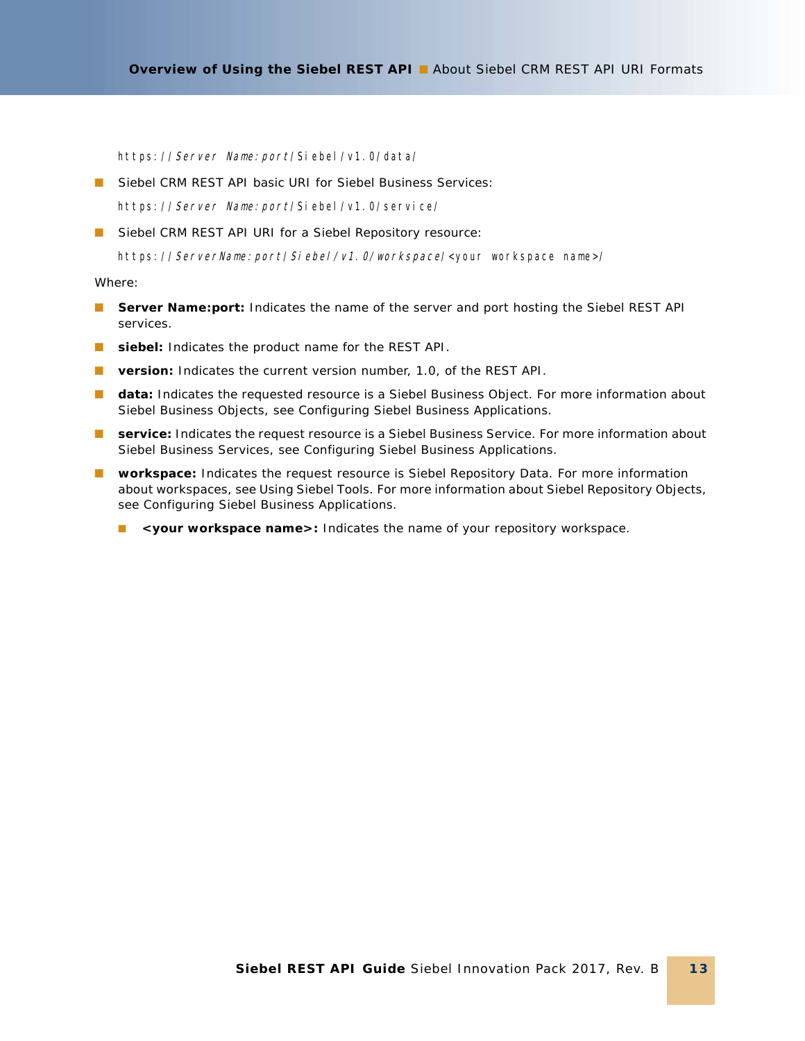https://*Server Name:port*/Siebel/v1.0/data/

- Siebel CRM REST API basic URI for Siebel Business Services:

  https://*Server Name:port*/Siebel/v1.0/service/

- Siebel CRM REST API URI for a Siebel Repository resource:

  https://*ServerName:port/Siebel/v1.0/workspace/*<your workspace name>/

Where:

- **Server Name:port:** Indicates the name of the server and port hosting the Siebel REST API services.
- **siebel:** Indicates the product name for the REST API.
- **version:** Indicates the current version number, 1.0, of the REST API.
- **data:** Indicates the requested resource is a Siebel Business Object. For more information about Siebel Business Objects, see Configuring Siebel Business Applications.
- **service:** Indicates the request resource is a Siebel Business Service. For more information about Siebel Business Services, see Configuring Siebel Business Applications.
- **workspace:** Indicates the request resource is Siebel Repository Data. For more information about workspaces, see Using Siebel Tools. For more information about Siebel Repository Objects, see Configuring Siebel Business Applications.
  - **<your workspace name>:** Indicates the name of your repository workspace.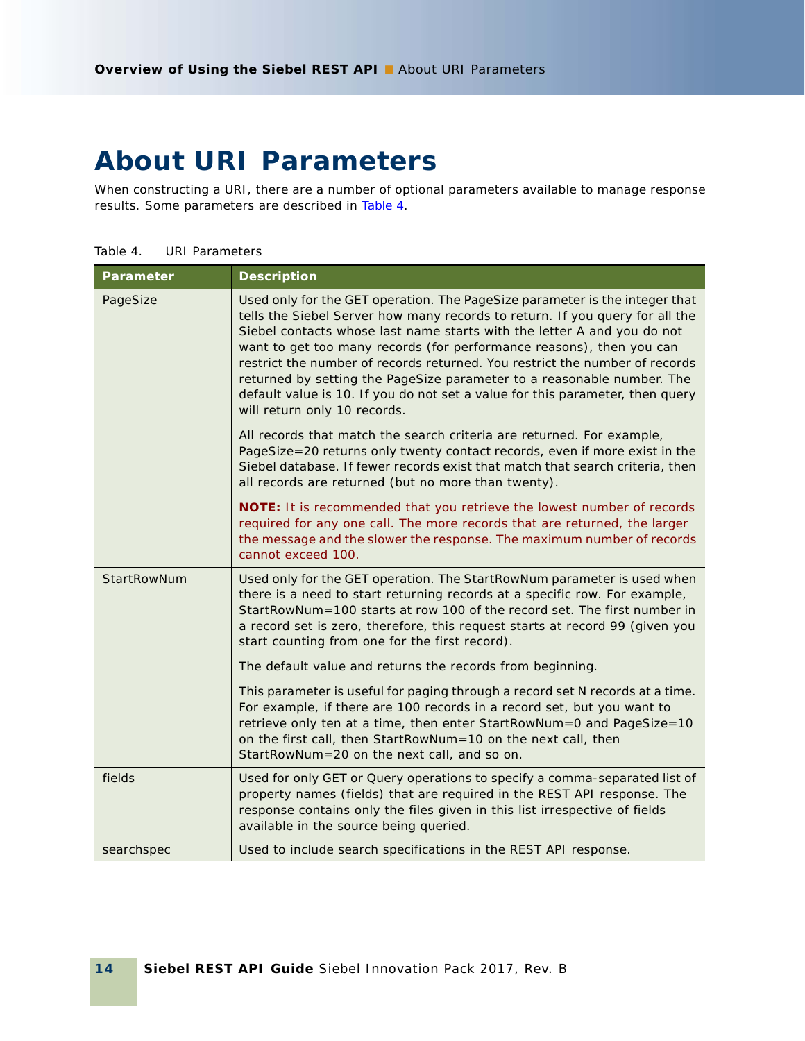# About URI Parameters

When constructing a URI, there are a number of optional parameters available to manage response results. Some parameters are described in Table 4.

Table 4. URI Parameters

| Parameter | Description |
|---|---|
| PageSize | Used only for the GET operation. The PageSize parameter is the integer that tells the Siebel Server how many records to return. If you query for all the Siebel contacts whose last name starts with the letter A and you do not want to get too many records (for performance reasons), then you can restrict the number of records returned. You restrict the number of records returned by setting the PageSize parameter to a reasonable number. The default value is 10. If you do not set a value for this parameter, then query will return only 10 records.<br><br>All records that match the search criteria are returned. For example, PageSize=20 returns only twenty contact records, even if more exist in the Siebel database. If fewer records exist that match that search criteria, then all records are returned (but no more than twenty).<br><br>**NOTE:** It is recommended that you retrieve the lowest number of records required for any one call. The more records that are returned, the larger the message and the slower the response. The maximum number of records cannot exceed 100. |
| StartRowNum | Used only for the GET operation. The StartRowNum parameter is used when there is a need to start returning records at a specific row. For example, StartRowNum=100 starts at row 100 of the record set. The first number in a record set is zero, therefore, this request starts at record 99 (given you start counting from one for the first record).<br><br>The default value and returns the records from beginning.<br><br>This parameter is useful for paging through a record set N records at a time. For example, if there are 100 records in a record set, but you want to retrieve only ten at a time, then enter StartRowNum=0 and PageSize=10 on the first call, then StartRowNum=10 on the next call, then StartRowNum=20 on the next call, and so on. |
| fields | Used for only GET or Query operations to specify a comma-separated list of property names (fields) that are required in the REST API response. The response contains only the files given in this list irrespective of fields available in the source being queried. |
| searchspec | Used to include search specifications in the REST API response. |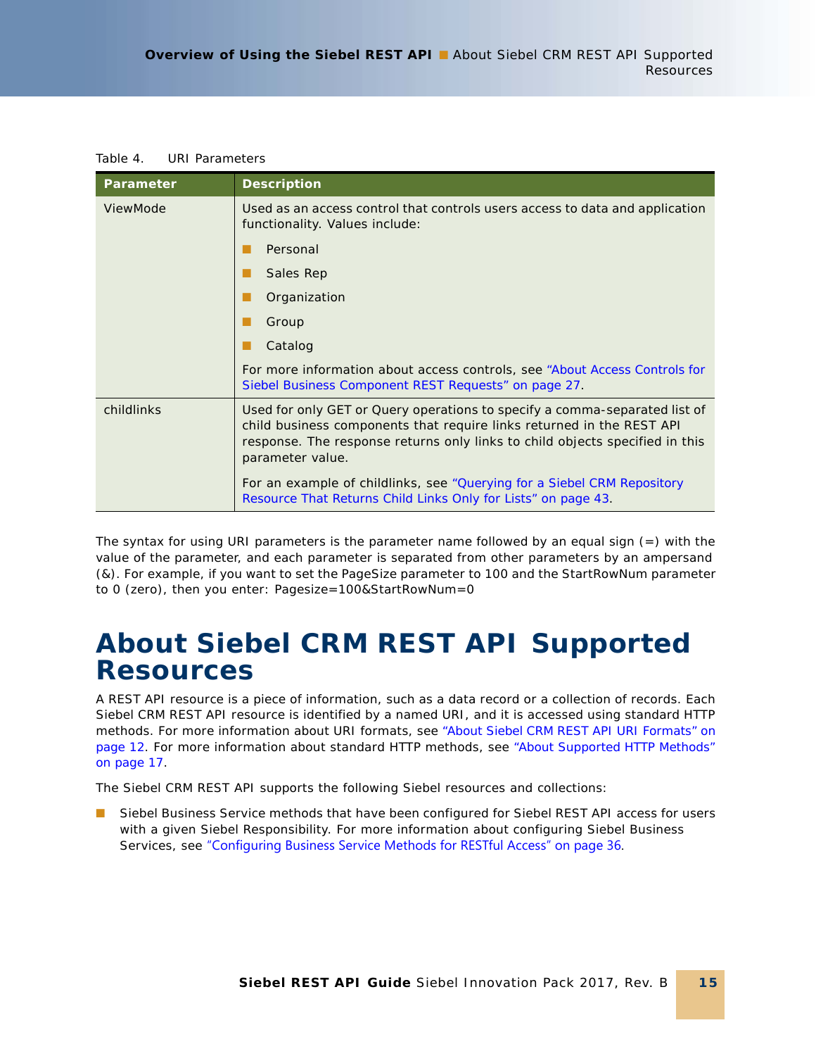Table 4. URI Parameters

| Parameter | Description |
|---|---|
| ViewMode | Used as an access control that controls users access to data and application functionality. Values include:<br>- Personal<br>- Sales Rep<br>- Organization<br>- Group<br>- Catalog<br><br>For more information about access controls, see "About Access Controls for Siebel Business Component REST Requests" on page 27. |
| childlinks | Used for only GET or Query operations to specify a comma-separated list of child business components that require links returned in the REST API response. The response returns only links to child objects specified in this parameter value.<br><br>For an example of childlinks, see "Querying for a Siebel CRM Repository Resource That Returns Child Links Only for Lists" on page 43. |

The syntax for using URI parameters is the parameter name followed by an equal sign (=) with the value of the parameter, and each parameter is separated from other parameters by an ampersand (&). For example, if you want to set the PageSize parameter to 100 and the StartRowNum parameter to 0 (zero), then you enter: Pagesize=100&StartRowNum=0

# About Siebel CRM REST API Supported Resources

A REST API resource is a piece of information, such as a data record or a collection of records. Each Siebel CRM REST API resource is identified by a named URI, and it is accessed using standard HTTP methods. For more information about URI formats, see "About Siebel CRM REST API URI Formats" on page 12. For more information about standard HTTP methods, see "About Supported HTTP Methods" on page 17.

The Siebel CRM REST API supports the following Siebel resources and collections:

- Siebel Business Service methods that have been configured for Siebel REST API access for users with a given Siebel Responsibility. For more information about configuring Siebel Business Services, see "Configuring Business Service Methods for RESTful Access" on page 36.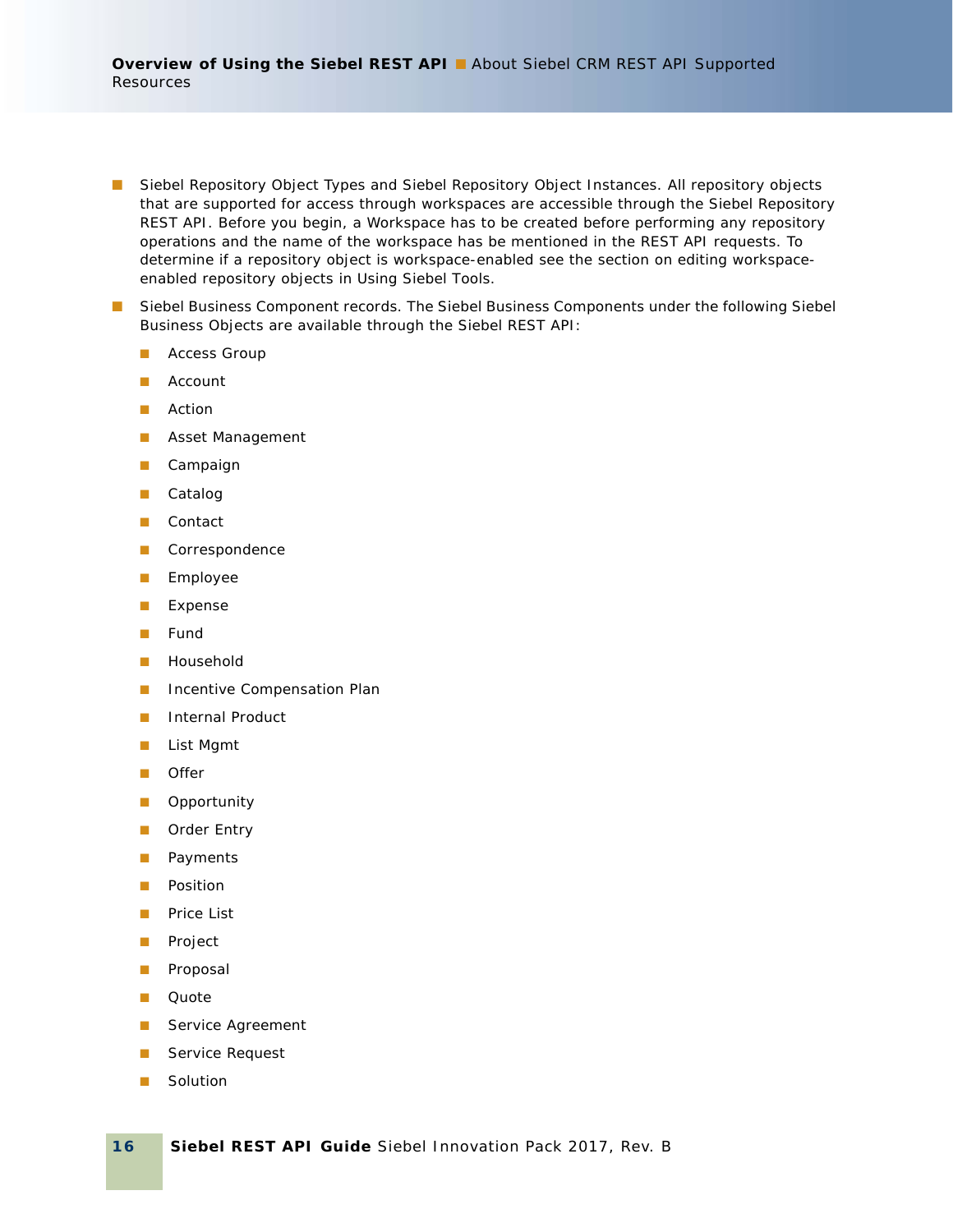- Siebel Repository Object Types and Siebel Repository Object Instances. All repository objects that are supported for access through workspaces are accessible through the Siebel Repository REST API. Before you begin, a Workspace has to be created before performing any repository operations and the name of the workspace has be mentioned in the REST API requests. To determine if a repository object is workspace-enabled see the section on editing workspace-enabled repository objects in Using Siebel Tools.

- Siebel Business Component records. The Siebel Business Components under the following Siebel Business Objects are available through the Siebel REST API:

  - Access Group
  - Account
  - Action
  - Asset Management
  - Campaign
  - Catalog
  - Contact
  - Correspondence
  - Employee
  - Expense
  - Fund
  - Household
  - Incentive Compensation Plan
  - Internal Product
  - List Mgmt
  - Offer
  - Opportunity
  - Order Entry
  - Payments
  - Position
  - Price List
  - Project
  - Proposal
  - Quote
  - Service Agreement
  - Service Request
  - Solution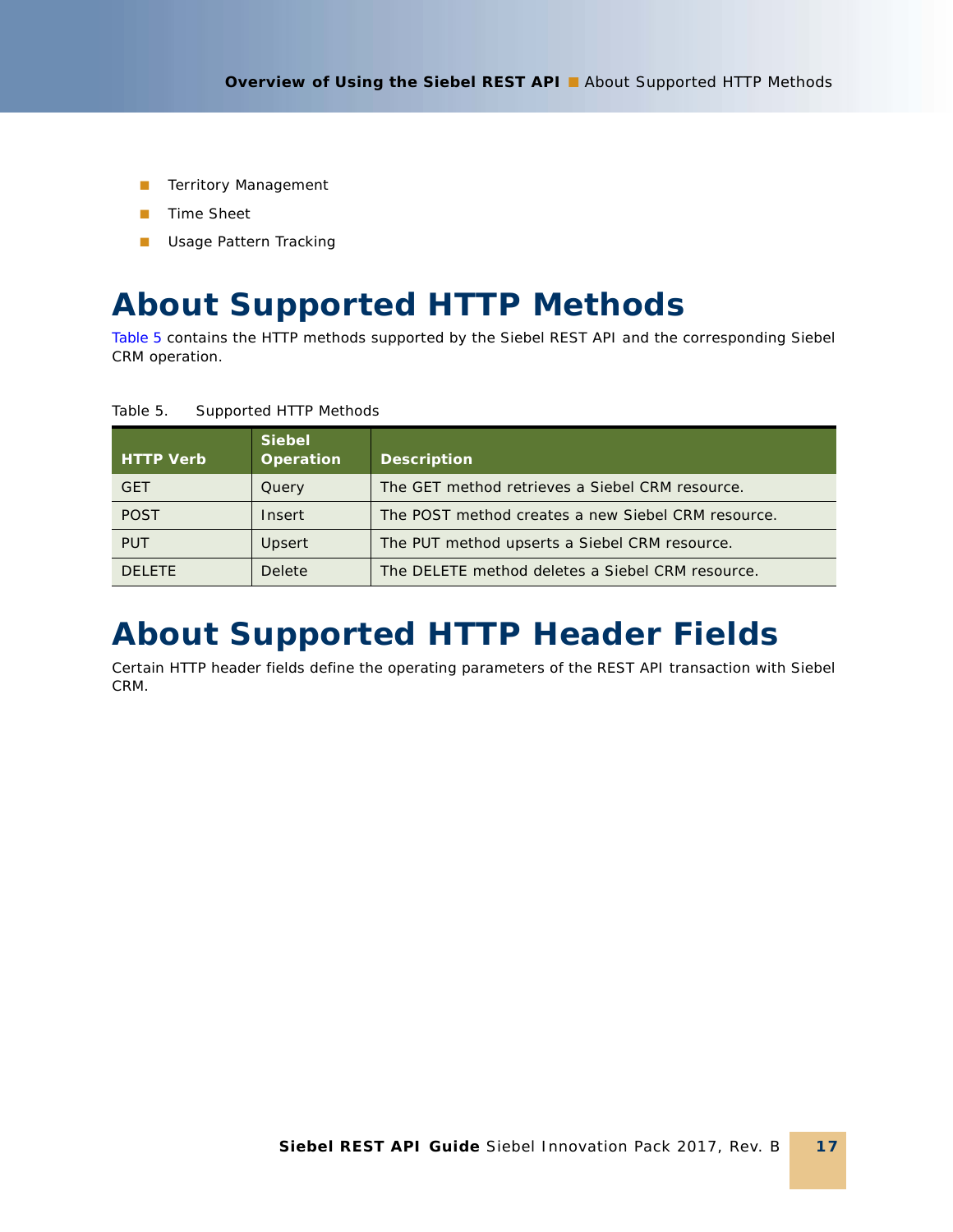- Territory Management
- Time Sheet
- Usage Pattern Tracking

# About Supported HTTP Methods

Table 5 contains the HTTP methods supported by the Siebel REST API and the corresponding Siebel CRM operation.

Table 5. Supported HTTP Methods

| HTTP Verb | Siebel Operation | Description |
|---|---|---|
| GET | Query | The GET method retrieves a Siebel CRM resource. |
| POST | Insert | The POST method creates a new Siebel CRM resource. |
| PUT | Upsert | The PUT method upserts a Siebel CRM resource. |
| DELETE | Delete | The DELETE method deletes a Siebel CRM resource. |

# About Supported HTTP Header Fields

Certain HTTP header fields define the operating parameters of the REST API transaction with Siebel CRM.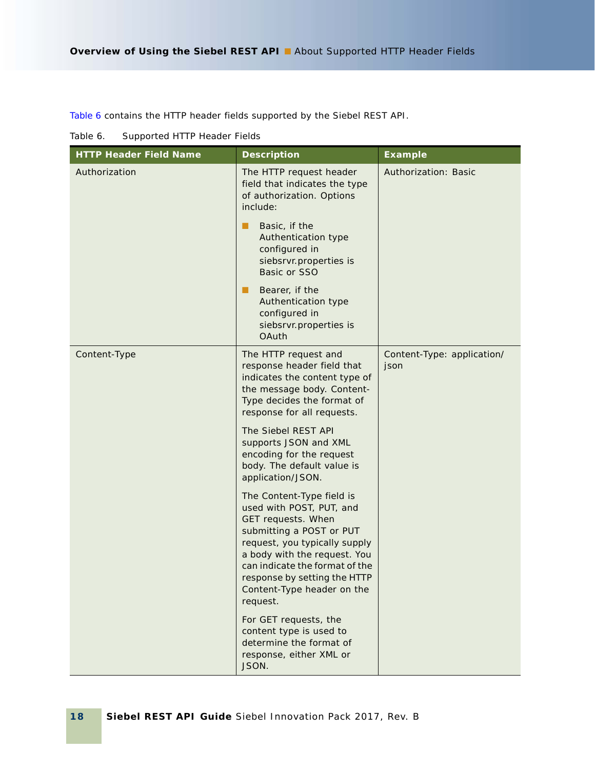Table 6 contains the HTTP header fields supported by the Siebel REST API.

Table 6. Supported HTTP Header Fields

| HTTP Header Field Name | Description | Example |
|---|---|---|
| Authorization | The HTTP request header field that indicates the type of authorization. Options include:<br>- Basic, if the Authentication type configured in siebsrvr.properties is Basic or SSO<br>- Bearer, if the Authentication type configured in siebsrvr.properties is OAuth | Authorization: Basic |
| Content-Type | The HTTP request and response header field that indicates the content type of the message body. Content-Type decides the format of response for all requests.<br><br>The Siebel REST API supports JSON and XML encoding for the request body. The default value is application/JSON.<br><br>The Content-Type field is used with POST, PUT, and GET requests. When submitting a POST or PUT request, you typically supply a body with the request. You can indicate the format of the response by setting the HTTP Content-Type header on the request.<br><br>For GET requests, the content type is used to determine the format of response, either XML or JSON. | Content-Type: application/json |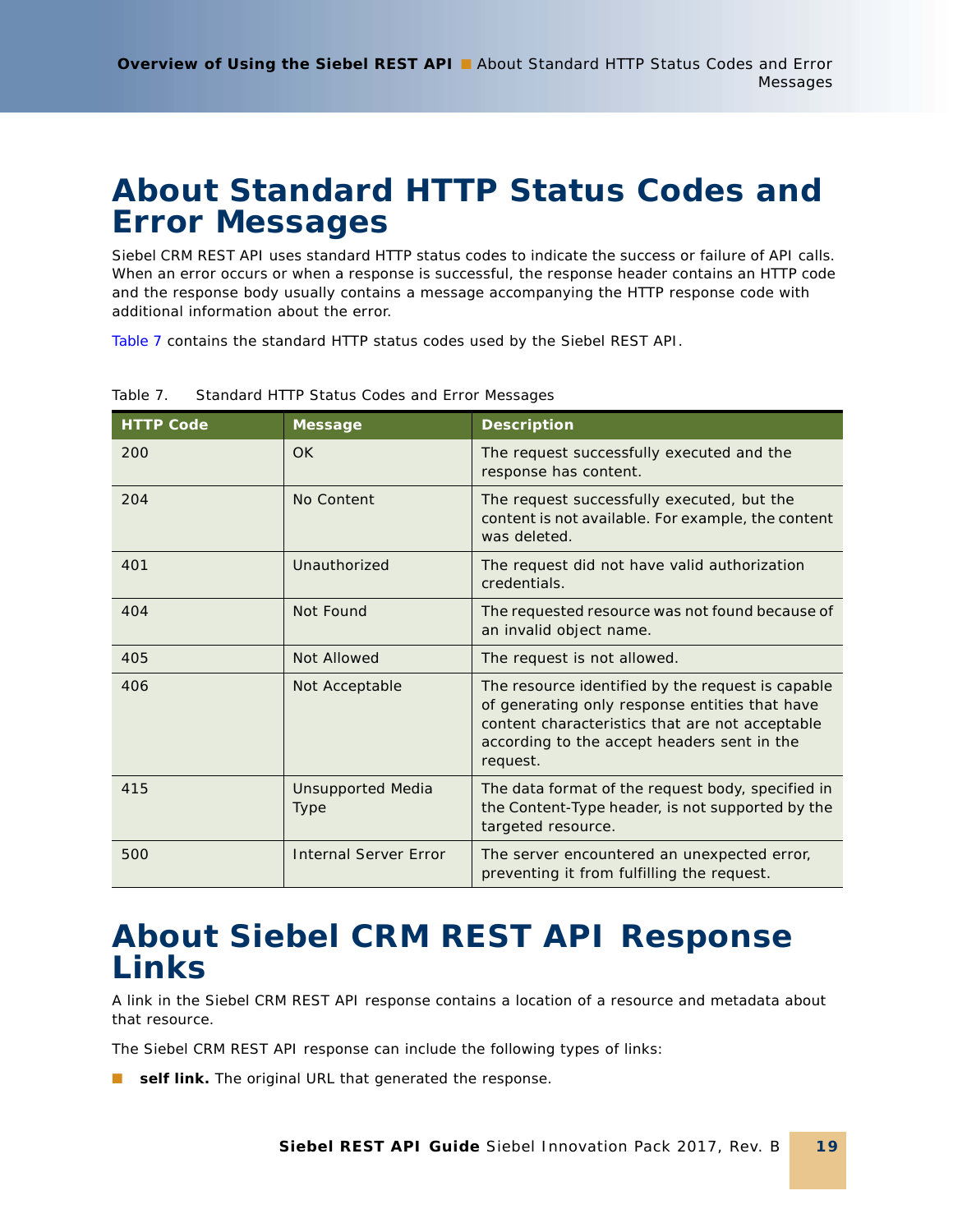# About Standard HTTP Status Codes and Error Messages

Siebel CRM REST API uses standard HTTP status codes to indicate the success or failure of API calls. When an error occurs or when a response is successful, the response header contains an HTTP code and the response body usually contains a message accompanying the HTTP response code with additional information about the error.

Table 7 contains the standard HTTP status codes used by the Siebel REST API.

Table 7. Standard HTTP Status Codes and Error Messages

| HTTP Code | Message | Description |
|---|---|---|
| 200 | OK | The request successfully executed and the response has content. |
| 204 | No Content | The request successfully executed, but the content is not available. For example, the content was deleted. |
| 401 | Unauthorized | The request did not have valid authorization credentials. |
| 404 | Not Found | The requested resource was not found because of an invalid object name. |
| 405 | Not Allowed | The request is not allowed. |
| 406 | Not Acceptable | The resource identified by the request is capable of generating only response entities that have content characteristics that are not acceptable according to the accept headers sent in the request. |
| 415 | Unsupported Media Type | The data format of the request body, specified in the Content-Type header, is not supported by the targeted resource. |
| 500 | Internal Server Error | The server encountered an unexpected error, preventing it from fulfilling the request. |

# About Siebel CRM REST API Response Links

A link in the Siebel CRM REST API response contains a location of a resource and metadata about that resource.

The Siebel CRM REST API response can include the following types of links:

- **self link.** The original URL that generated the response.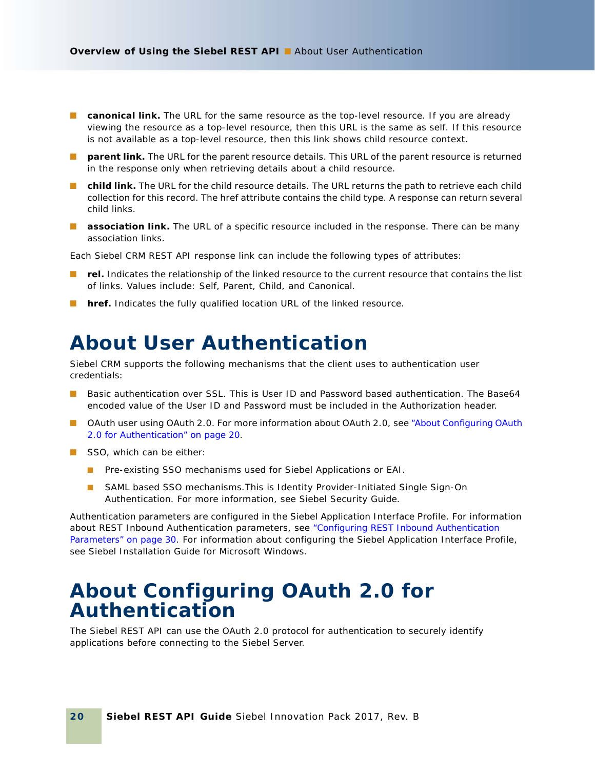- **canonical link.** The URL for the same resource as the top-level resource. If you are already viewing the resource as a top-level resource, then this URL is the same as self. If this resource is not available as a top-level resource, then this link shows child resource context.
- **parent link.** The URL for the parent resource details. This URL of the parent resource is returned in the response only when retrieving details about a child resource.
- **child link.** The URL for the child resource details. The URL returns the path to retrieve each child collection for this record. The href attribute contains the child type. A response can return several child links.
- **association link.** The URL of a specific resource included in the response. There can be many association links.

Each Siebel CRM REST API response link can include the following types of attributes:

- **rel.** Indicates the relationship of the linked resource to the current resource that contains the list of links. Values include: Self, Parent, Child, and Canonical.
- **href.** Indicates the fully qualified location URL of the linked resource.

# About User Authentication

Siebel CRM supports the following mechanisms that the client uses to authentication user credentials:

- Basic authentication over SSL. This is User ID and Password based authentication. The Base64 encoded value of the User ID and Password must be included in the Authorization header.
- OAuth user using OAuth 2.0. For more information about OAuth 2.0, see "About Configuring OAuth 2.0 for Authentication" on page 20.
- SSO, which can be either:
  - Pre-existing SSO mechanisms used for Siebel Applications or EAI.
  - SAML based SSO mechanisms.This is Identity Provider-Initiated Single Sign-On Authentication. For more information, see Siebel Security Guide.

Authentication parameters are configured in the Siebel Application Interface Profile. For information about REST Inbound Authentication parameters, see "Configuring REST Inbound Authentication Parameters" on page 30. For information about configuring the Siebel Application Interface Profile, see Siebel Installation Guide for Microsoft Windows.

# About Configuring OAuth 2.0 for Authentication

The Siebel REST API can use the OAuth 2.0 protocol for authentication to securely identify applications before connecting to the Siebel Server.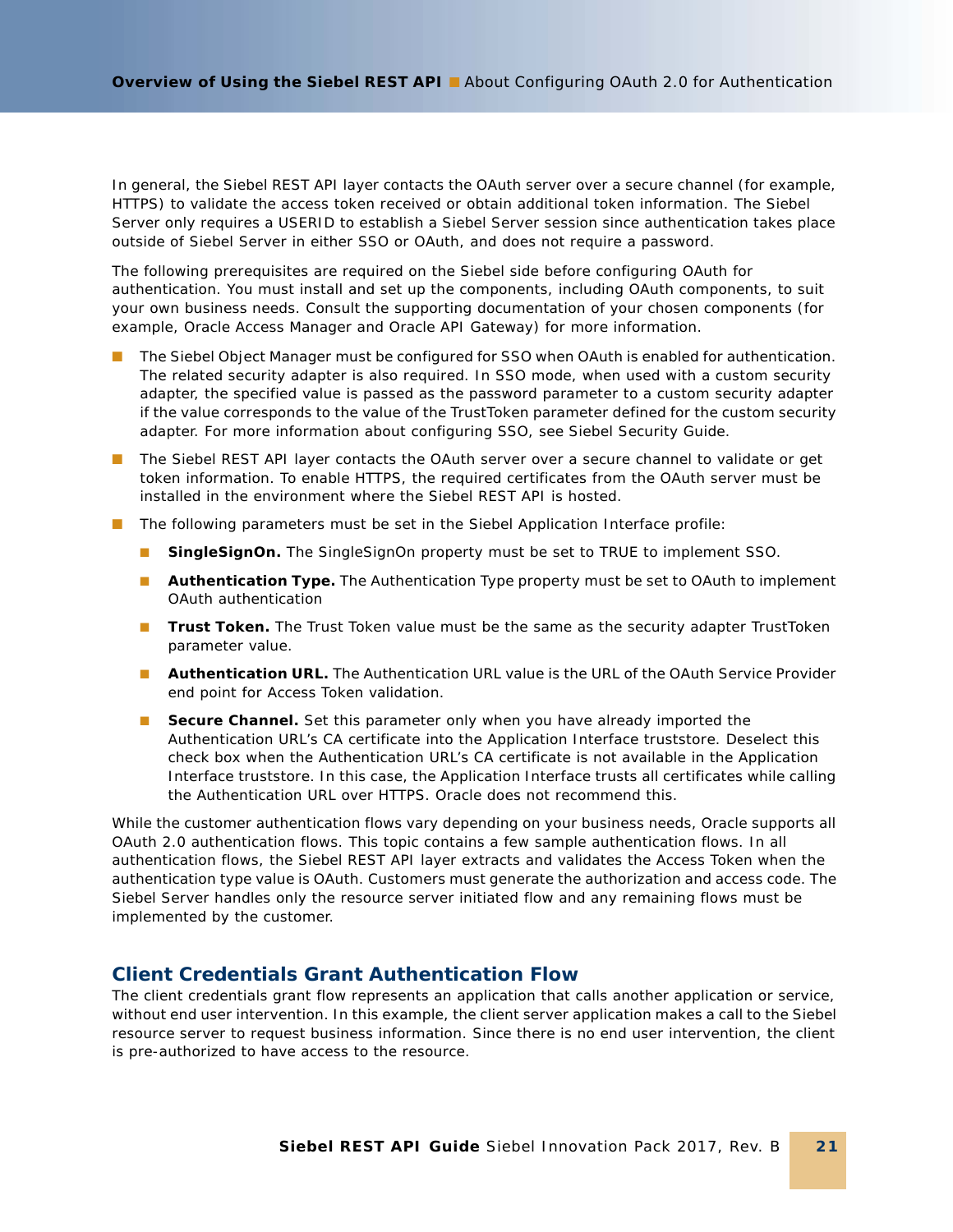In general, the Siebel REST API layer contacts the OAuth server over a secure channel (for example, HTTPS) to validate the access token received or obtain additional token information. The Siebel Server only requires a USERID to establish a Siebel Server session since authentication takes place outside of Siebel Server in either SSO or OAuth, and does not require a password.

The following prerequisites are required on the Siebel side before configuring OAuth for authentication. You must install and set up the components, including OAuth components, to suit your own business needs. Consult the supporting documentation of your chosen components (for example, Oracle Access Manager and Oracle API Gateway) for more information.

- The Siebel Object Manager must be configured for SSO when OAuth is enabled for authentication. The related security adapter is also required. In SSO mode, when used with a custom security adapter, the specified value is passed as the password parameter to a custom security adapter if the value corresponds to the value of the TrustToken parameter defined for the custom security adapter. For more information about configuring SSO, see Siebel Security Guide.
- The Siebel REST API layer contacts the OAuth server over a secure channel to validate or get token information. To enable HTTPS, the required certificates from the OAuth server must be installed in the environment where the Siebel REST API is hosted.
- The following parameters must be set in the Siebel Application Interface profile:
  - **SingleSignOn.** The SingleSignOn property must be set to TRUE to implement SSO.
  - **Authentication Type.** The Authentication Type property must be set to OAuth to implement OAuth authentication
  - **Trust Token.** The Trust Token value must be the same as the security adapter TrustToken parameter value.
  - **Authentication URL.** The Authentication URL value is the URL of the OAuth Service Provider end point for Access Token validation.
  - **Secure Channel.** Set this parameter only when you have already imported the Authentication URL's CA certificate into the Application Interface truststore. Deselect this check box when the Authentication URL's CA certificate is not available in the Application Interface truststore. In this case, the Application Interface trusts all certificates while calling the Authentication URL over HTTPS. Oracle does not recommend this.

While the customer authentication flows vary depending on your business needs, Oracle supports all OAuth 2.0 authentication flows. This topic contains a few sample authentication flows. In all authentication flows, the Siebel REST API layer extracts and validates the Access Token when the authentication type value is OAuth. Customers must generate the authorization and access code. The Siebel Server handles only the resource server initiated flow and any remaining flows must be implemented by the customer.

## Client Credentials Grant Authentication Flow

The client credentials grant flow represents an application that calls another application or service, without end user intervention. In this example, the client server application makes a call to the Siebel resource server to request business information. Since there is no end user intervention, the client is pre-authorized to have access to the resource.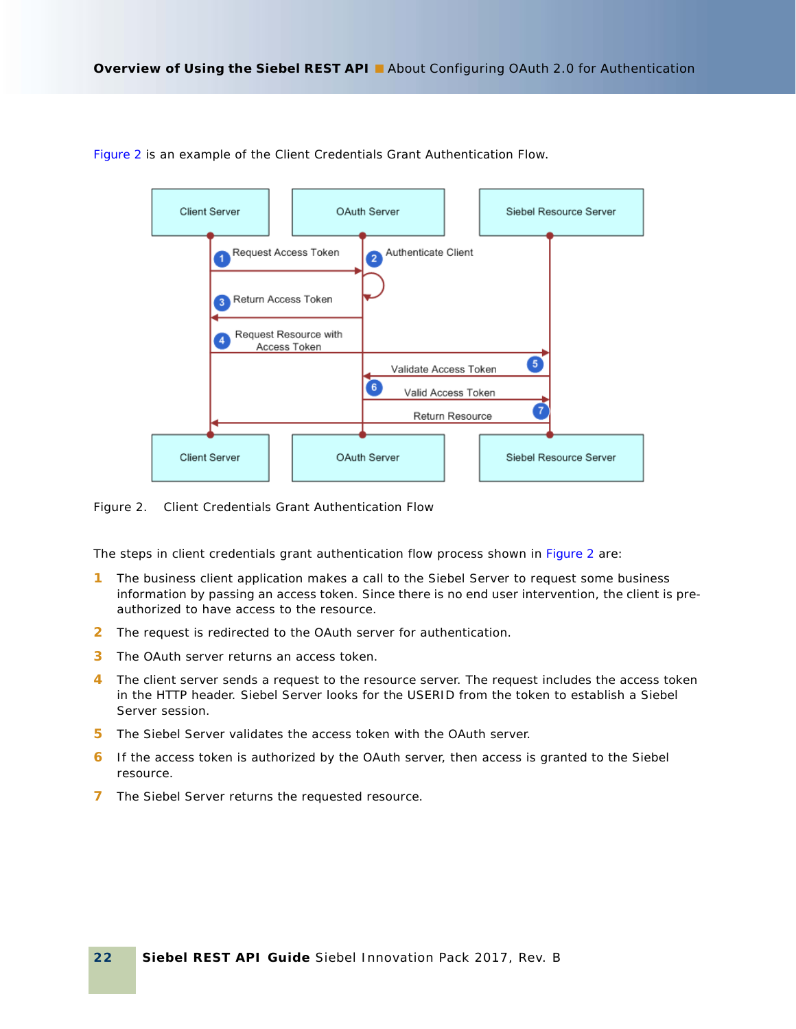Figure 2 is an example of the Client Credentials Grant Authentication Flow.

Figure 2. Client Credentials Grant Authentication Flow

The steps in client credentials grant authentication flow process shown in Figure 2 are:

1. The business client application makes a call to the Siebel Server to request some business information by passing an access token. Since there is no end user intervention, the client is pre-authorized to have access to the resource.
2. The request is redirected to the OAuth server for authentication.
3. The OAuth server returns an access token.
4. The client server sends a request to the resource server. The request includes the access token in the HTTP header. Siebel Server looks for the USERID from the token to establish a Siebel Server session.
5. The Siebel Server validates the access token with the OAuth server.
6. If the access token is authorized by the OAuth server, then access is granted to the Siebel resource.
7. The Siebel Server returns the requested resource.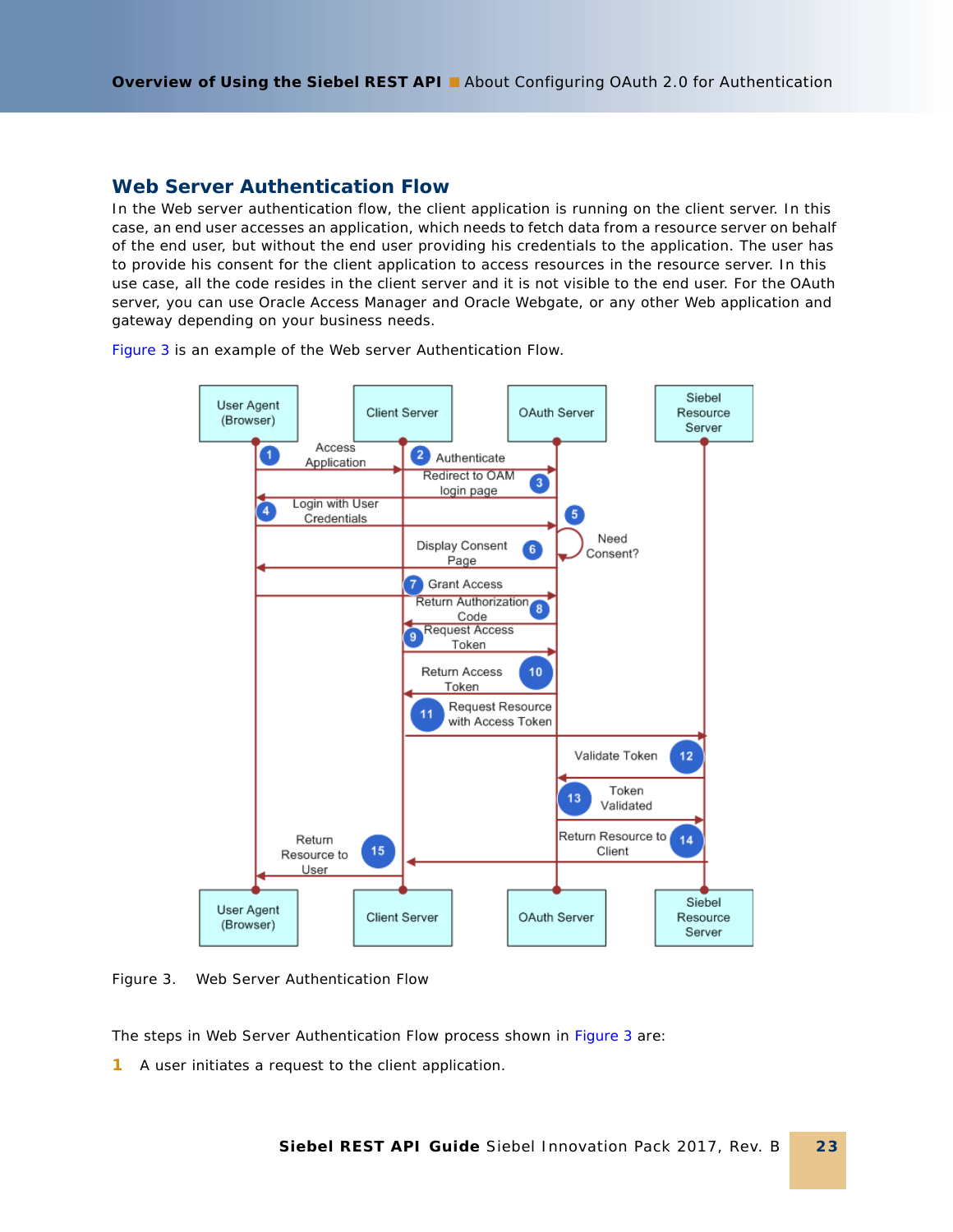## Web Server Authentication Flow

In the Web server authentication flow, the client application is running on the client server. In this case, an end user accesses an application, which needs to fetch data from a resource server on behalf of the end user, but without the end user providing his credentials to the application. The user has to provide his consent for the client application to access resources in the resource server. In this use case, all the code resides in the client server and it is not visible to the end user. For the OAuth server, you can use Oracle Access Manager and Oracle Webgate, or any other Web application and gateway depending on your business needs.

Figure 3 is an example of the Web server Authentication Flow.

Figure 3. Web Server Authentication Flow

The steps in Web Server Authentication Flow process shown in Figure 3 are:

1 A user initiates a request to the client application.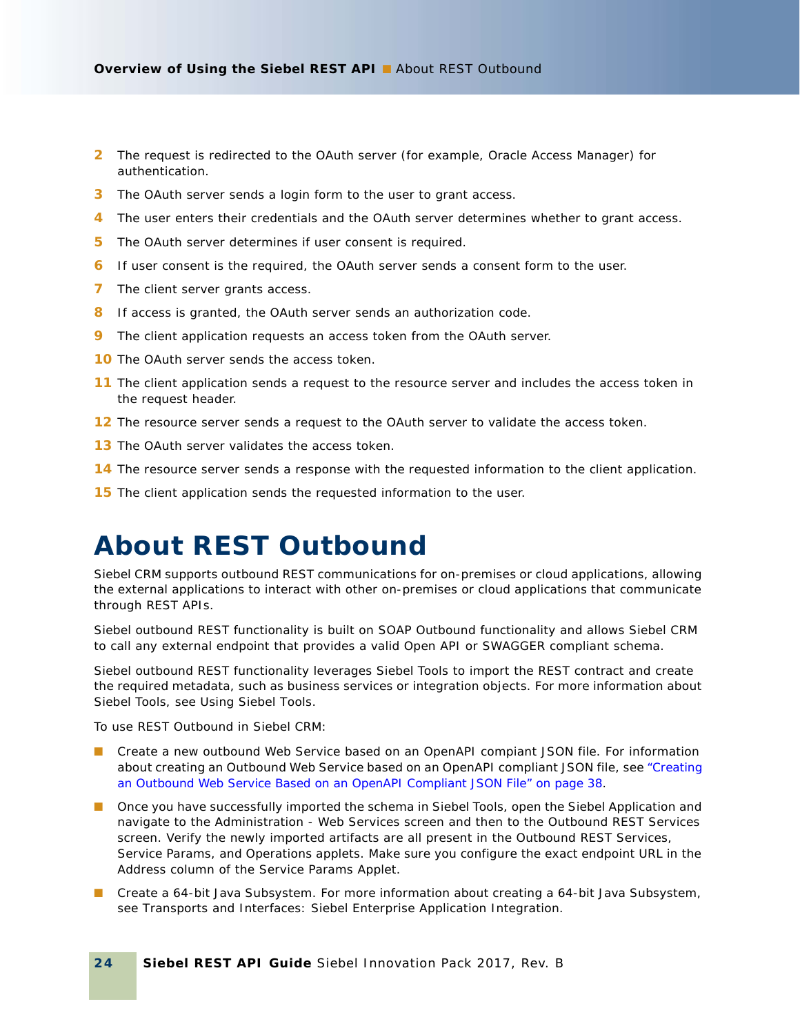2. The request is redirected to the OAuth server (for example, Oracle Access Manager) for authentication.
3. The OAuth server sends a login form to the user to grant access.
4. The user enters their credentials and the OAuth server determines whether to grant access.
5. The OAuth server determines if user consent is required.
6. If user consent is the required, the OAuth server sends a consent form to the user.
7. The client server grants access.
8. If access is granted, the OAuth server sends an authorization code.
9. The client application requests an access token from the OAuth server.
10. The OAuth server sends the access token.
11. The client application sends a request to the resource server and includes the access token in the request header.
12. The resource server sends a request to the OAuth server to validate the access token.
13. The OAuth server validates the access token.
14. The resource server sends a response with the requested information to the client application.
15. The client application sends the requested information to the user.

# About REST Outbound

Siebel CRM supports outbound REST communications for on-premises or cloud applications, allowing the external applications to interact with other on-premises or cloud applications that communicate through REST APIs.

Siebel outbound REST functionality is built on SOAP Outbound functionality and allows Siebel CRM to call any external endpoint that provides a valid Open API or SWAGGER compliant schema.

Siebel outbound REST functionality leverages Siebel Tools to import the REST contract and create the required metadata, such as business services or integration objects. For more information about Siebel Tools, see Using Siebel Tools.

To use REST Outbound in Siebel CRM:

- Create a new outbound Web Service based on an OpenAPI compiant JSON file. For information about creating an Outbound Web Service based on an OpenAPI compliant JSON file, see "Creating an Outbound Web Service Based on an OpenAPI Compliant JSON File" on page 38.
- Once you have successfully imported the schema in Siebel Tools, open the Siebel Application and navigate to the Administration - Web Services screen and then to the Outbound REST Services screen. Verify the newly imported artifacts are all present in the Outbound REST Services, Service Params, and Operations applets. Make sure you configure the exact endpoint URL in the Address column of the Service Params Applet.
- Create a 64-bit Java Subsystem. For more information about creating a 64-bit Java Subsystem, see Transports and Interfaces: Siebel Enterprise Application Integration.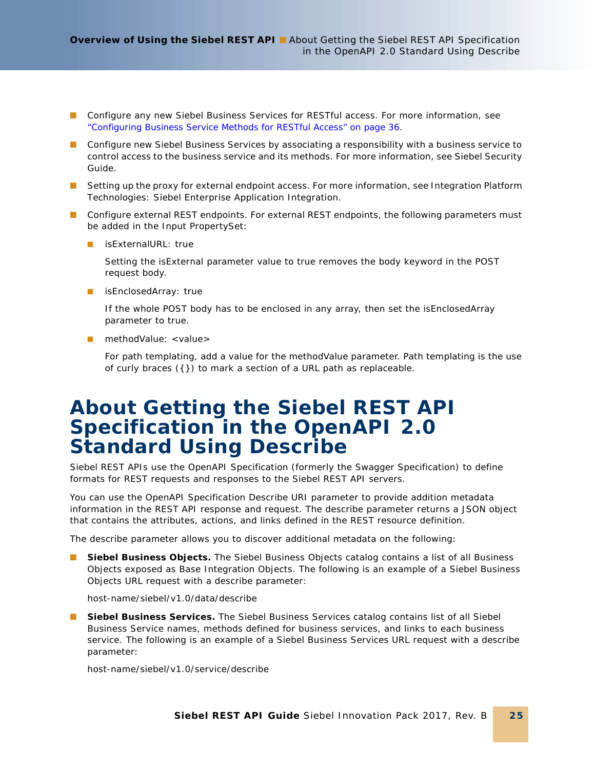- Configure any new Siebel Business Services for RESTful access. For more information, see "Configuring Business Service Methods for RESTful Access" on page 36.
- Configure new Siebel Business Services by associating a responsibility with a business service to control access to the business service and its methods. For more information, see Siebel Security Guide.
- Setting up the proxy for external endpoint access. For more information, see Integration Platform Technologies: Siebel Enterprise Application Integration.
- Configure external REST endpoints. For external REST endpoints, the following parameters must be added in the Input PropertySet:
  - isExternalURL: true

    Setting the isExternal parameter value to true removes the body keyword in the POST request body.

  - isEnclosedArray: true

    If the whole POST body has to be enclosed in any array, then set the isEnclosedArray parameter to true.

  - methodValue: <value>

    For path templating, add a value for the methodValue parameter. Path templating is the use of curly braces ({}) to mark a section of a URL path as replaceable.

# About Getting the Siebel REST API Specification in the OpenAPI 2.0 Standard Using Describe

Siebel REST APIs use the OpenAPI Specification (formerly the Swagger Specification) to define formats for REST requests and responses to the Siebel REST API servers.

You can use the OpenAPI Specification Describe URI parameter to provide addition metadata information in the REST API response and request. The describe parameter returns a JSON object that contains the attributes, actions, and links defined in the REST resource definition.

The describe parameter allows you to discover additional metadata on the following:

- **Siebel Business Objects.** The Siebel Business Objects catalog contains a list of all Business Objects exposed as Base Integration Objects. The following is an example of a Siebel Business Objects URL request with a describe parameter:

  host-name/siebel/v1.0/data/describe

- **Siebel Business Services.** The Siebel Business Services catalog contains list of all Siebel Business Service names, methods defined for business services, and links to each business service. The following is an example of a Siebel Business Services URL request with a describe parameter:

  host-name/siebel/v1.0/service/describe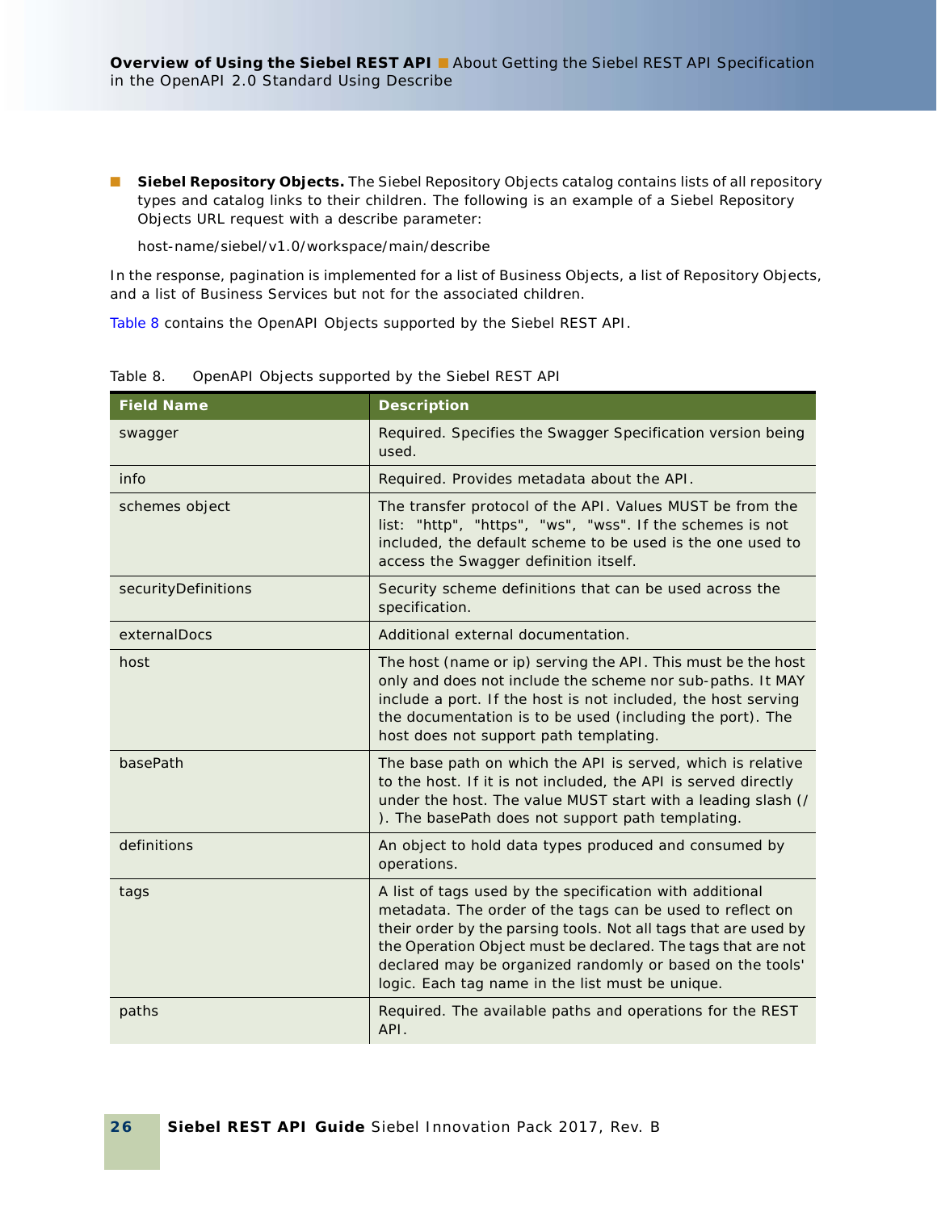- **Siebel Repository Objects.** The Siebel Repository Objects catalog contains lists of all repository types and catalog links to their children. The following is an example of a Siebel Repository Objects URL request with a describe parameter:

  host-name/siebel/v1.0/workspace/main/describe

In the response, pagination is implemented for a list of Business Objects, a list of Repository Objects, and a list of Business Services but not for the associated children.

Table 8 contains the OpenAPI Objects supported by the Siebel REST API.

Table 8. OpenAPI Objects supported by the Siebel REST API

| Field Name | Description |
|---|---|
| swagger | Required. Specifies the Swagger Specification version being used. |
| info | Required. Provides metadata about the API. |
| schemes object | The transfer protocol of the API. Values MUST be from the list: "http", "https", "ws", "wss". If the schemes is not included, the default scheme to be used is the one used to access the Swagger definition itself. |
| securityDefinitions | Security scheme definitions that can be used across the specification. |
| externalDocs | Additional external documentation. |
| host | The host (name or ip) serving the API. This must be the host only and does not include the scheme nor sub-paths. It MAY include a port. If the host is not included, the host serving the documentation is to be used (including the port). The host does not support path templating. |
| basePath | The base path on which the API is served, which is relative to the host. If it is not included, the API is served directly under the host. The value MUST start with a leading slash (/). The basePath does not support path templating. |
| definitions | An object to hold data types produced and consumed by operations. |
| tags | A list of tags used by the specification with additional metadata. The order of the tags can be used to reflect on their order by the parsing tools. Not all tags that are used by the Operation Object must be declared. The tags that are not declared may be organized randomly or based on the tools' logic. Each tag name in the list must be unique. |
| paths | Required. The available paths and operations for the REST API. |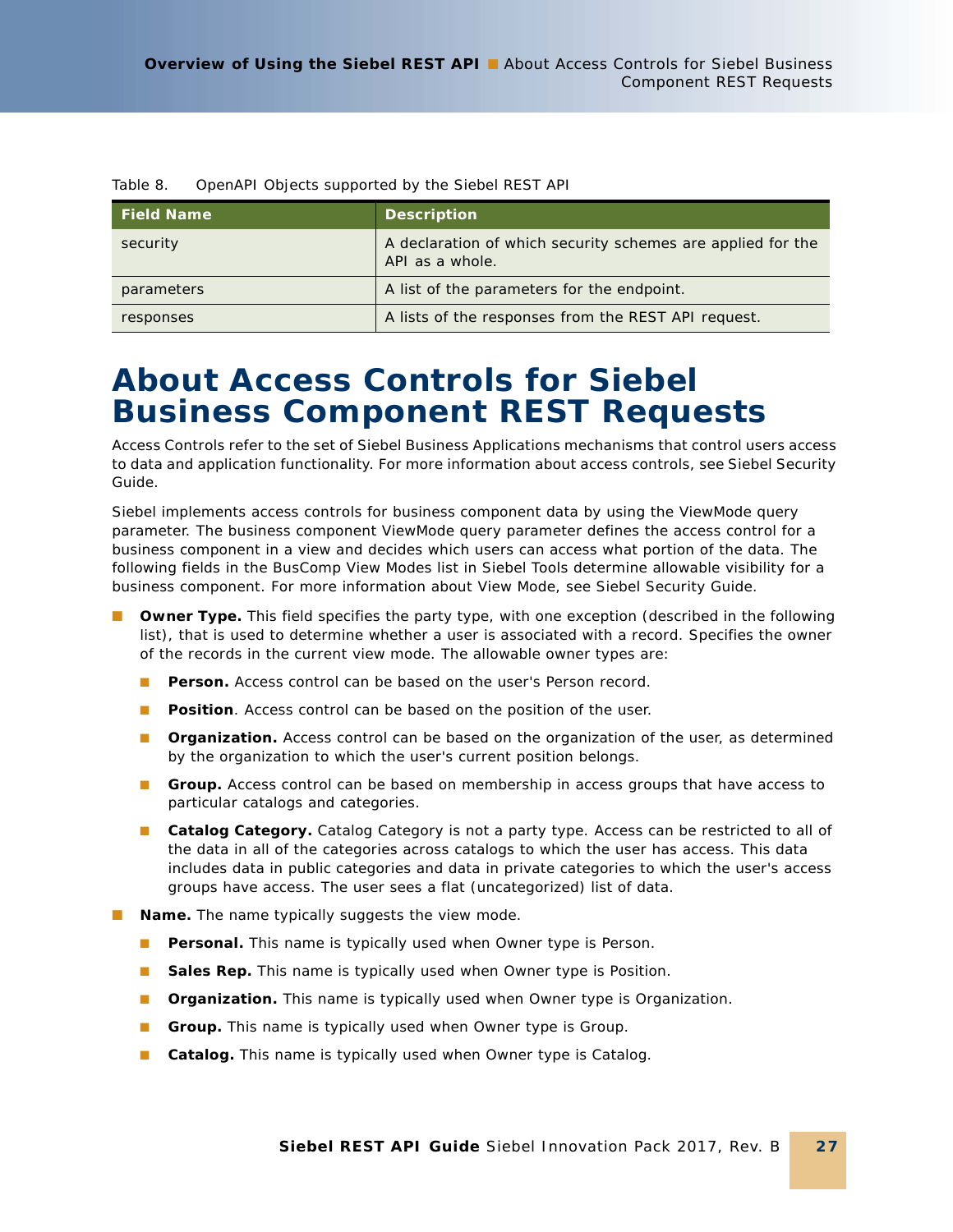Table 8. OpenAPI Objects supported by the Siebel REST API

| Field Name | Description |
| --- | --- |
| security | A declaration of which security schemes are applied for the API as a whole. |
| parameters | A list of the parameters for the endpoint. |
| responses | A lists of the responses from the REST API request. |

# About Access Controls for Siebel Business Component REST Requests

Access Controls refer to the set of Siebel Business Applications mechanisms that control users access to data and application functionality. For more information about access controls, see Siebel Security Guide.

Siebel implements access controls for business component data by using the ViewMode query parameter. The business component ViewMode query parameter defines the access control for a business component in a view and decides which users can access what portion of the data. The following fields in the BusComp View Modes list in Siebel Tools determine allowable visibility for a business component. For more information about View Mode, see Siebel Security Guide.

- **Owner Type.** This field specifies the party type, with one exception (described in the following list), that is used to determine whether a user is associated with a record. Specifies the owner of the records in the current view mode. The allowable owner types are:
  - **Person.** Access control can be based on the user's Person record.
  - **Position**. Access control can be based on the position of the user.
  - **Organization.** Access control can be based on the organization of the user, as determined by the organization to which the user's current position belongs.
  - **Group.** Access control can be based on membership in access groups that have access to particular catalogs and categories.
  - **Catalog Category.** Catalog Category is not a party type. Access can be restricted to all of the data in all of the categories across catalogs to which the user has access. This data includes data in public categories and data in private categories to which the user's access groups have access. The user sees a flat (uncategorized) list of data.
- **Name.** The name typically suggests the view mode.
  - **Personal.** This name is typically used when Owner type is Person.
  - **Sales Rep.** This name is typically used when Owner type is Position.
  - **Organization.** This name is typically used when Owner type is Organization.
  - **Group.** This name is typically used when Owner type is Group.
  - **Catalog.** This name is typically used when Owner type is Catalog.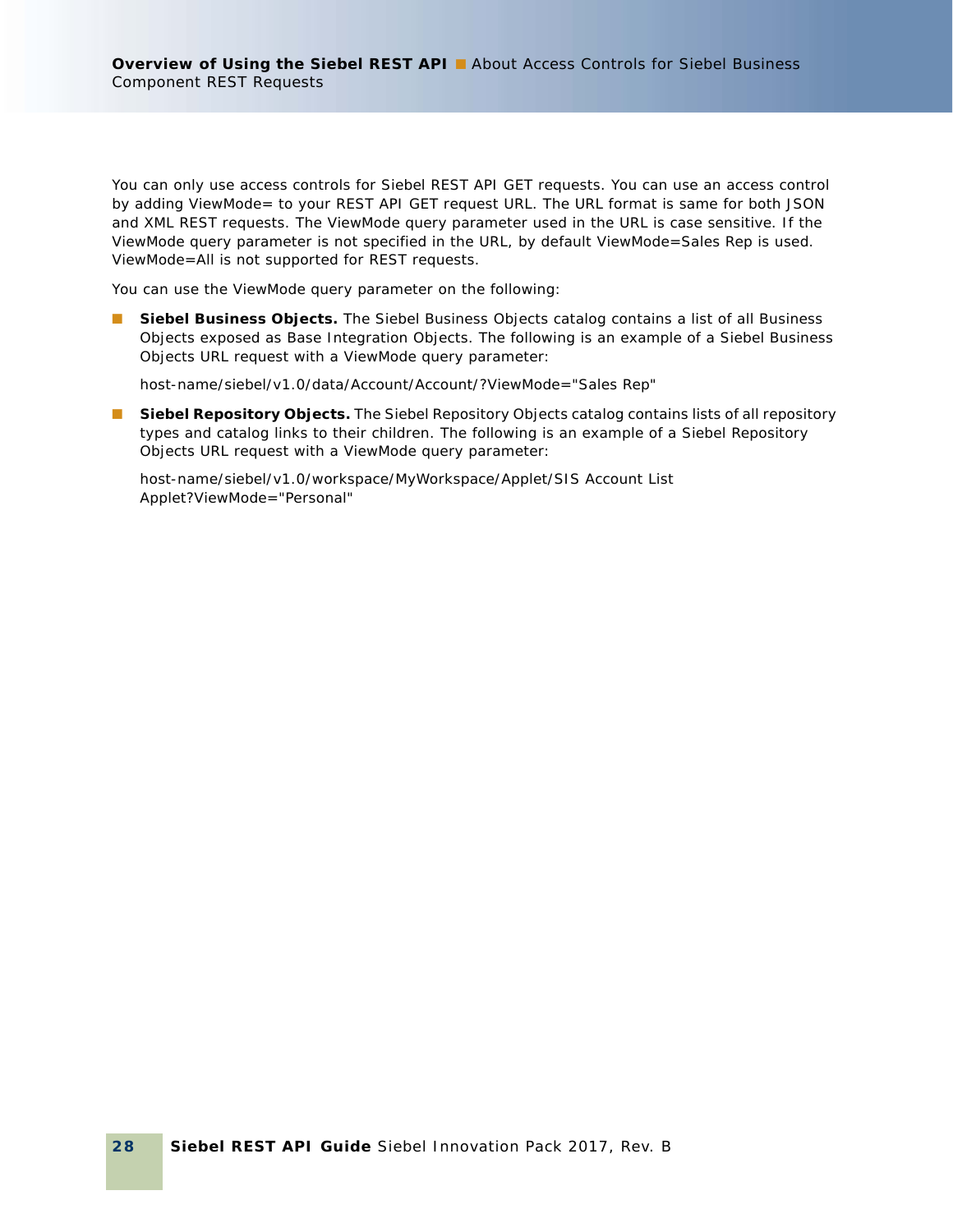You can only use access controls for Siebel REST API GET requests. You can use an access control by adding ViewMode= to your REST API GET request URL. The URL format is same for both JSON and XML REST requests. The ViewMode query parameter used in the URL is case sensitive. If the ViewMode query parameter is not specified in the URL, by default ViewMode=Sales Rep is used. ViewMode=All is not supported for REST requests.

You can use the ViewMode query parameter on the following:

- **Siebel Business Objects.** The Siebel Business Objects catalog contains a list of all Business Objects exposed as Base Integration Objects. The following is an example of a Siebel Business Objects URL request with a ViewMode query parameter:

  host-name/siebel/v1.0/data/Account/Account/?ViewMode="Sales Rep"

- **Siebel Repository Objects.** The Siebel Repository Objects catalog contains lists of all repository types and catalog links to their children. The following is an example of a Siebel Repository Objects URL request with a ViewMode query parameter:

  host-name/siebel/v1.0/workspace/MyWorkspace/Applet/SIS Account List Applet?ViewMode="Personal"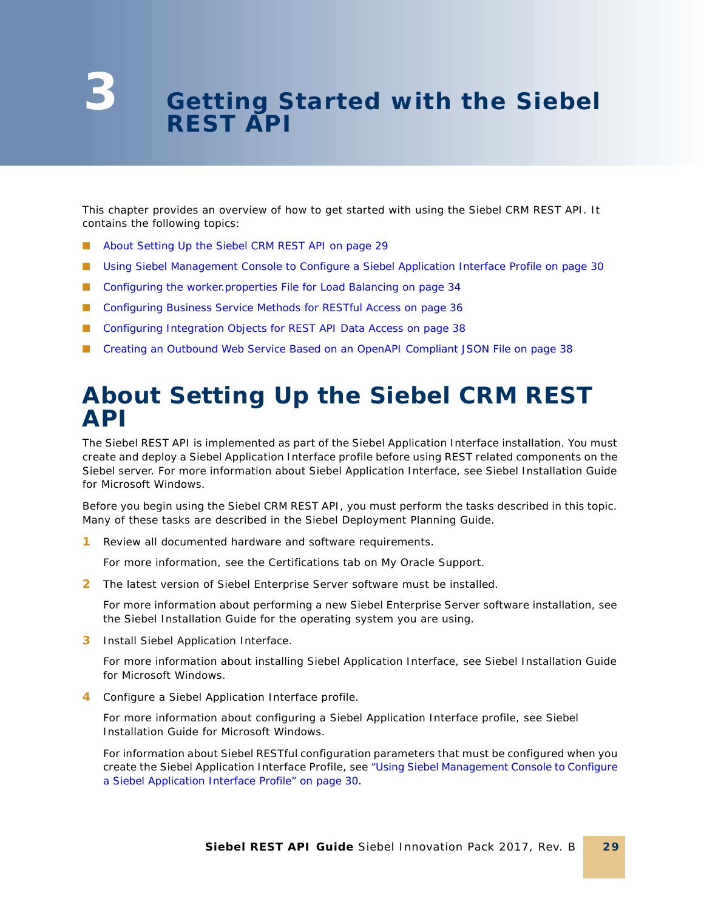# 3 Getting Started with the Siebel REST API

This chapter provides an overview of how to get started with using the Siebel CRM REST API. It contains the following topics:

- About Setting Up the Siebel CRM REST API on page 29
- Using Siebel Management Console to Configure a Siebel Application Interface Profile on page 30
- Configuring the worker.properties File for Load Balancing on page 34
- Configuring Business Service Methods for RESTful Access on page 36
- Configuring Integration Objects for REST API Data Access on page 38
- Creating an Outbound Web Service Based on an OpenAPI Compliant JSON File on page 38

## About Setting Up the Siebel CRM REST API

The Siebel REST API is implemented as part of the Siebel Application Interface installation. You must create and deploy a Siebel Application Interface profile before using REST related components on the Siebel server. For more information about Siebel Application Interface, see Siebel Installation Guide for Microsoft Windows.

Before you begin using the Siebel CRM REST API, you must perform the tasks described in this topic. Many of these tasks are described in the Siebel Deployment Planning Guide.

1. Review all documented hardware and software requirements.

   For more information, see the Certifications tab on My Oracle Support.

2. The latest version of Siebel Enterprise Server software must be installed.

   For more information about performing a new Siebel Enterprise Server software installation, see the Siebel Installation Guide for the operating system you are using.

3. Install Siebel Application Interface.

   For more information about installing Siebel Application Interface, see Siebel Installation Guide for Microsoft Windows.

4. Configure a Siebel Application Interface profile.

   For more information about configuring a Siebel Application Interface profile, see Siebel Installation Guide for Microsoft Windows.

   For information about Siebel RESTful configuration parameters that must be configured when you create the Siebel Application Interface Profile, see "Using Siebel Management Console to Configure a Siebel Application Interface Profile" on page 30.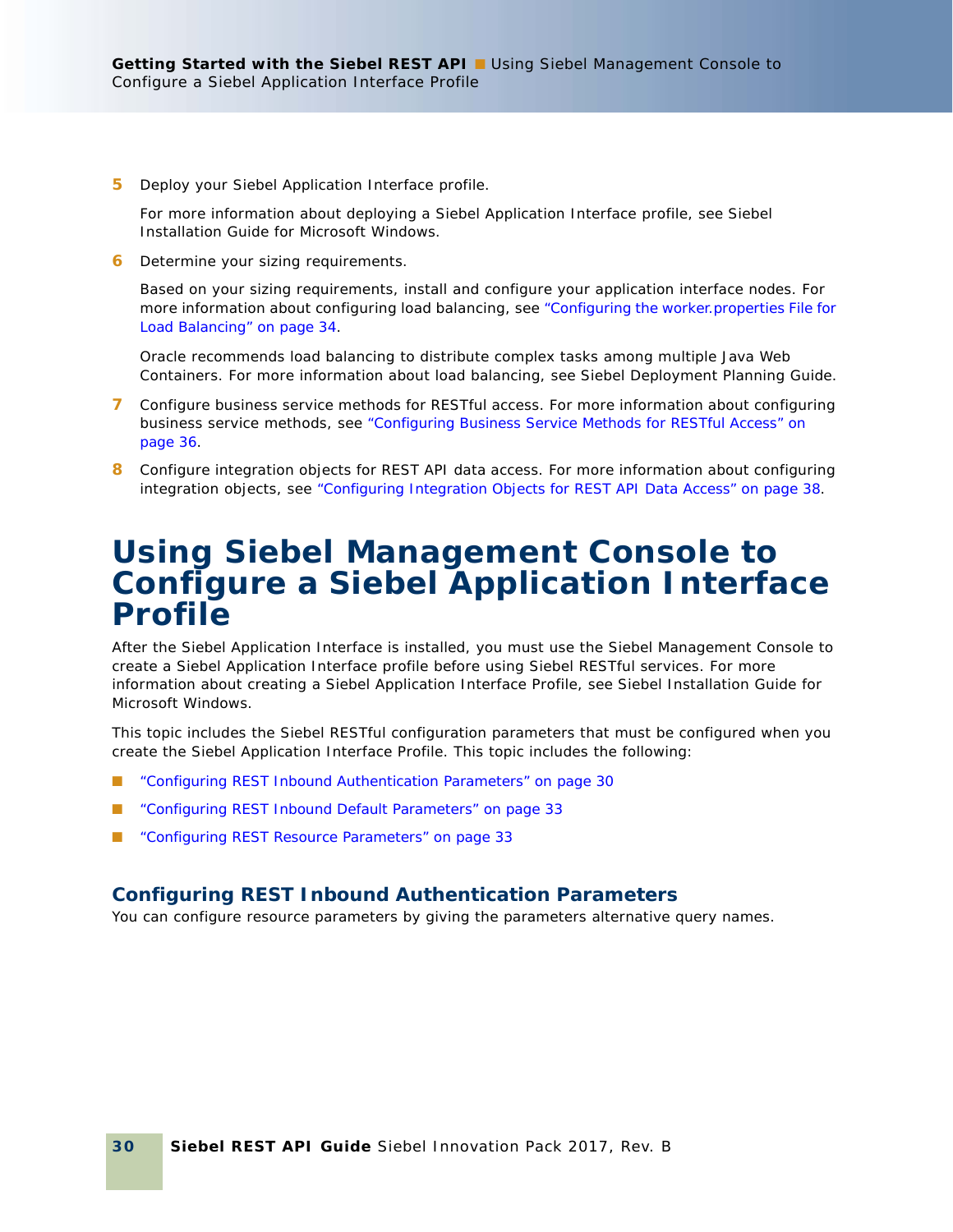5 Deploy your Siebel Application Interface profile.

   For more information about deploying a Siebel Application Interface profile, see Siebel Installation Guide for Microsoft Windows.

6 Determine your sizing requirements.

   Based on your sizing requirements, install and configure your application interface nodes. For more information about configuring load balancing, see "Configuring the worker.properties File for Load Balancing" on page 34.

   Oracle recommends load balancing to distribute complex tasks among multiple Java Web Containers. For more information about load balancing, see Siebel Deployment Planning Guide.

7 Configure business service methods for RESTful access. For more information about configuring business service methods, see "Configuring Business Service Methods for RESTful Access" on page 36.

8 Configure integration objects for REST API data access. For more information about configuring integration objects, see "Configuring Integration Objects for REST API Data Access" on page 38.

# Using Siebel Management Console to Configure a Siebel Application Interface Profile

After the Siebel Application Interface is installed, you must use the Siebel Management Console to create a Siebel Application Interface profile before using Siebel RESTful services. For more information about creating a Siebel Application Interface Profile, see Siebel Installation Guide for Microsoft Windows.

This topic includes the Siebel RESTful configuration parameters that must be configured when you create the Siebel Application Interface Profile. This topic includes the following:

- "Configuring REST Inbound Authentication Parameters" on page 30
- "Configuring REST Inbound Default Parameters" on page 33
- "Configuring REST Resource Parameters" on page 33

## Configuring REST Inbound Authentication Parameters

You can configure resource parameters by giving the parameters alternative query names.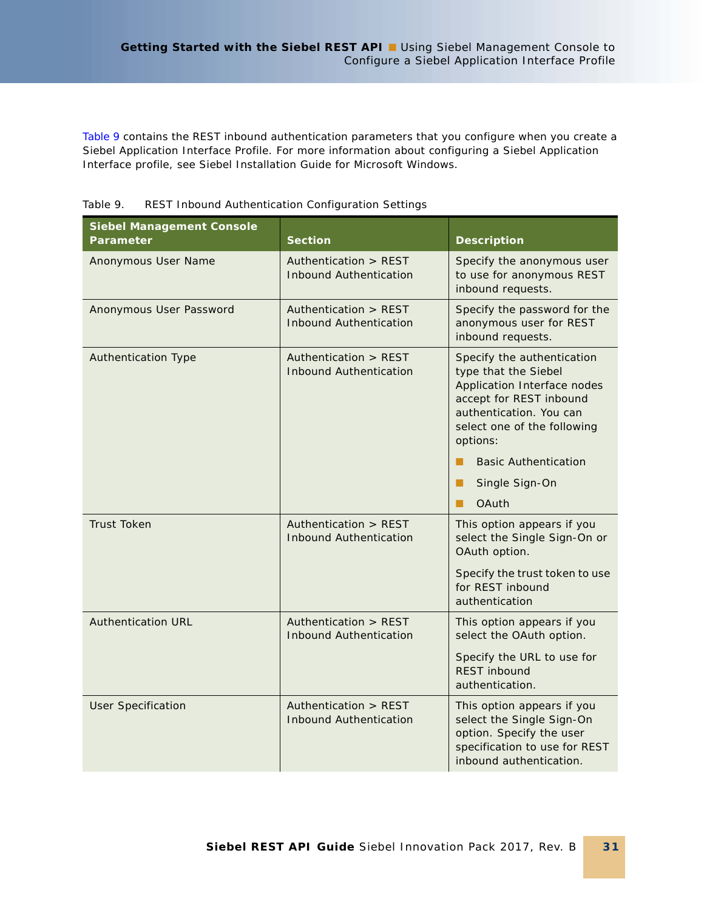Table 9 contains the REST inbound authentication parameters that you configure when you create a Siebel Application Interface Profile. For more information about configuring a Siebel Application Interface profile, see Siebel Installation Guide for Microsoft Windows.

Table 9. REST Inbound Authentication Configuration Settings

| Siebel Management Console Parameter | Section | Description |
|---|---|---|
| Anonymous User Name | Authentication > REST Inbound Authentication | Specify the anonymous user to use for anonymous REST inbound requests. |
| Anonymous User Password | Authentication > REST Inbound Authentication | Specify the password for the anonymous user for REST inbound requests. |
| Authentication Type | Authentication > REST Inbound Authentication | Specify the authentication type that the Siebel Application Interface nodes accept for REST inbound authentication. You can select one of the following options:<br>- Basic Authentication<br>- Single Sign-On<br>- OAuth |
| Trust Token | Authentication > REST Inbound Authentication | This option appears if you select the Single Sign-On or OAuth option.<br><br>Specify the trust token to use for REST inbound authentication |
| Authentication URL | Authentication > REST Inbound Authentication | This option appears if you select the OAuth option.<br><br>Specify the URL to use for REST inbound authentication. |
| User Specification | Authentication > REST Inbound Authentication | This option appears if you select the Single Sign-On option. Specify the user specification to use for REST inbound authentication. |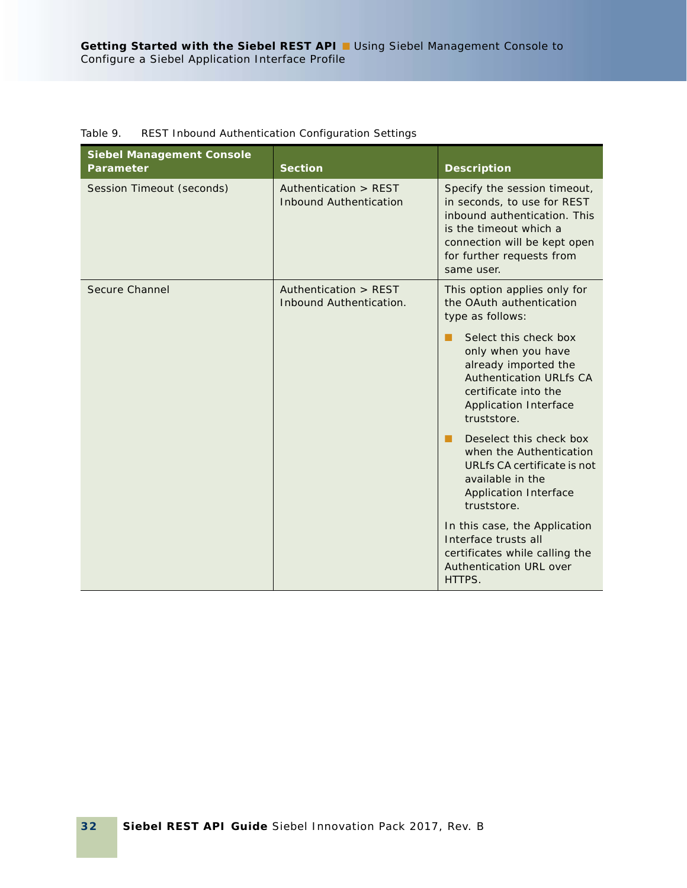Table 9. REST Inbound Authentication Configuration Settings

| Siebel Management Console Parameter | Section | Description |
| --- | --- | --- |
| Session Timeout (seconds) | Authentication > REST Inbound Authentication | Specify the session timeout, in seconds, to use for REST inbound authentication. This is the timeout which a connection will be kept open for further requests from same user. |
| Secure Channel | Authentication > REST Inbound Authentication. | This option applies only for the OAuth authentication type as follows: <br>■ Select this check box only when you have already imported the Authentication URLfs CA certificate into the Application Interface truststore. <br>■ Deselect this check box when the Authentication URLfs CA certificate is not available in the Application Interface truststore. <br>In this case, the Application Interface trusts all certificates while calling the Authentication URL over HTTPS. |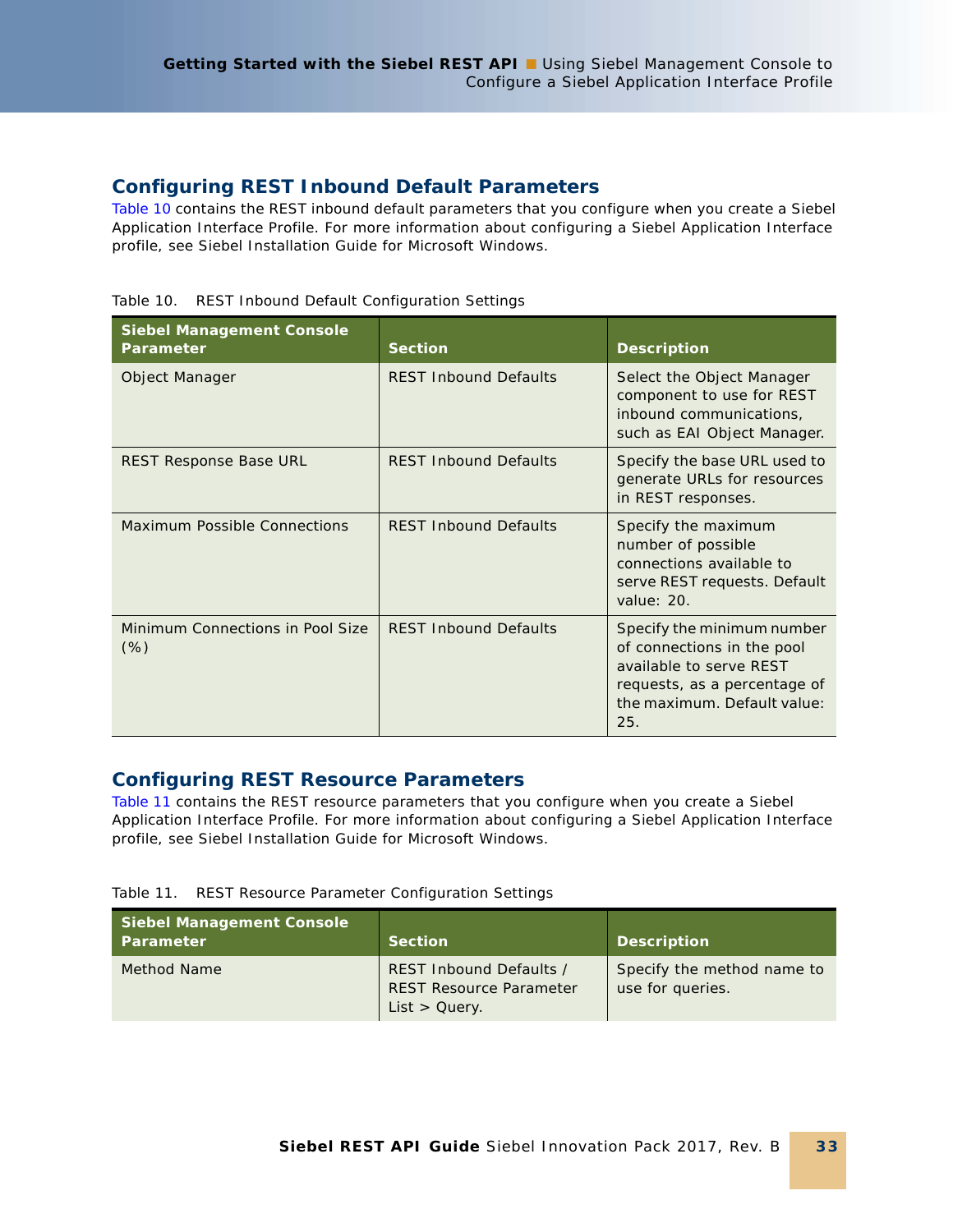## Configuring REST Inbound Default Parameters

Table 10 contains the REST inbound default parameters that you configure when you create a Siebel Application Interface Profile. For more information about configuring a Siebel Application Interface profile, see Siebel Installation Guide for Microsoft Windows.

Table 10. REST Inbound Default Configuration Settings

| Siebel Management Console Parameter | Section | Description |
|---|---|---|
| Object Manager | REST Inbound Defaults | Select the Object Manager component to use for REST inbound communications, such as EAI Object Manager. |
| REST Response Base URL | REST Inbound Defaults | Specify the base URL used to generate URLs for resources in REST responses. |
| Maximum Possible Connections | REST Inbound Defaults | Specify the maximum number of possible connections available to serve REST requests. Default value: 20. |
| Minimum Connections in Pool Size (%) | REST Inbound Defaults | Specify the minimum number of connections in the pool available to serve REST requests, as a percentage of the maximum. Default value: 25. |

## Configuring REST Resource Parameters

Table 11 contains the REST resource parameters that you configure when you create a Siebel Application Interface Profile. For more information about configuring a Siebel Application Interface profile, see Siebel Installation Guide for Microsoft Windows.

Table 11. REST Resource Parameter Configuration Settings

| Siebel Management Console Parameter | Section | Description |
|---|---|---|
| Method Name | REST Inbound Defaults / REST Resource Parameter List > Query. | Specify the method name to use for queries. |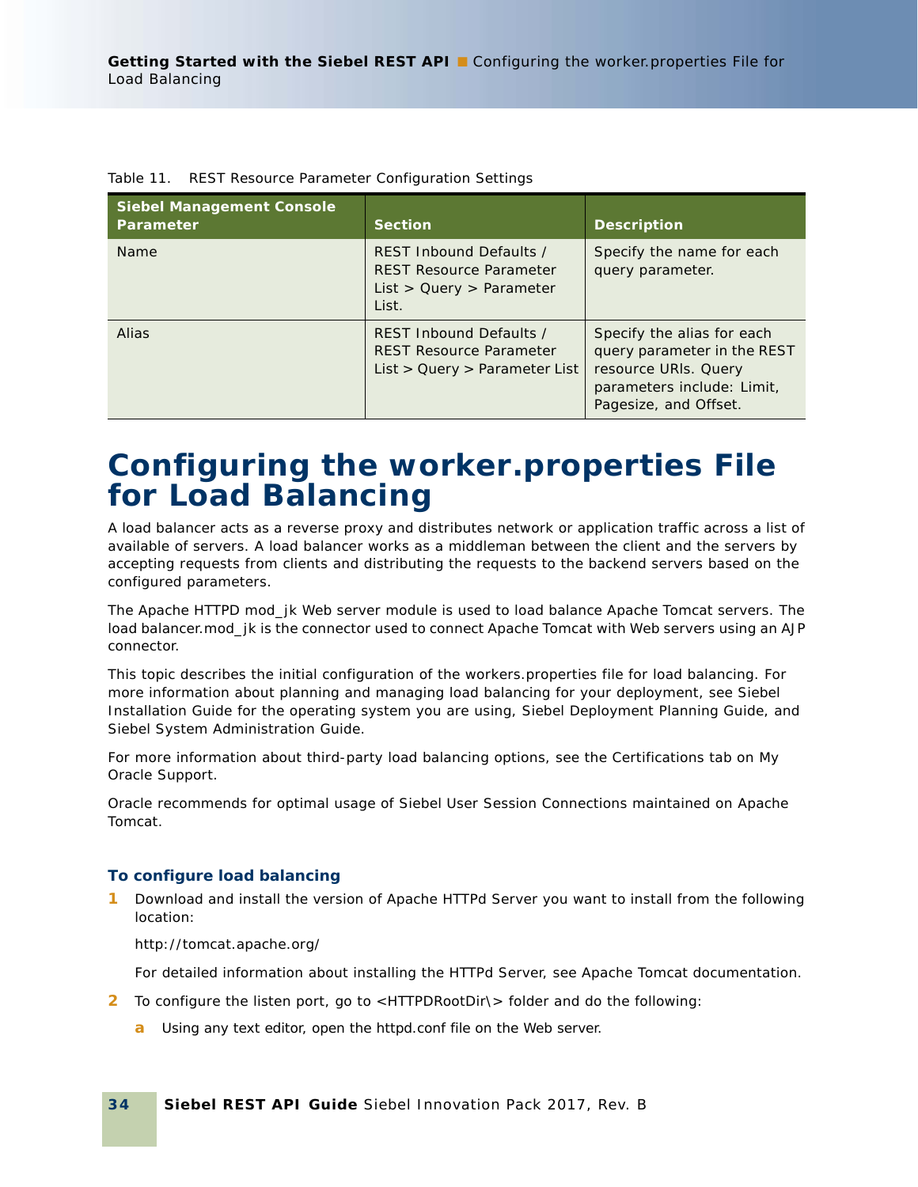Table 11. REST Resource Parameter Configuration Settings

| Siebel Management Console Parameter | Section | Description |
|---|---|---|
| Name | REST Inbound Defaults / REST Resource Parameter List > Query > Parameter List. | Specify the name for each query parameter. |
| Alias | REST Inbound Defaults / REST Resource Parameter List > Query > Parameter List | Specify the alias for each query parameter in the REST resource URIs. Query parameters include: Limit, Pagesize, and Offset. |

# Configuring the worker.properties File for Load Balancing

A load balancer acts as a reverse proxy and distributes network or application traffic across a list of available of servers. A load balancer works as a middleman between the client and the servers by accepting requests from clients and distributing the requests to the backend servers based on the configured parameters.

The Apache HTTPD mod_jk Web server module is used to load balance Apache Tomcat servers. The load balancer.mod_jk is the connector used to connect Apache Tomcat with Web servers using an AJP connector.

This topic describes the initial configuration of the workers.properties file for load balancing. For more information about planning and managing load balancing for your deployment, see Siebel Installation Guide for the operating system you are using, Siebel Deployment Planning Guide, and Siebel System Administration Guide.

For more information about third-party load balancing options, see the Certifications tab on My Oracle Support.

Oracle recommends for optimal usage of Siebel User Session Connections maintained on Apache Tomcat.

### To configure load balancing

1. Download and install the version of Apache HTTPd Server you want to install from the following location:

   http://tomcat.apache.org/

   For detailed information about installing the HTTPd Server, see Apache Tomcat documentation.

2. To configure the listen port, go to <HTTPDRootDir\> folder and do the following:

   a. Using any text editor, open the httpd.conf file on the Web server.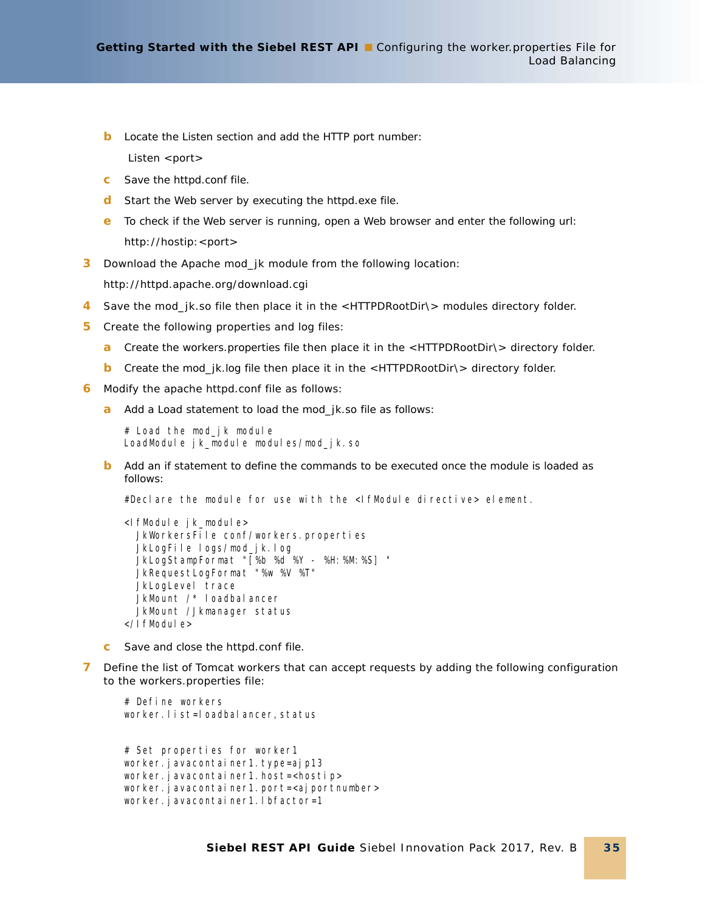b. Locate the Listen section and add the HTTP port number:

   Listen <port>

c. Save the httpd.conf file.

d. Start the Web server by executing the httpd.exe file.

e. To check if the Web server is running, open a Web browser and enter the following url:

   http://hostip:<port>

3. Download the Apache mod_jk module from the following location:

   http://httpd.apache.org/download.cgi

4. Save the mod_jk.so file then place it in the <HTTPDRootDir\> modules directory folder.

5. Create the following properties and log files:

   a. Create the workers.properties file then place it in the <HTTPDRootDir\> directory folder.

   b. Create the mod_jk.log file then place it in the <HTTPDRootDir\> directory folder.

6. Modify the apache httpd.conf file as follows:

   a. Add a Load statement to load the mod_jk.so file as follows:

```
# Load the mod_jk module
LoadModule jk_module modules/mod_jk.so
```

   b. Add an if statement to define the commands to be executed once the module is loaded as follows:

```
#Declare the module for use with the <IfModule directive> element.

<IfModule jk_module>
  JkWorkersFile conf/workers.properties
  JkLogFile logs/mod_jk.log
  JkLogStampFormat "[%b %d %Y - %H:%M:%S] "
  JkRequestLogFormat "%w %V %T"
  JkLogLevel trace
  JkMount /* loadbalancer
  JkMount /Jkmanager status
</IfModule>
```

   c. Save and close the httpd.conf file.

7. Define the list of Tomcat workers that can accept requests by adding the following configuration to the workers.properties file:

```
# Define workers
worker.list=loadbalancer,status


# Set properties for worker1
worker.javacontainer1.type=ajp13
worker.javacontainer1.host=<hostip>
worker.javacontainer1.port=<ajportnumber>
worker.javacontainer1.lbfactor=1
```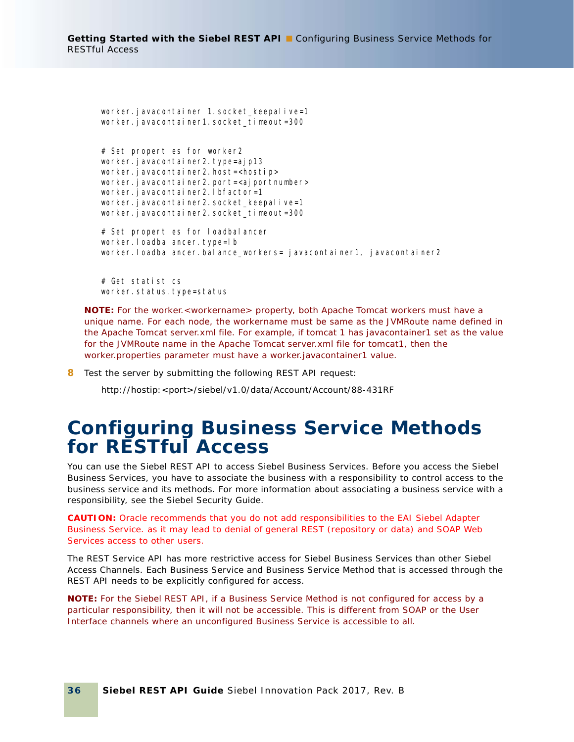```
worker.javacontainer 1.socket_keepalive=1
worker.javacontainer1.socket_timeout=300


# Set properties for worker2
worker.javacontainer2.type=ajp13
worker.javacontainer2.host=<hostip>
worker.javacontainer2.port=<ajportnumber>
worker.javacontainer2.lbfactor=1
worker.javacontainer2.socket_keepalive=1
worker.javacontainer2.socket_timeout=300

# Set properties for loadbalancer
worker.loadbalancer.type=lb
worker.loadbalancer.balance_workers= javacontainer1, javacontainer2


# Get statistics
worker.status.type=status
```

**NOTE:** For the worker.<workername> property, both Apache Tomcat workers must have a unique name. For each node, the workername must be same as the JVMRoute name defined in the Apache Tomcat server.xml file. For example, if tomcat 1 has javacontainer1 set as the value for the JVMRoute name in the Apache Tomcat server.xml file for tomcat1, then the worker.properties parameter must have a worker.javacontainer1 value.

8 Test the server by submitting the following REST API request:

   http://hostip:<port>/siebel/v1.0/data/Account/Account/88-431RF

# Configuring Business Service Methods for RESTful Access

You can use the Siebel REST API to access Siebel Business Services. Before you access the Siebel Business Services, you have to associate the business with a responsibility to control access to the business service and its methods. For more information about associating a business service with a responsibility, see the Siebel Security Guide.

**CAUTION:** Oracle recommends that you do not add responsibilities to the EAI Siebel Adapter Business Service. as it may lead to denial of general REST (repository or data) and SOAP Web Services access to other users.

The REST Service API has more restrictive access for Siebel Business Services than other Siebel Access Channels. Each Business Service and Business Service Method that is accessed through the REST API needs to be explicitly configured for access.

**NOTE:** For the Siebel REST API, if a Business Service Method is not configured for access by a particular responsibility, then it will not be accessible. This is different from SOAP or the User Interface channels where an unconfigured Business Service is accessible to all.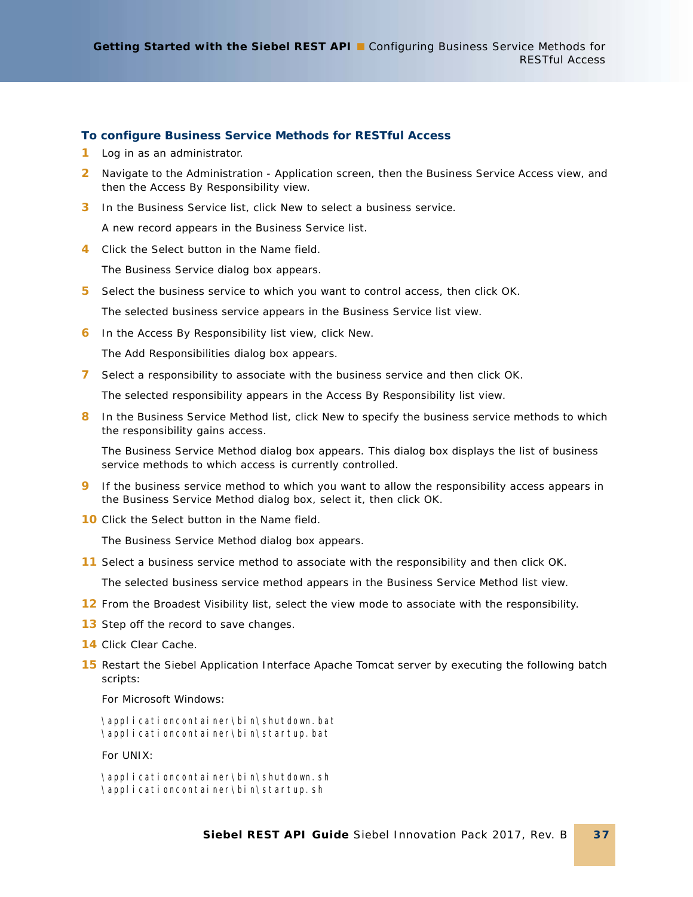### To configure Business Service Methods for RESTful Access

1. Log in as an administrator.
2. Navigate to the Administration - Application screen, then the Business Service Access view, and then the Access By Responsibility view.
3. In the Business Service list, click New to select a business service.

   A new record appears in the Business Service list.
4. Click the Select button in the Name field.

   The Business Service dialog box appears.
5. Select the business service to which you want to control access, then click OK.

   The selected business service appears in the Business Service list view.
6. In the Access By Responsibility list view, click New.

   The Add Responsibilities dialog box appears.
7. Select a responsibility to associate with the business service and then click OK.

   The selected responsibility appears in the Access By Responsibility list view.
8. In the Business Service Method list, click New to specify the business service methods to which the responsibility gains access.

   The Business Service Method dialog box appears. This dialog box displays the list of business service methods to which access is currently controlled.
9. If the business service method to which you want to allow the responsibility access appears in the Business Service Method dialog box, select it, then click OK.
10. Click the Select button in the Name field.

    The Business Service Method dialog box appears.
11. Select a business service method to associate with the responsibility and then click OK.

    The selected business service method appears in the Business Service Method list view.
12. From the Broadest Visibility list, select the view mode to associate with the responsibility.
13. Step off the record to save changes.
14. Click Clear Cache.
15. Restart the Siebel Application Interface Apache Tomcat server by executing the following batch scripts:

    For Microsoft Windows:

    ```
    \applicationcontainer\bin\shutdown.bat
    \applicationcontainer\bin\startup.bat
    ```

    For UNIX:

    ```
    \applicationcontainer\bin\shutdown.sh
    \applicationcontainer\bin\startup.sh
    ```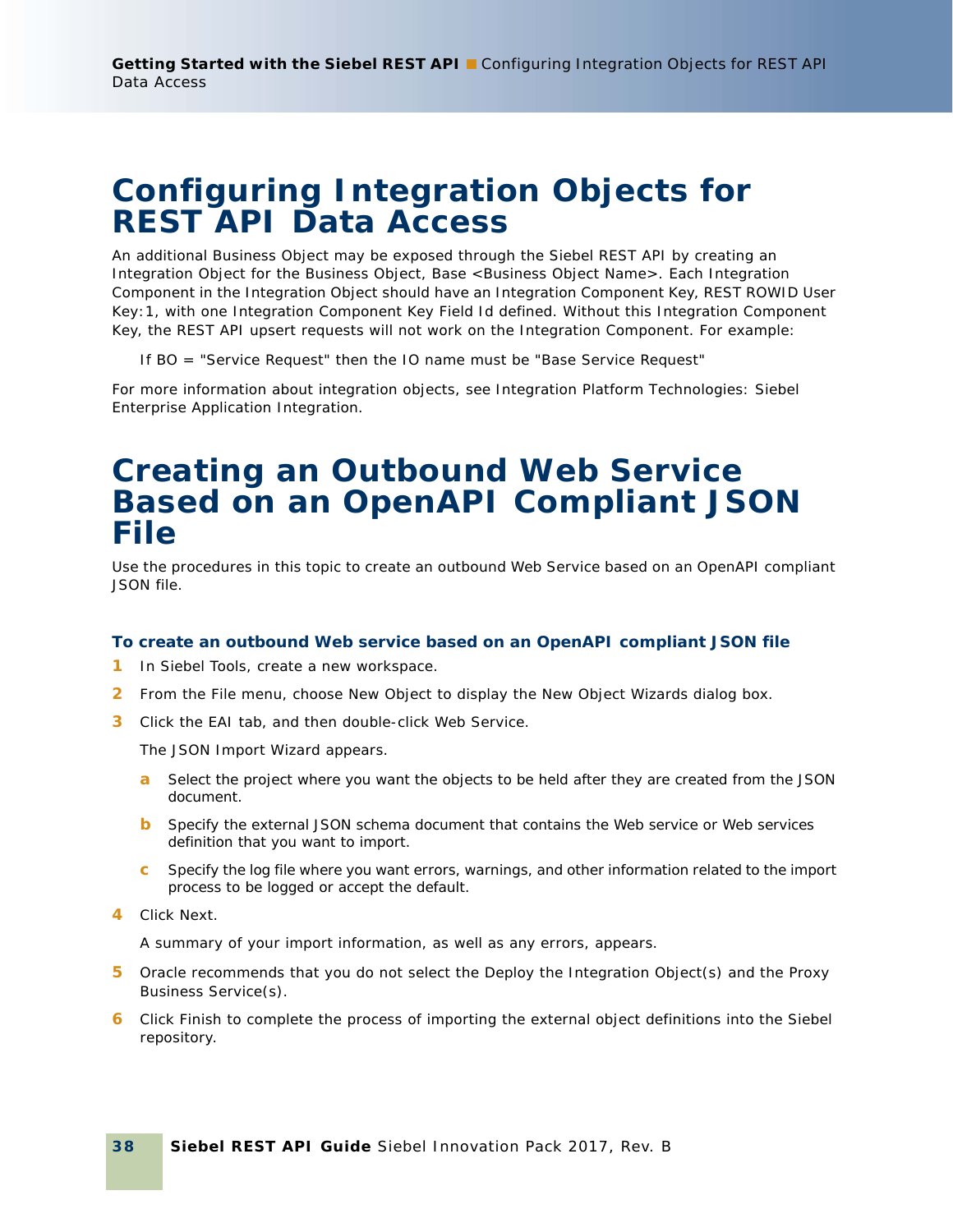# Configuring Integration Objects for REST API Data Access

An additional Business Object may be exposed through the Siebel REST API by creating an Integration Object for the Business Object, Base <Business Object Name>. Each Integration Component in the Integration Object should have an Integration Component Key, REST ROWID User Key:1, with one Integration Component Key Field Id defined. Without this Integration Component Key, the REST API upsert requests will not work on the Integration Component. For example:

If BO = "Service Request" then the IO name must be "Base Service Request"

For more information about integration objects, see Integration Platform Technologies: Siebel Enterprise Application Integration.

# Creating an Outbound Web Service Based on an OpenAPI Compliant JSON File

Use the procedures in this topic to create an outbound Web Service based on an OpenAPI compliant JSON file.

### To create an outbound Web service based on an OpenAPI compliant JSON file

1. In Siebel Tools, create a new workspace.
2. From the File menu, choose New Object to display the New Object Wizards dialog box.
3. Click the EAI tab, and then double-click Web Service.

   The JSON Import Wizard appears.

   a. Select the project where you want the objects to be held after they are created from the JSON document.

   b. Specify the external JSON schema document that contains the Web service or Web services definition that you want to import.

   c. Specify the log file where you want errors, warnings, and other information related to the import process to be logged or accept the default.

4. Click Next.

   A summary of your import information, as well as any errors, appears.

5. Oracle recommends that you do not select the Deploy the Integration Object(s) and the Proxy Business Service(s).
6. Click Finish to complete the process of importing the external object definitions into the Siebel repository.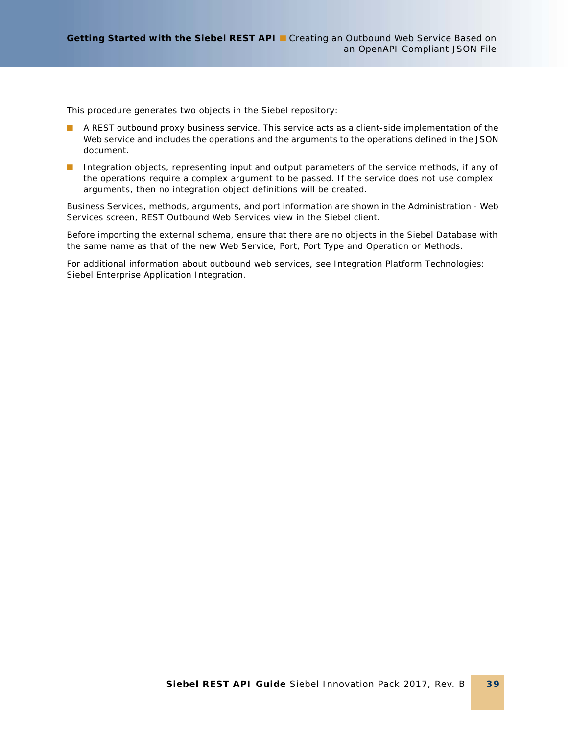This procedure generates two objects in the Siebel repository:

- A REST outbound proxy business service. This service acts as a client-side implementation of the Web service and includes the operations and the arguments to the operations defined in the JSON document.
- Integration objects, representing input and output parameters of the service methods, if any of the operations require a complex argument to be passed. If the service does not use complex arguments, then no integration object definitions will be created.

Business Services, methods, arguments, and port information are shown in the Administration - Web Services screen, REST Outbound Web Services view in the Siebel client.

Before importing the external schema, ensure that there are no objects in the Siebel Database with the same name as that of the new Web Service, Port, Port Type and Operation or Methods.

For additional information about outbound web services, see Integration Platform Technologies: Siebel Enterprise Application Integration.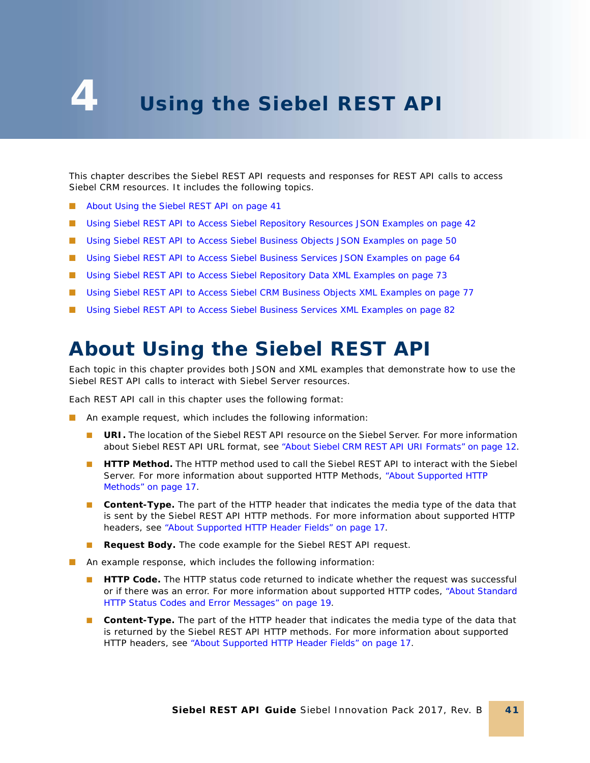# 4 Using the Siebel REST API

This chapter describes the Siebel REST API requests and responses for REST API calls to access Siebel CRM resources. It includes the following topics:

- About Using the Siebel REST API on page 41
- Using Siebel REST API to Access Siebel Repository Resources JSON Examples on page 42
- Using Siebel REST API to Access Siebel Business Objects JSON Examples on page 50
- Using Siebel REST API to Access Siebel Business Services JSON Examples on page 64
- Using Siebel REST API to Access Siebel Repository Data XML Examples on page 73
- Using Siebel REST API to Access Siebel CRM Business Objects XML Examples on page 77
- Using Siebel REST API to Access Siebel Business Services XML Examples on page 82

## About Using the Siebel REST API

Each topic in this chapter provides both JSON and XML examples that demonstrate how to use the Siebel REST API calls to interact with Siebel Server resources.

Each REST API call in this chapter uses the following format:

- An example request, which includes the following information:
  - **URI.** The location of the Siebel REST API resource on the Siebel Server. For more information about Siebel REST API URL format, see "About Siebel CRM REST API URI Formats" on page 12.
  - **HTTP Method.** The HTTP method used to call the Siebel REST API to interact with the Siebel Server. For more information about supported HTTP Methods, "About Supported HTTP Methods" on page 17.
  - **Content-Type.** The part of the HTTP header that indicates the media type of the data that is sent by the Siebel REST API HTTP methods. For more information about supported HTTP headers, see "About Supported HTTP Header Fields" on page 17.
  - **Request Body.** The code example for the Siebel REST API request.
- An example response, which includes the following information:
  - **HTTP Code.** The HTTP status code returned to indicate whether the request was successful or if there was an error. For more information about supported HTTP codes, "About Standard HTTP Status Codes and Error Messages" on page 19.
  - **Content-Type.** The part of the HTTP header that indicates the media type of the data that is returned by the Siebel REST API HTTP methods. For more information about supported HTTP headers, see "About Supported HTTP Header Fields" on page 17.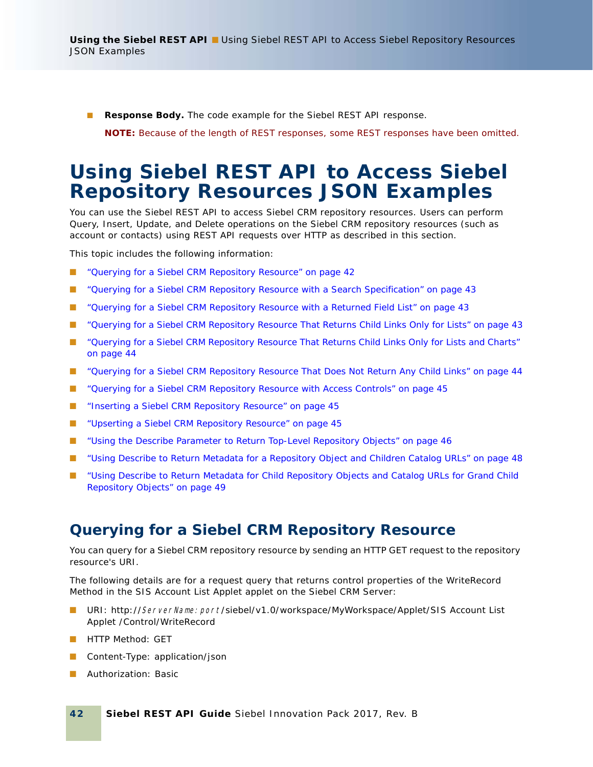- **Response Body.** The code example for the Siebel REST API response.

  **NOTE:** Because of the length of REST responses, some REST responses have been omitted.

# Using Siebel REST API to Access Siebel Repository Resources JSON Examples

You can use the Siebel REST API to access Siebel CRM repository resources. Users can perform Query, Insert, Update, and Delete operations on the Siebel CRM repository resources (such as account or contacts) using REST API requests over HTTP as described in this section.

This topic includes the following information:

- "Querying for a Siebel CRM Repository Resource" on page 42
- "Querying for a Siebel CRM Repository Resource with a Search Specification" on page 43
- "Querying for a Siebel CRM Repository Resource with a Returned Field List" on page 43
- "Querying for a Siebel CRM Repository Resource That Returns Child Links Only for Lists" on page 43
- "Querying for a Siebel CRM Repository Resource That Returns Child Links Only for Lists and Charts" on page 44
- "Querying for a Siebel CRM Repository Resource That Does Not Return Any Child Links" on page 44
- "Querying for a Siebel CRM Repository Resource with Access Controls" on page 45
- "Inserting a Siebel CRM Repository Resource" on page 45
- "Upserting a Siebel CRM Repository Resource" on page 45
- "Using the Describe Parameter to Return Top-Level Repository Objects" on page 46
- "Using Describe to Return Metadata for a Repository Object and Children Catalog URLs" on page 48
- "Using Describe to Return Metadata for Child Repository Objects and Catalog URLs for Grand Child Repository Objects" on page 49

## Querying for a Siebel CRM Repository Resource

You can query for a Siebel CRM repository resource by sending an HTTP GET request to the repository resource's URI.

The following details are for a request query that returns control properties of the WriteRecord Method in the SIS Account List Applet applet on the Siebel CRM Server:

- URI: http://*ServerName:port*/siebel/v1.0/workspace/MyWorkspace/Applet/SIS Account List Applet /Control/WriteRecord
- HTTP Method: GET
- Content-Type: application/json
- Authorization: Basic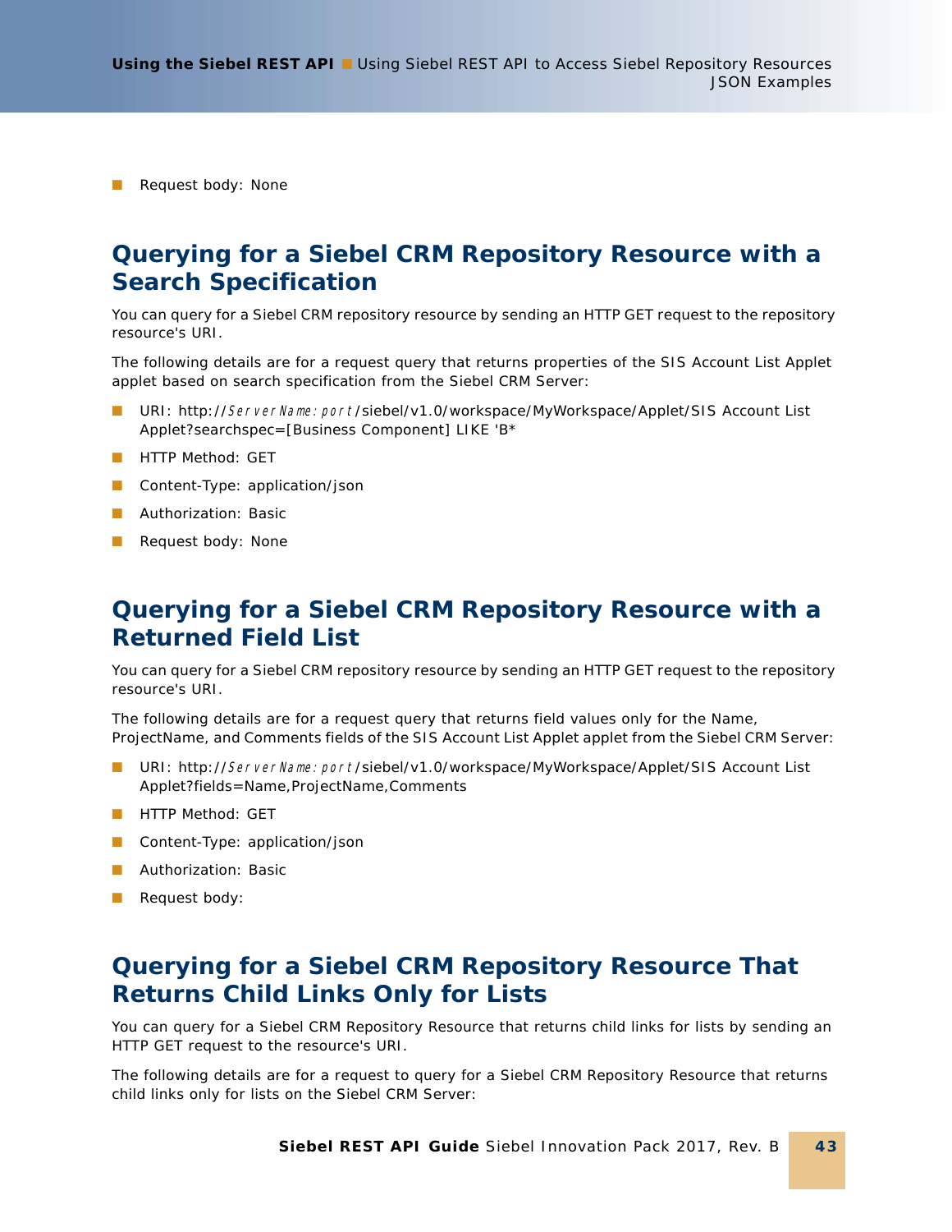- Request body: None

## Querying for a Siebel CRM Repository Resource with a Search Specification

You can query for a Siebel CRM repository resource by sending an HTTP GET request to the repository resource's URI.

The following details are for a request query that returns properties of the SIS Account List Applet applet based on search specification from the Siebel CRM Server:

- URI: http://*ServerName:port*/siebel/v1.0/workspace/MyWorkspace/Applet/SIS Account List Applet?searchspec=[Business Component] LIKE 'B*
- HTTP Method: GET
- Content-Type: application/json
- Authorization: Basic
- Request body: None

## Querying for a Siebel CRM Repository Resource with a Returned Field List

You can query for a Siebel CRM repository resource by sending an HTTP GET request to the repository resource's URI.

The following details are for a request query that returns field values only for the Name, ProjectName, and Comments fields of the SIS Account List Applet applet from the Siebel CRM Server:

- URI: http://*ServerName:port*/siebel/v1.0/workspace/MyWorkspace/Applet/SIS Account List Applet?fields=Name,ProjectName,Comments
- HTTP Method: GET
- Content-Type: application/json
- Authorization: Basic
- Request body:

## Querying for a Siebel CRM Repository Resource That Returns Child Links Only for Lists

You can query for a Siebel CRM Repository Resource that returns child links for lists by sending an HTTP GET request to the resource's URI.

The following details are for a request to query for a Siebel CRM Repository Resource that returns child links only for lists on the Siebel CRM Server: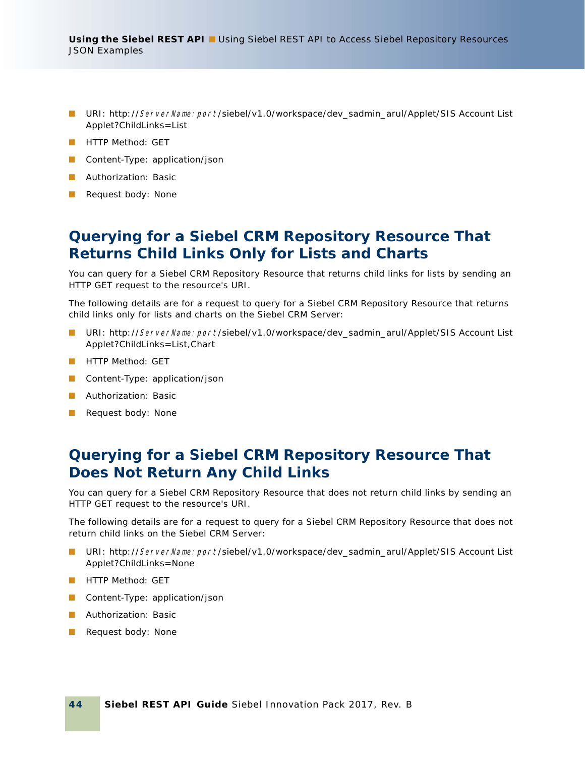- URI: http://*ServerName:port*/siebel/v1.0/workspace/dev_sadmin_arul/Applet/SIS Account List Applet?ChildLinks=List
- HTTP Method: GET
- Content-Type: application/json
- Authorization: Basic
- Request body: None

## Querying for a Siebel CRM Repository Resource That Returns Child Links Only for Lists and Charts

You can query for a Siebel CRM Repository Resource that returns child links for lists by sending an HTTP GET request to the resource's URI.

The following details are for a request to query for a Siebel CRM Repository Resource that returns child links only for lists and charts on the Siebel CRM Server:

- URI: http://*ServerName:port*/siebel/v1.0/workspace/dev_sadmin_arul/Applet/SIS Account List Applet?ChildLinks=List,Chart
- HTTP Method: GET
- Content-Type: application/json
- Authorization: Basic
- Request body: None

## Querying for a Siebel CRM Repository Resource That Does Not Return Any Child Links

You can query for a Siebel CRM Repository Resource that does not return child links by sending an HTTP GET request to the resource's URI.

The following details are for a request to query for a Siebel CRM Repository Resource that does not return child links on the Siebel CRM Server:

- URI: http://*ServerName:port*/siebel/v1.0/workspace/dev_sadmin_arul/Applet/SIS Account List Applet?ChildLinks=None
- HTTP Method: GET
- Content-Type: application/json
- Authorization: Basic
- Request body: None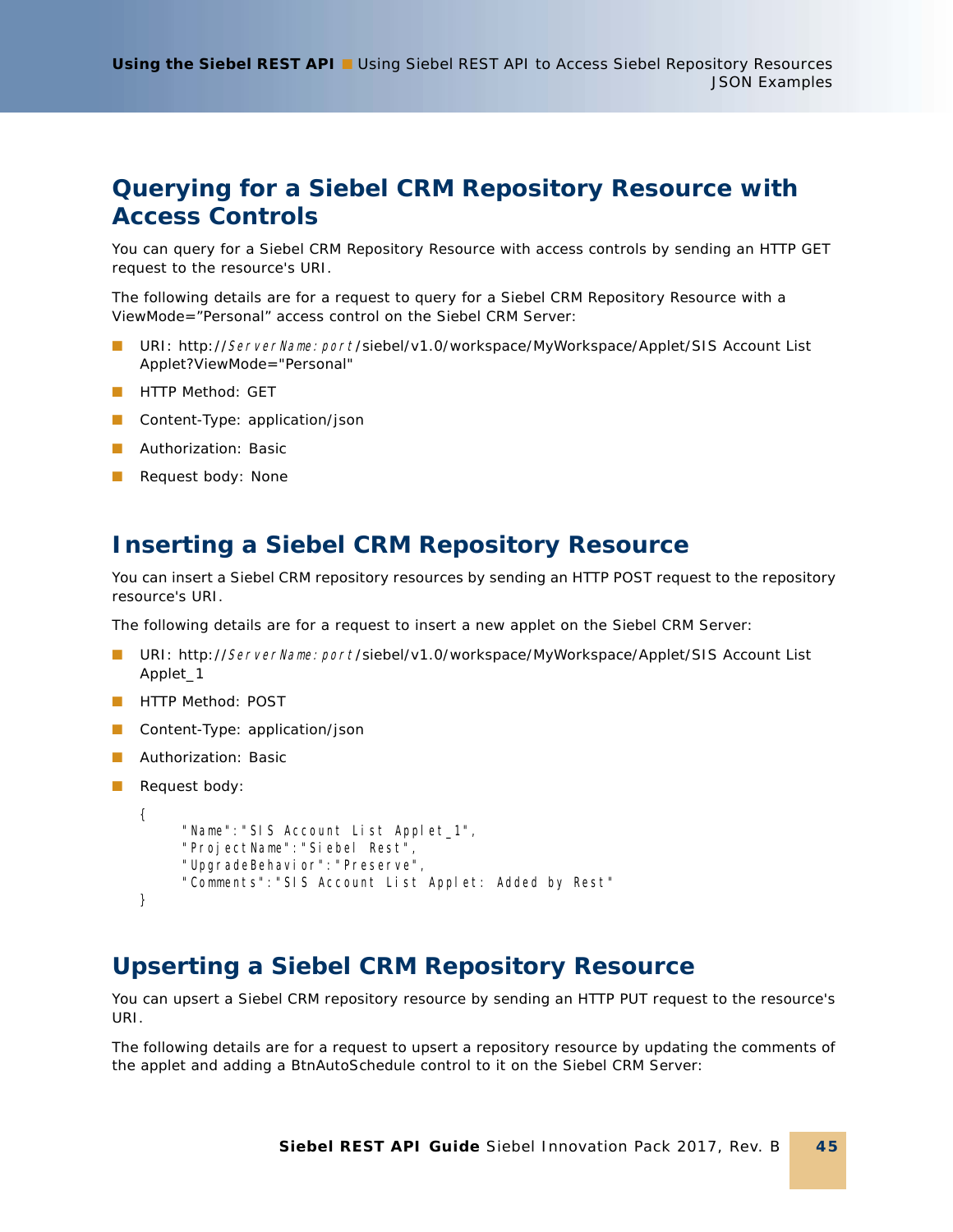## Querying for a Siebel CRM Repository Resource with Access Controls

You can query for a Siebel CRM Repository Resource with access controls by sending an HTTP GET request to the resource's URI.

The following details are for a request to query for a Siebel CRM Repository Resource with a ViewMode="Personal" access control on the Siebel CRM Server:

- URI: http://*ServerName:port*/siebel/v1.0/workspace/MyWorkspace/Applet/SIS Account List Applet?ViewMode="Personal"
- HTTP Method: GET
- Content-Type: application/json
- Authorization: Basic
- Request body: None

## Inserting a Siebel CRM Repository Resource

You can insert a Siebel CRM repository resources by sending an HTTP POST request to the repository resource's URI.

The following details are for a request to insert a new applet on the Siebel CRM Server:

- URI: http://*ServerName:port*/siebel/v1.0/workspace/MyWorkspace/Applet/SIS Account List Applet_1
- HTTP Method: POST
- Content-Type: application/json
- Authorization: Basic
- Request body:

```
{
      "Name":"SIS Account List Applet_1",
      "ProjectName":"Siebel Rest",
      "UpgradeBehavior":"Preserve",
      "Comments":"SIS Account List Applet: Added by Rest"
}
```

## Upserting a Siebel CRM Repository Resource

You can upsert a Siebel CRM repository resource by sending an HTTP PUT request to the resource's URI.

The following details are for a request to upsert a repository resource by updating the comments of the applet and adding a BtnAutoSchedule control to it on the Siebel CRM Server: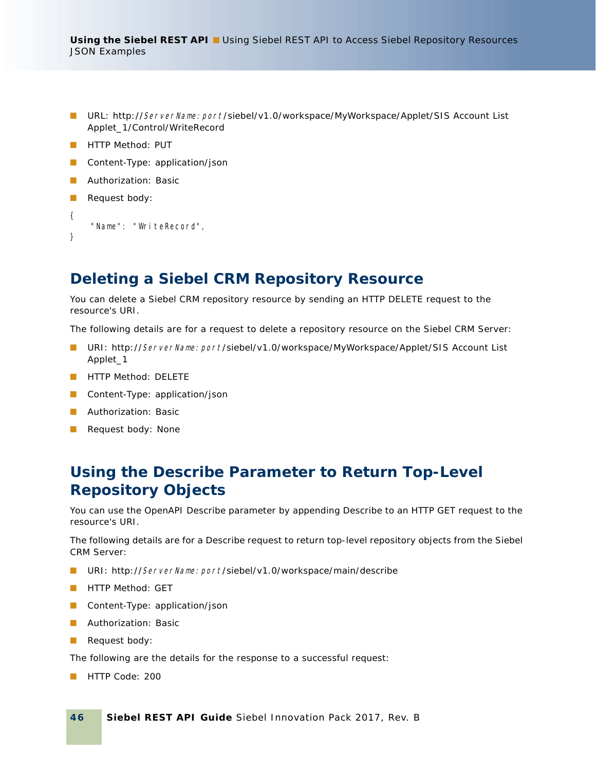- URL: http://*ServerName:port*/siebel/v1.0/workspace/MyWorkspace/Applet/SIS Account List Applet_1/Control/WriteRecord
- HTTP Method: PUT
- Content-Type: application/json
- Authorization: Basic
- Request body:

```
{
    "Name": "WriteRecord",
}
```

## Deleting a Siebel CRM Repository Resource

You can delete a Siebel CRM repository resource by sending an HTTP DELETE request to the resource's URI.

The following details are for a request to delete a repository resource on the Siebel CRM Server:

- URI: http://*ServerName:port*/siebel/v1.0/workspace/MyWorkspace/Applet/SIS Account List Applet_1
- HTTP Method: DELETE
- Content-Type: application/json
- Authorization: Basic
- Request body: None

## Using the Describe Parameter to Return Top-Level Repository Objects

You can use the OpenAPI Describe parameter by appending Describe to an HTTP GET request to the resource's URI.

The following details are for a Describe request to return top-level repository objects from the Siebel CRM Server:

- URI: http://*ServerName:port*/siebel/v1.0/workspace/main/describe
- HTTP Method: GET
- Content-Type: application/json
- Authorization: Basic
- Request body:

The following are the details for the response to a successful request:

- HTTP Code: 200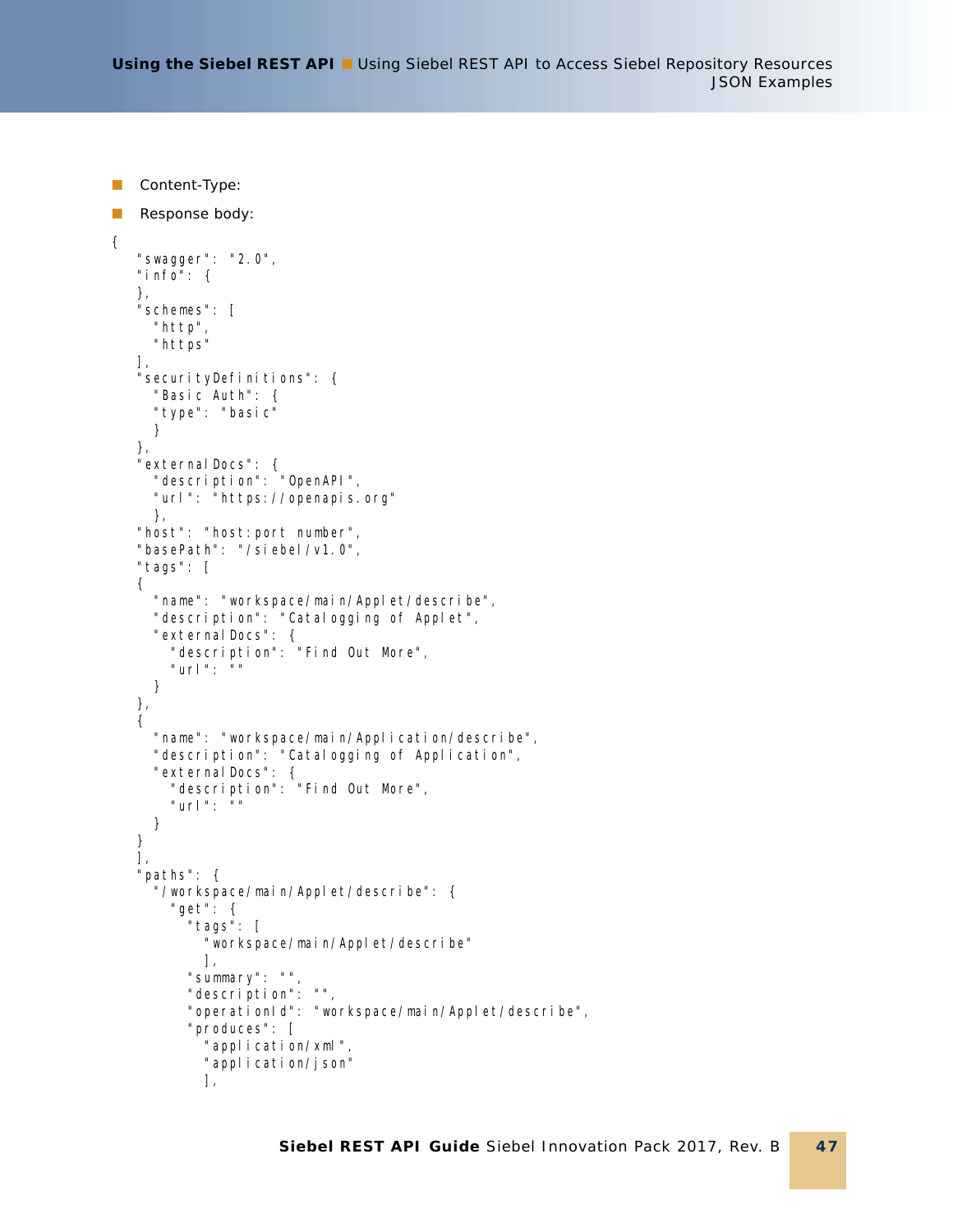- Content-Type:
- Response body:

```
{
   "swagger": "2.0",
   "info": {
   },
   "schemes": [
     "http",
     "https"
   ],
   "securityDefinitions": {
     "Basic Auth": {
     "type": "basic"
     }
   },
   "externalDocs": {
     "description": "OpenAPI",
     "url": "https://openapis.org"
     },
   "host": "host:port number",
   "basePath": "/siebel/v1.0",
   "tags": [
   {
     "name": "workspace/main/Applet/describe",
     "description": "Catalogging of Applet",
     "externalDocs": {
       "description": "Find Out More",
       "url": ""
     }
   },
   {
     "name": "workspace/main/Application/describe",
     "description": "Catalogging of Application",
     "externalDocs": {
       "description": "Find Out More",
       "url": ""
     }
   }
   ],
   "paths": {
     "/workspace/main/Applet/describe": {
       "get": {
         "tags": [
           "workspace/main/Applet/describe"
           ],
         "summary": "",
         "description": "",
         "operationId": "workspace/main/Applet/describe",
         "produces": [
           "application/xml",
           "application/json"
           ],
```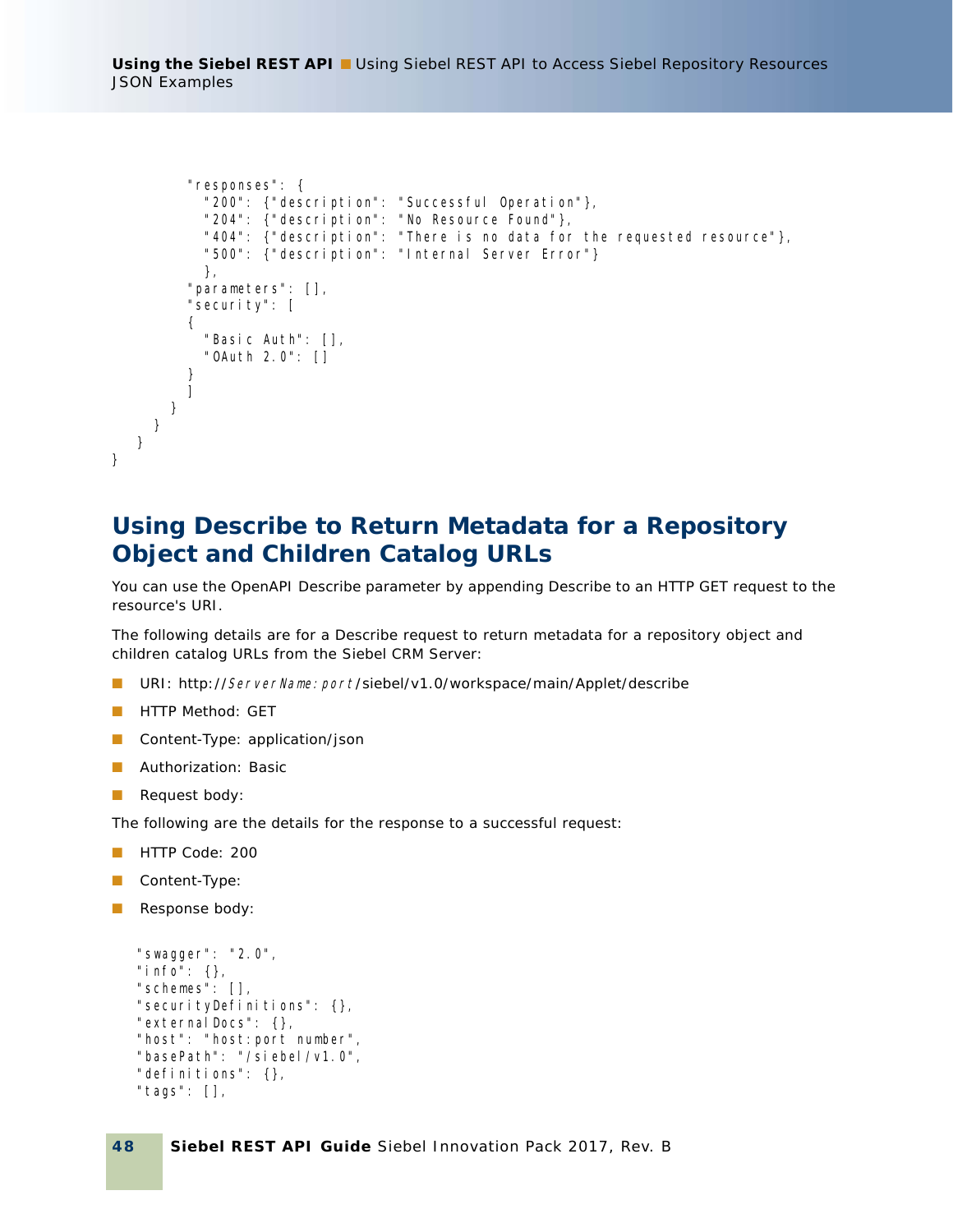```
        "responses": {
          "200": {"description": "Successful Operation"},
          "204": {"description": "No Resource Found"},
          "404": {"description": "There is no data for the requested resource"},
          "500": {"description": "Internal Server Error"}
          },
        "parameters": [],
        "security": [
        {
          "Basic Auth": [],
          "OAuth 2.0": []
        }
        ]
      }
    }
  }
}
```

## Using Describe to Return Metadata for a Repository Object and Children Catalog URLs

You can use the OpenAPI Describe parameter by appending Describe to an HTTP GET request to the resource's URI.

The following details are for a Describe request to return metadata for a repository object and children catalog URLs from the Siebel CRM Server:

- URI: http://*ServerName:port*/siebel/v1.0/workspace/main/Applet/describe
- HTTP Method: GET
- Content-Type: application/json
- Authorization: Basic
- Request body:

The following are the details for the response to a successful request:

- HTTP Code: 200
- Content-Type:
- Response body:

```
"swagger": "2.0",
"info": {},
"schemes": [],
"securityDefinitions": {},
"externalDocs": {},
"host": "host:port number",
"basePath": "/siebel/v1.0",
"definitions": {},
"tags": [],
```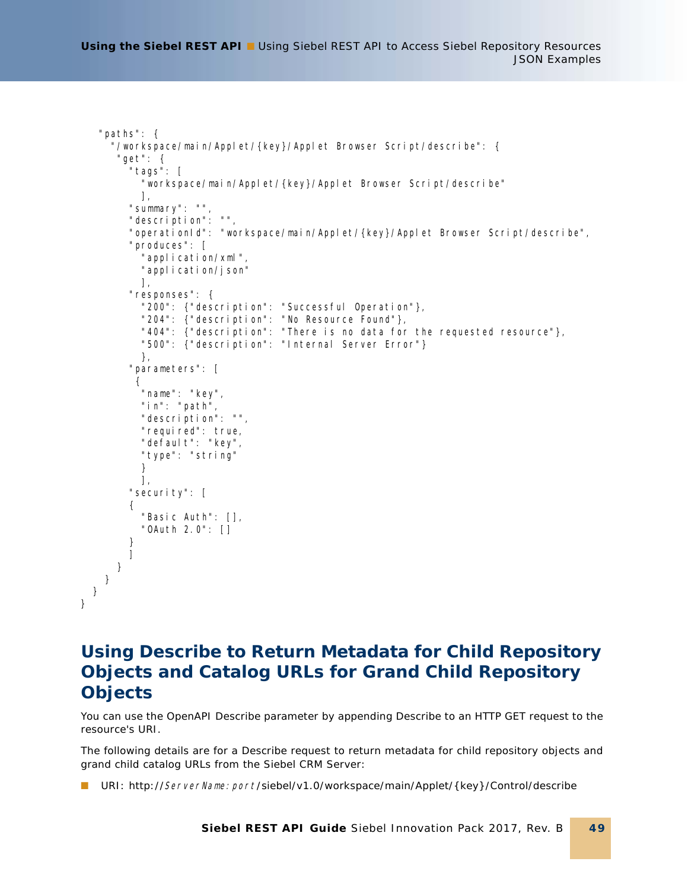```
    "paths": {
      "/workspace/main/Applet/{key}/Applet Browser Script/describe": {
        "get": {
          "tags": [
            "workspace/main/Applet/{key}/Applet Browser Script/describe"
            ],
          "summary": "",
          "description": "",
          "operationId": "workspace/main/Applet/{key}/Applet Browser Script/describe",
          "produces": [
            "application/xml",
            "application/json"
            ],
          "responses": {
            "200": {"description": "Successful Operation"},
            "204": {"description": "No Resource Found"},
            "404": {"description": "There is no data for the requested resource"},
            "500": {"description": "Internal Server Error"}
            },
          "parameters": [
           {
            "name": "key",
            "in": "path",
            "description": "",
            "required": true,
            "default": "key",
            "type": "string"
            }
            ],
          "security": [
          {
            "Basic Auth": [],
            "OAuth 2.0": []
          }
          ]
        }
      }
    }
}
```

## Using Describe to Return Metadata for Child Repository Objects and Catalog URLs for Grand Child Repository Objects

You can use the OpenAPI Describe parameter by appending Describe to an HTTP GET request to the resource's URI.

The following details are for a Describe request to return metadata for child repository objects and grand child catalog URLs from the Siebel CRM Server:

- URI: http://*ServerName:port*/siebel/v1.0/workspace/main/Applet/{key}/Control/describe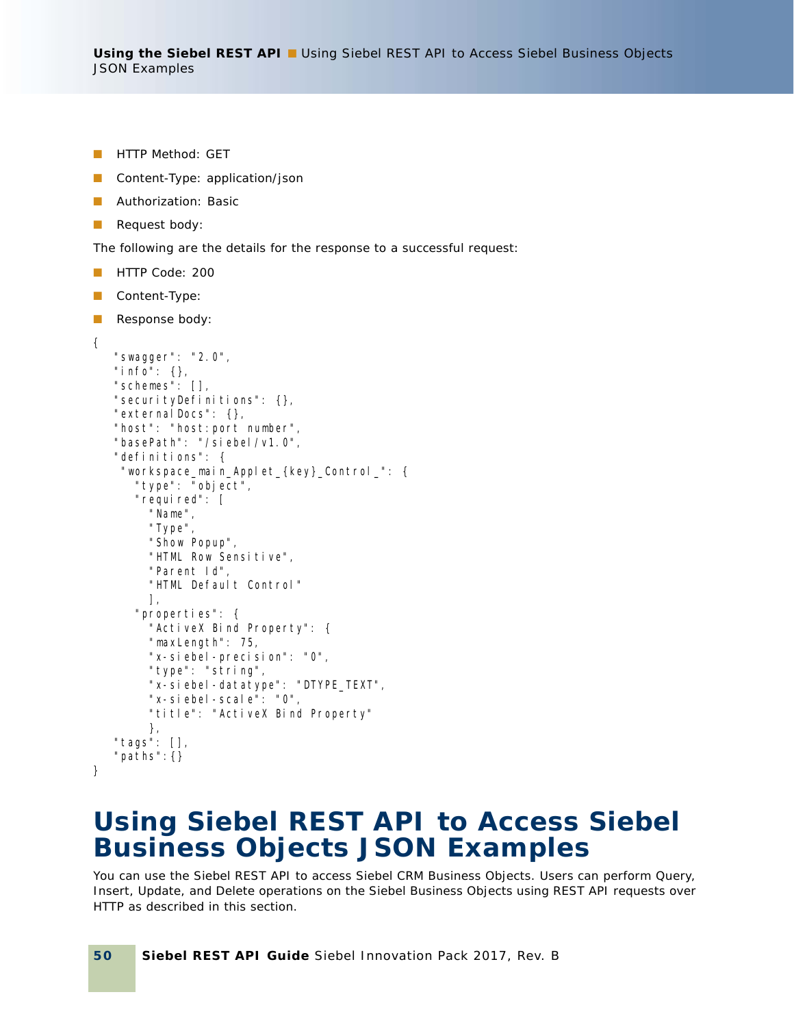- HTTP Method: GET
- Content-Type: application/json
- Authorization: Basic
- Request body:

The following are the details for the response to a successful request:

- HTTP Code: 200
- Content-Type:
- Response body:

```
{
   "swagger": "2.0",
   "info": {},
   "schemes": [],
   "securityDefinitions": {},
   "externalDocs": {},
   "host": "host:port number",
   "basePath": "/siebel/v1.0",
   "definitions": {
    "workspace_main_Applet_{key}_Control_": {
      "type": "object",
      "required": [
        "Name",
        "Type",
        "Show Popup",
        "HTML Row Sensitive",
        "Parent Id",
        "HTML Default Control"
        ],
      "properties": {
        "ActiveX Bind Property": {
        "maxLength": 75,
        "x-siebel-precision": "0",
        "type": "string",
        "x-siebel-datatype": "DTYPE_TEXT",
        "x-siebel-scale": "0",
        "title": "ActiveX Bind Property"
        },
   "tags": [],
   "paths":{}
}
```

# Using Siebel REST API to Access Siebel Business Objects JSON Examples

You can use the Siebel REST API to access Siebel CRM Business Objects. Users can perform Query, Insert, Update, and Delete operations on the Siebel Business Objects using REST API requests over HTTP as described in this section.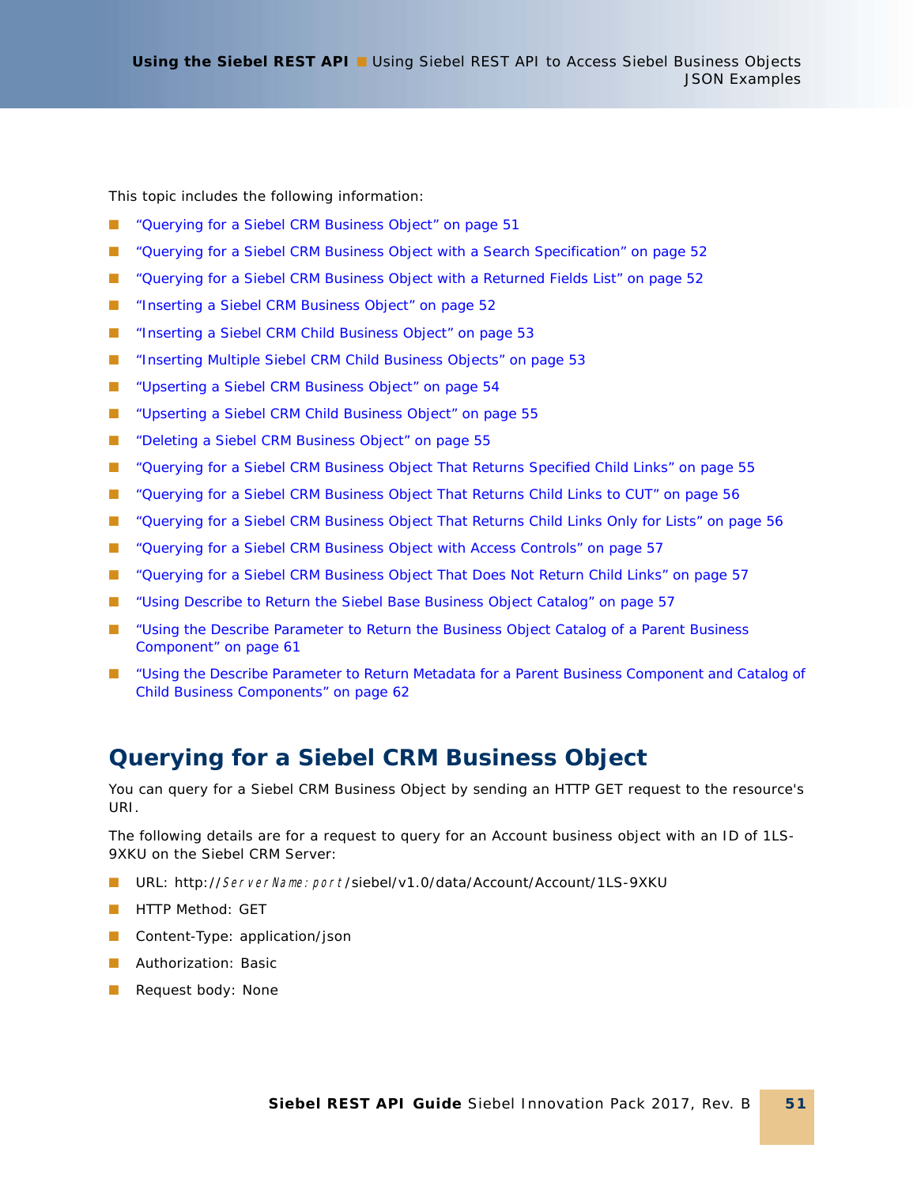This topic includes the following information:

- "Querying for a Siebel CRM Business Object" on page 51
- "Querying for a Siebel CRM Business Object with a Search Specification" on page 52
- "Querying for a Siebel CRM Business Object with a Returned Fields List" on page 52
- "Inserting a Siebel CRM Business Object" on page 52
- "Inserting a Siebel CRM Child Business Object" on page 53
- "Inserting Multiple Siebel CRM Child Business Objects" on page 53
- "Upserting a Siebel CRM Business Object" on page 54
- "Upserting a Siebel CRM Child Business Object" on page 55
- "Deleting a Siebel CRM Business Object" on page 55
- "Querying for a Siebel CRM Business Object That Returns Specified Child Links" on page 55
- "Querying for a Siebel CRM Business Object That Returns Child Links to CUT" on page 56
- "Querying for a Siebel CRM Business Object That Returns Child Links Only for Lists" on page 56
- "Querying for a Siebel CRM Business Object with Access Controls" on page 57
- "Querying for a Siebel CRM Business Object That Does Not Return Child Links" on page 57
- "Using Describe to Return the Siebel Base Business Object Catalog" on page 57
- "Using the Describe Parameter to Return the Business Object Catalog of a Parent Business Component" on page 61
- "Using the Describe Parameter to Return Metadata for a Parent Business Component and Catalog of Child Business Components" on page 62

## Querying for a Siebel CRM Business Object

You can query for a Siebel CRM Business Object by sending an HTTP GET request to the resource's URI.

The following details are for a request to query for an Account business object with an ID of 1LS-9XKU on the Siebel CRM Server:

- URL: http://*ServerName:port*/siebel/v1.0/data/Account/Account/1LS-9XKU
- HTTP Method: GET
- Content-Type: application/json
- Authorization: Basic
- Request body: None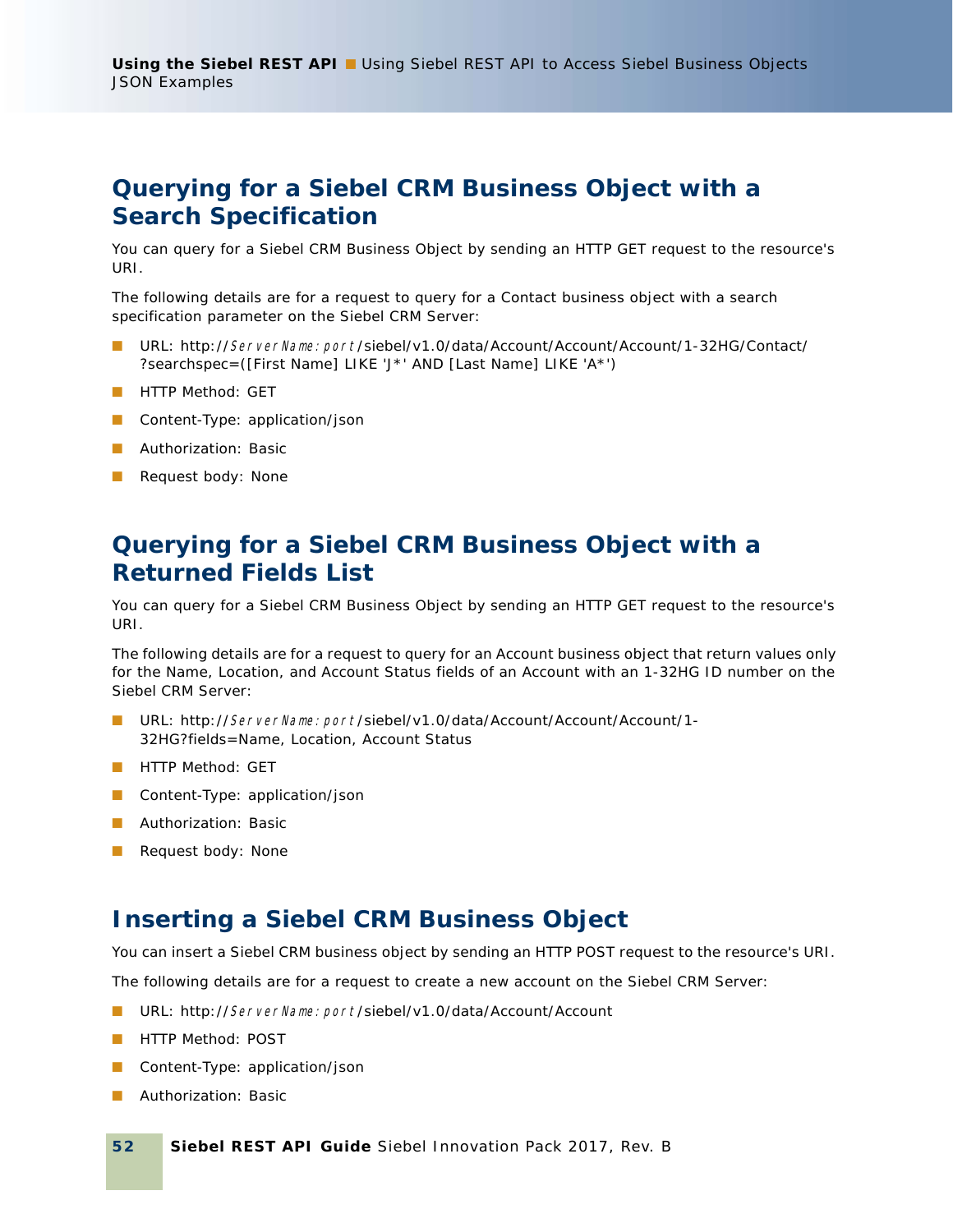## Querying for a Siebel CRM Business Object with a Search Specification

You can query for a Siebel CRM Business Object by sending an HTTP GET request to the resource's URI.

The following details are for a request to query for a Contact business object with a search specification parameter on the Siebel CRM Server:

- URL: http://*ServerName:port*/siebel/v1.0/data/Account/Account/Account/1-32HG/Contact/?searchspec=([First Name] LIKE 'J*' AND [Last Name] LIKE 'A*')
- HTTP Method: GET
- Content-Type: application/json
- Authorization: Basic
- Request body: None

## Querying for a Siebel CRM Business Object with a Returned Fields List

You can query for a Siebel CRM Business Object by sending an HTTP GET request to the resource's URI.

The following details are for a request to query for an Account business object that return values only for the Name, Location, and Account Status fields of an Account with an 1-32HG ID number on the Siebel CRM Server:

- URL: http://*ServerName:port*/siebel/v1.0/data/Account/Account/Account/1-32HG?fields=Name, Location, Account Status
- HTTP Method: GET
- Content-Type: application/json
- Authorization: Basic
- Request body: None

## Inserting a Siebel CRM Business Object

You can insert a Siebel CRM business object by sending an HTTP POST request to the resource's URI.

The following details are for a request to create a new account on the Siebel CRM Server:

- URL: http://*ServerName:port*/siebel/v1.0/data/Account/Account
- HTTP Method: POST
- Content-Type: application/json
- Authorization: Basic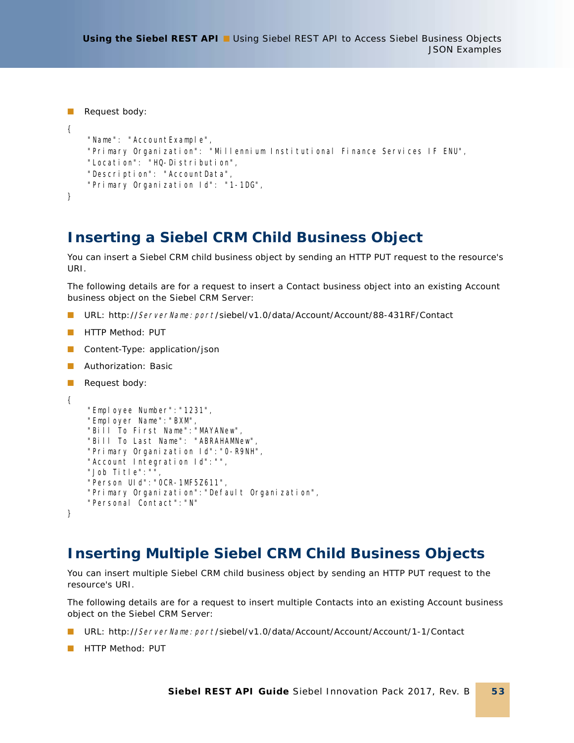- Request body:

```
{
    "Name": "AccountExample",
    "Primary Organization": "Millennium Institutional Finance Services IF ENU",
    "Location": "HQ-Distribution",
    "Description": "AccountData",
    "Primary Organization Id": "1-1DG",
}
```

## Inserting a Siebel CRM Child Business Object

You can insert a Siebel CRM child business object by sending an HTTP PUT request to the resource's URI.

The following details are for a request to insert a Contact business object into an existing Account business object on the Siebel CRM Server:

- URL: http://*ServerName:port*/siebel/v1.0/data/Account/Account/88-431RF/Contact
- HTTP Method: PUT
- Content-Type: application/json
- Authorization: Basic
- Request body:

```
{
    "Employee Number":"1231",
    "Employer Name":"BXM",
    "Bill To First Name":"MAYANew",
    "Bill To Last Name": "ABRAHAMNew",
    "Primary Organization Id":"0-R9NH",
    "Account Integration Id":"",
    "Job Title":"",
    "Person UId":"0CR-1MF5Z611",
    "Primary Organization":"Default Organization",
    "Personal Contact":"N"
}
```

## Inserting Multiple Siebel CRM Child Business Objects

You can insert multiple Siebel CRM child business object by sending an HTTP PUT request to the resource's URI.

The following details are for a request to insert multiple Contacts into an existing Account business object on the Siebel CRM Server:

- URL: http://*ServerName:port*/siebel/v1.0/data/Account/Account/Account/1-1/Contact
- HTTP Method: PUT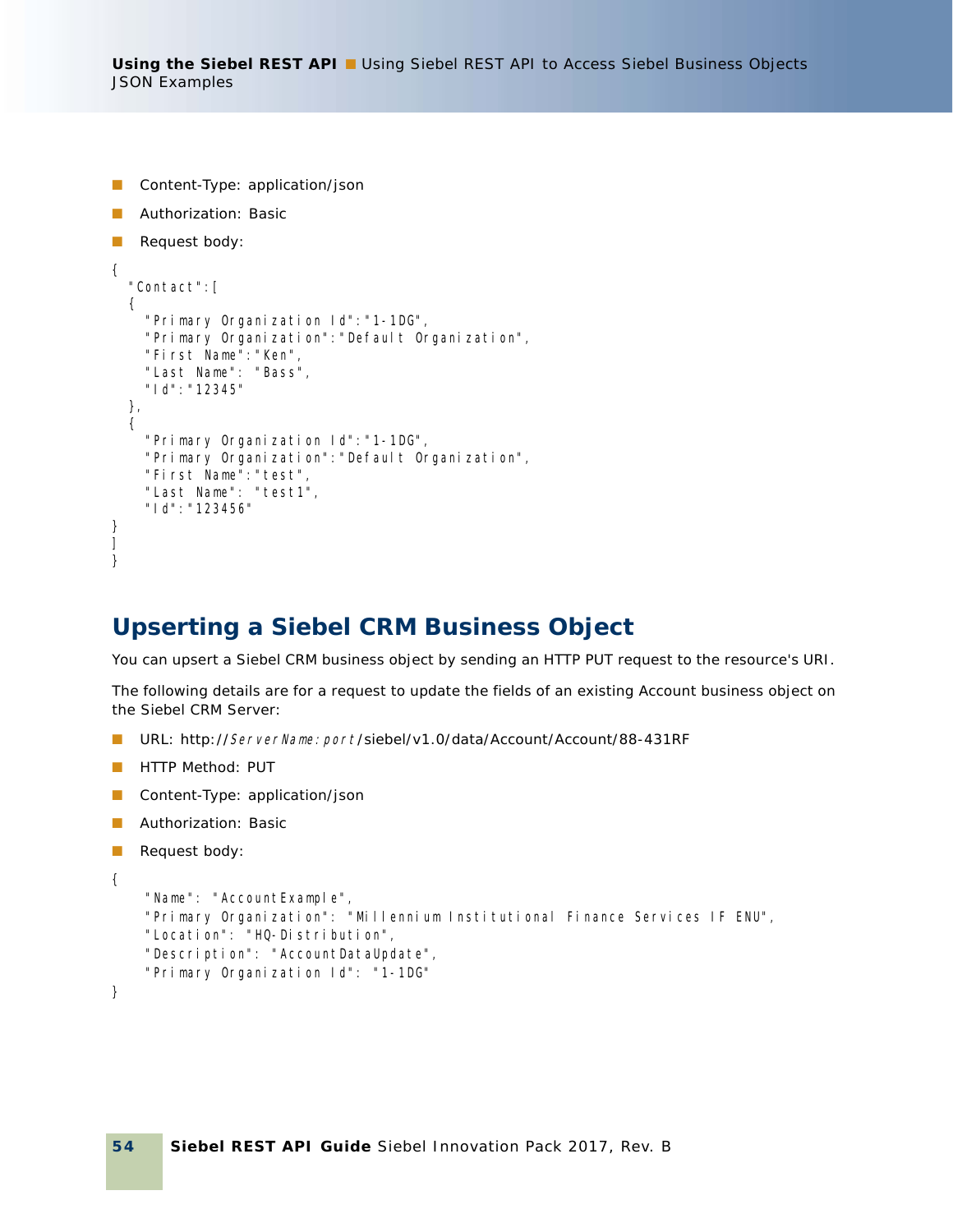- Content-Type: application/json
- Authorization: Basic
- Request body:

```
{
  "Contact":[
  {
    "Primary Organization Id":"1-1DG",
    "Primary Organization":"Default Organization",
    "First Name":"Ken",
    "Last Name": "Bass",
    "Id":"12345"
  },
  {
    "Primary Organization Id":"1-1DG",
    "Primary Organization":"Default Organization",
    "First Name":"test",
    "Last Name": "test1",
    "Id":"123456"
}
]
}
```

## Upserting a Siebel CRM Business Object

You can upsert a Siebel CRM business object by sending an HTTP PUT request to the resource's URI.

The following details are for a request to update the fields of an existing Account business object on the Siebel CRM Server:

- URL: http://*ServerName:port*/siebel/v1.0/data/Account/Account/88-431RF
- HTTP Method: PUT
- Content-Type: application/json
- Authorization: Basic
- Request body:

```
{
    "Name": "AccountExample",
    "Primary Organization": "Millennium Institutional Finance Services IF ENU",
    "Location": "HQ-Distribution",
    "Description": "AccountDataUpdate",
    "Primary Organization Id": "1-1DG"
}
```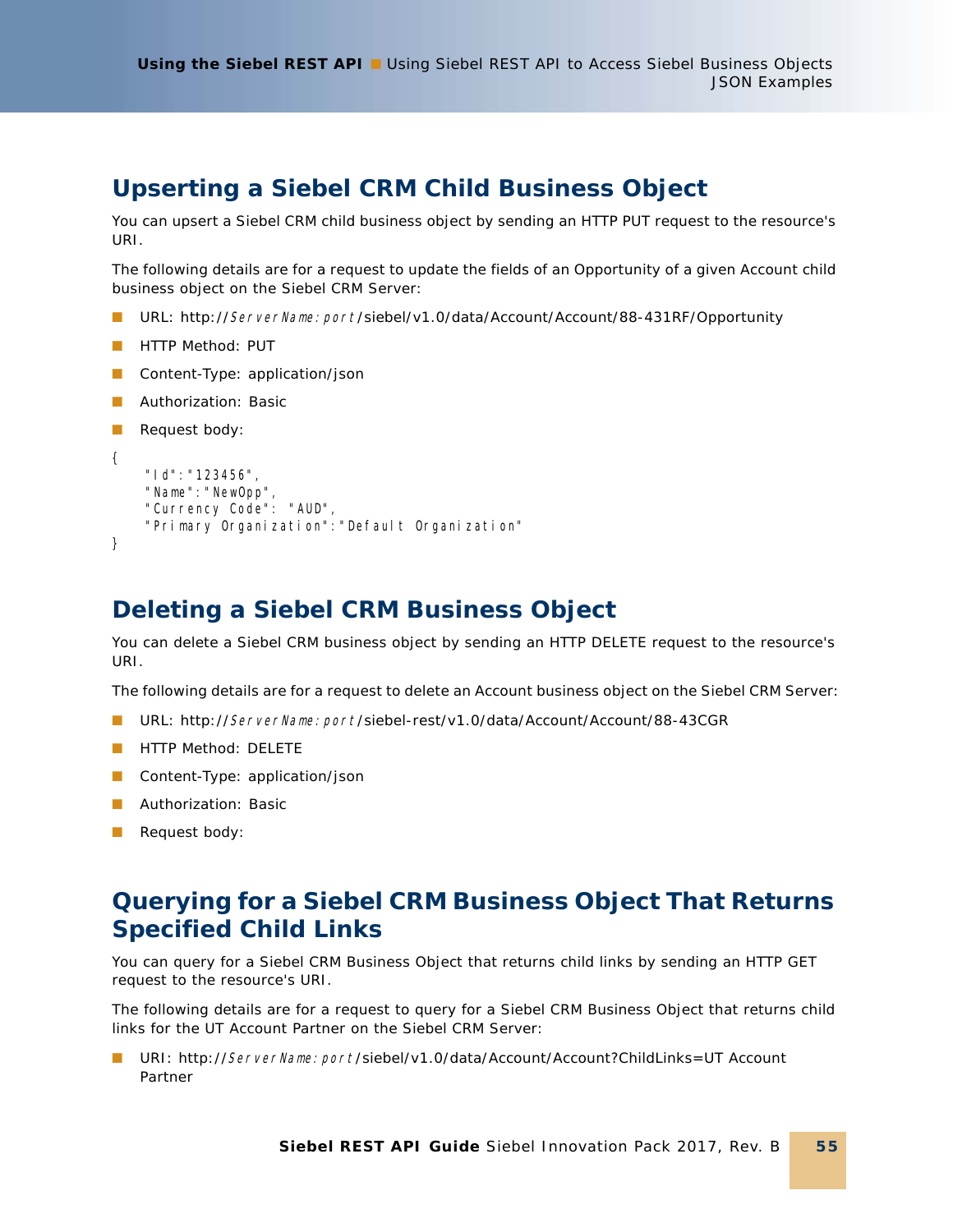## Upserting a Siebel CRM Child Business Object

You can upsert a Siebel CRM child business object by sending an HTTP PUT request to the resource's URI.

The following details are for a request to update the fields of an Opportunity of a given Account child business object on the Siebel CRM Server:

- URL: http://*ServerName:port*/siebel/v1.0/data/Account/Account/88-431RF/Opportunity
- HTTP Method: PUT
- Content-Type: application/json
- Authorization: Basic
- Request body:

```
{
    "Id":"123456",
    "Name":"NewOpp",
    "Currency Code": "AUD",
    "Primary Organization":"Default Organization"
}
```

## Deleting a Siebel CRM Business Object

You can delete a Siebel CRM business object by sending an HTTP DELETE request to the resource's URI.

The following details are for a request to delete an Account business object on the Siebel CRM Server:

- URL: http://*ServerName:port*/siebel-rest/v1.0/data/Account/Account/88-43CGR
- HTTP Method: DELETE
- Content-Type: application/json
- Authorization: Basic
- Request body:

## Querying for a Siebel CRM Business Object That Returns Specified Child Links

You can query for a Siebel CRM Business Object that returns child links by sending an HTTP GET request to the resource's URI.

The following details are for a request to query for a Siebel CRM Business Object that returns child links for the UT Account Partner on the Siebel CRM Server:

- URI: http://*ServerName:port*/siebel/v1.0/data/Account/Account?ChildLinks=UT Account Partner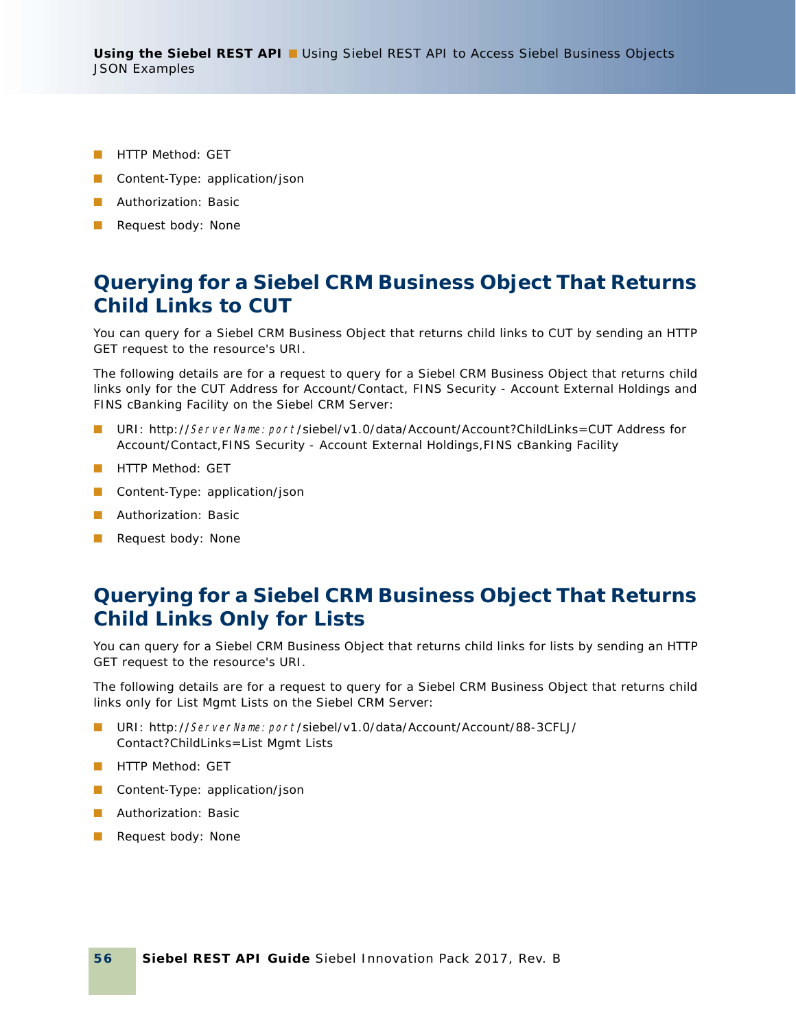- HTTP Method: GET
- Content-Type: application/json
- Authorization: Basic
- Request body: None

## Querying for a Siebel CRM Business Object That Returns Child Links to CUT

You can query for a Siebel CRM Business Object that returns child links to CUT by sending an HTTP GET request to the resource's URI.

The following details are for a request to query for a Siebel CRM Business Object that returns child links only for the CUT Address for Account/Contact, FINS Security - Account External Holdings and FINS cBanking Facility on the Siebel CRM Server:

- URI: http://*ServerName:port*/siebel/v1.0/data/Account/Account?ChildLinks=CUT Address for Account/Contact,FINS Security - Account External Holdings,FINS cBanking Facility
- HTTP Method: GET
- Content-Type: application/json
- Authorization: Basic
- Request body: None

## Querying for a Siebel CRM Business Object That Returns Child Links Only for Lists

You can query for a Siebel CRM Business Object that returns child links for lists by sending an HTTP GET request to the resource's URI.

The following details are for a request to query for a Siebel CRM Business Object that returns child links only for List Mgmt Lists on the Siebel CRM Server:

- URI: http://*ServerName:port*/siebel/v1.0/data/Account/Account/88-3CFLJ/Contact?ChildLinks=List Mgmt Lists
- HTTP Method: GET
- Content-Type: application/json
- Authorization: Basic
- Request body: None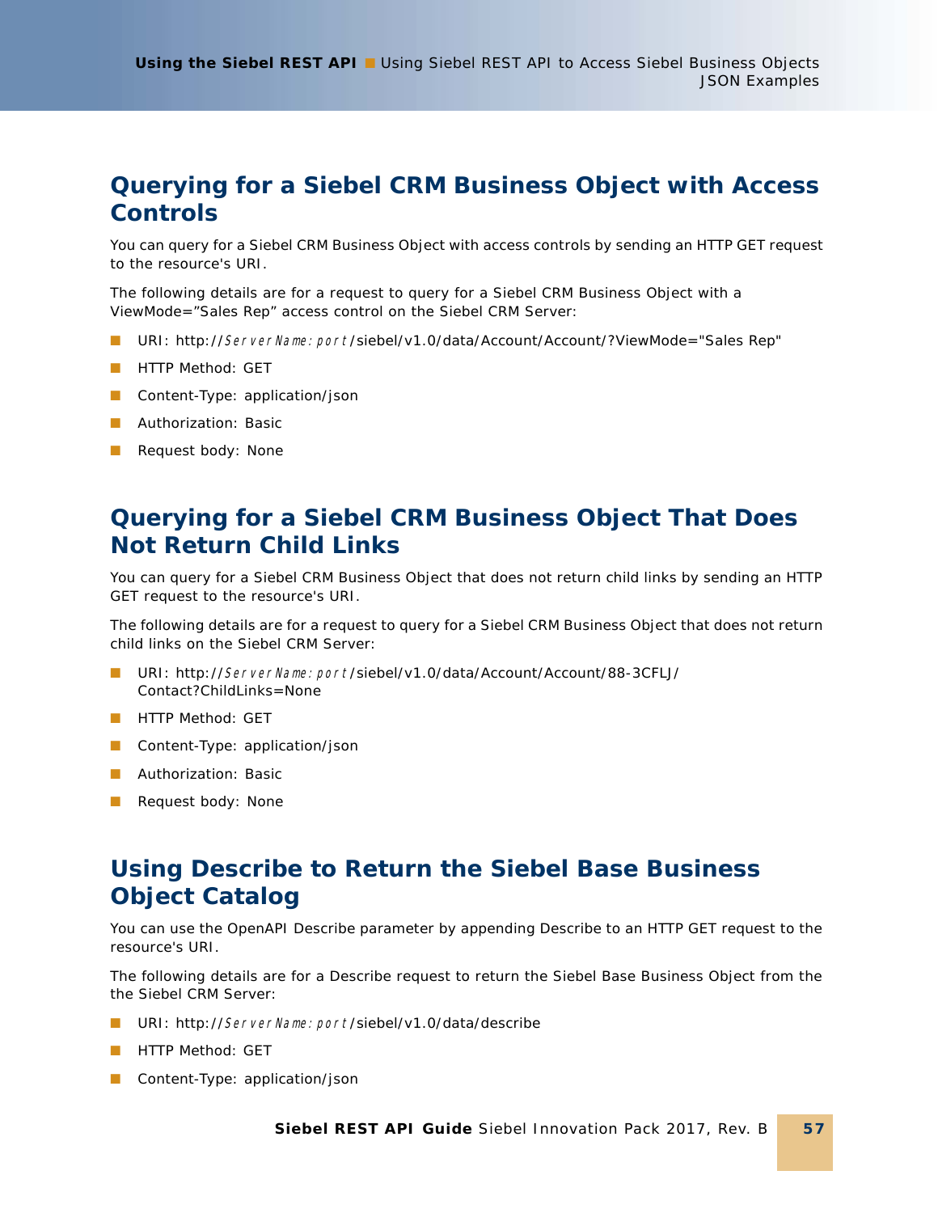## Querying for a Siebel CRM Business Object with Access Controls

You can query for a Siebel CRM Business Object with access controls by sending an HTTP GET request to the resource's URI.

The following details are for a request to query for a Siebel CRM Business Object with a ViewMode="Sales Rep" access control on the Siebel CRM Server:

- URI: http://*ServerName:port*/siebel/v1.0/data/Account/Account/?ViewMode="Sales Rep"
- HTTP Method: GET
- Content-Type: application/json
- Authorization: Basic
- Request body: None

## Querying for a Siebel CRM Business Object That Does Not Return Child Links

You can query for a Siebel CRM Business Object that does not return child links by sending an HTTP GET request to the resource's URI.

The following details are for a request to query for a Siebel CRM Business Object that does not return child links on the Siebel CRM Server:

- URI: http://*ServerName:port*/siebel/v1.0/data/Account/Account/88-3CFLJ/Contact?ChildLinks=None
- HTTP Method: GET
- Content-Type: application/json
- Authorization: Basic
- Request body: None

## Using Describe to Return the Siebel Base Business Object Catalog

You can use the OpenAPI Describe parameter by appending Describe to an HTTP GET request to the resource's URI.

The following details are for a Describe request to return the Siebel Base Business Object from the the Siebel CRM Server:

- URI: http://*ServerName:port*/siebel/v1.0/data/describe
- HTTP Method: GET
- Content-Type: application/json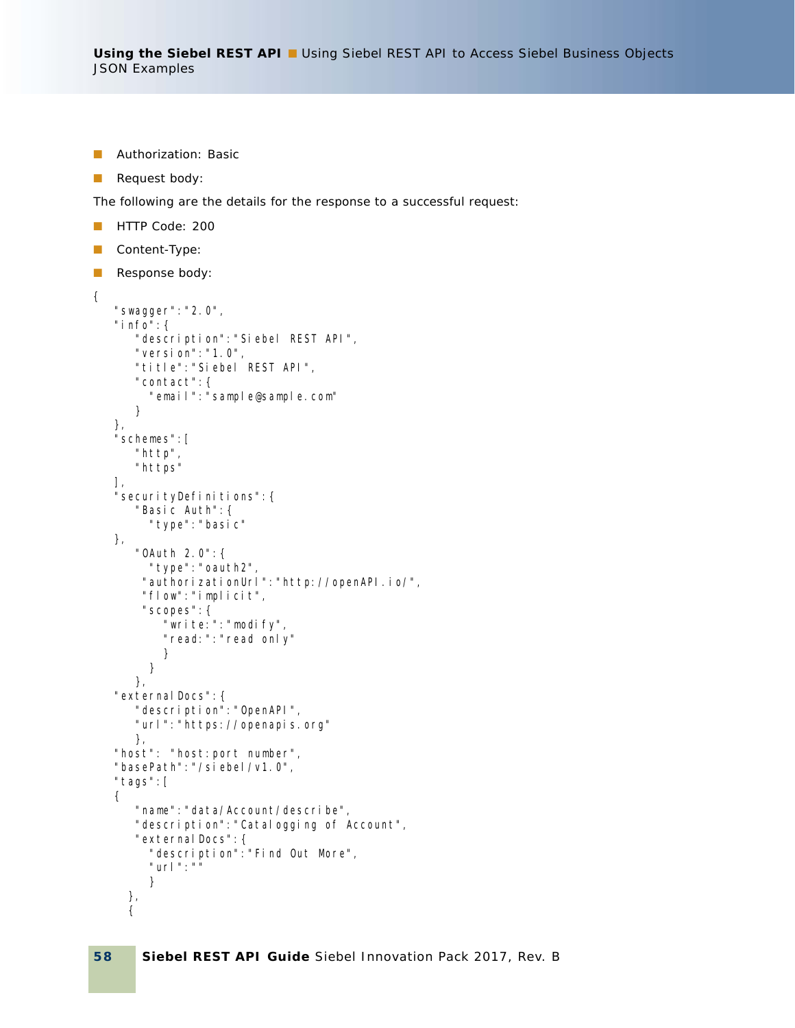- Authorization: Basic
- Request body:

The following are the details for the response to a successful request:

- HTTP Code: 200
- Content-Type:
- Response body:

```
{
   "swagger":"2.0",
   "info":{
      "description":"Siebel REST API",
      "version":"1.0",
      "title":"Siebel REST API",
      "contact":{
        "email":"sample@sample.com"
      }
   },
   "schemes":[
      "http",
      "https"
   ],
   "securityDefinitions":{
      "Basic Auth":{
        "type":"basic"
   },
      "OAuth 2.0":{
        "type":"oauth2",
       "authorizationUrl":"http://openAPI.io/",
       "flow":"implicit",
       "scopes":{
          "write:":"modify",
          "read:":"read only"
          }
        }
      },
   "externalDocs":{
      "description":"OpenAPI",
      "url":"https://openapis.org"
      },
   "host": "host:port number",
   "basePath":"/siebel/v1.0",
   "tags":[
   {
      "name":"data/Account/describe",
      "description":"Catalogging of Account",
      "externalDocs":{
        "description":"Find Out More",
        "url":""
        }
     },
     {
```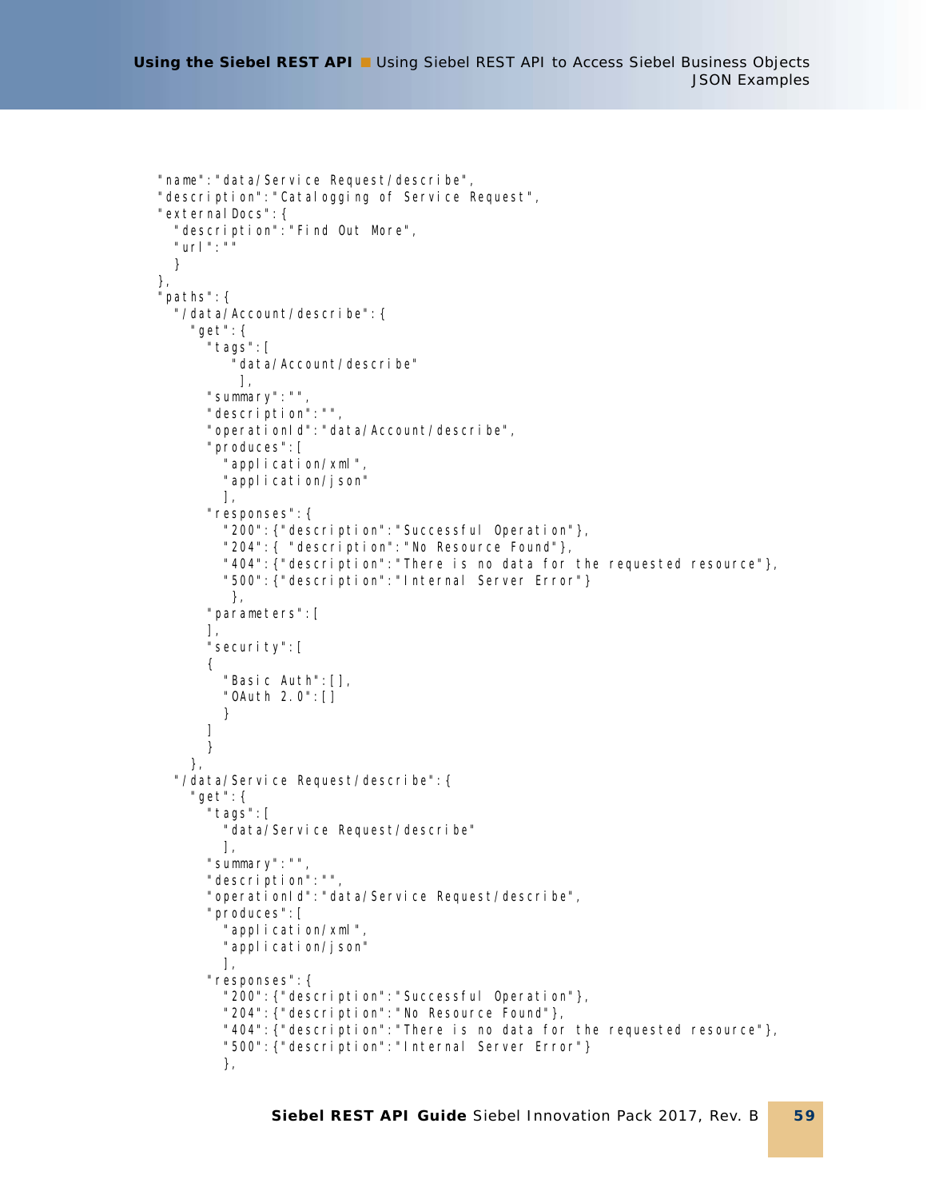```
"name":"data/Service Request/describe",
"description":"Catalogging of Service Request",
"externalDocs":{
  "description":"Find Out More",
  "url":""
  }
},
"paths":{
  "/data/Account/describe":{
    "get":{
      "tags":[
          "data/Account/describe"
          ],
      "summary":"",
      "description":"",
      "operationId":"data/Account/describe",
      "produces":[
        "application/xml",
        "application/json"
        ],
      "responses":{
        "200":{"description":"Successful Operation"},
        "204":{ "description":"No Resource Found"},
        "404":{"description":"There is no data for the requested resource"},
        "500":{"description":"Internal Server Error"}
         },
      "parameters":[
      ],
      "security":[
      {
        "Basic Auth":[],
        "OAuth 2.0":[]
        }
      ]
      }
    },
  "/data/Service Request/describe":{
    "get":{
      "tags":[
        "data/Service Request/describe"
        ],
      "summary":"",
      "description":"",
      "operationId":"data/Service Request/describe",
      "produces":[
        "application/xml",
        "application/json"
        ],
      "responses":{
        "200":{"description":"Successful Operation"},
        "204":{"description":"No Resource Found"},
        "404":{"description":"There is no data for the requested resource"},
        "500":{"description":"Internal Server Error"}
        },
```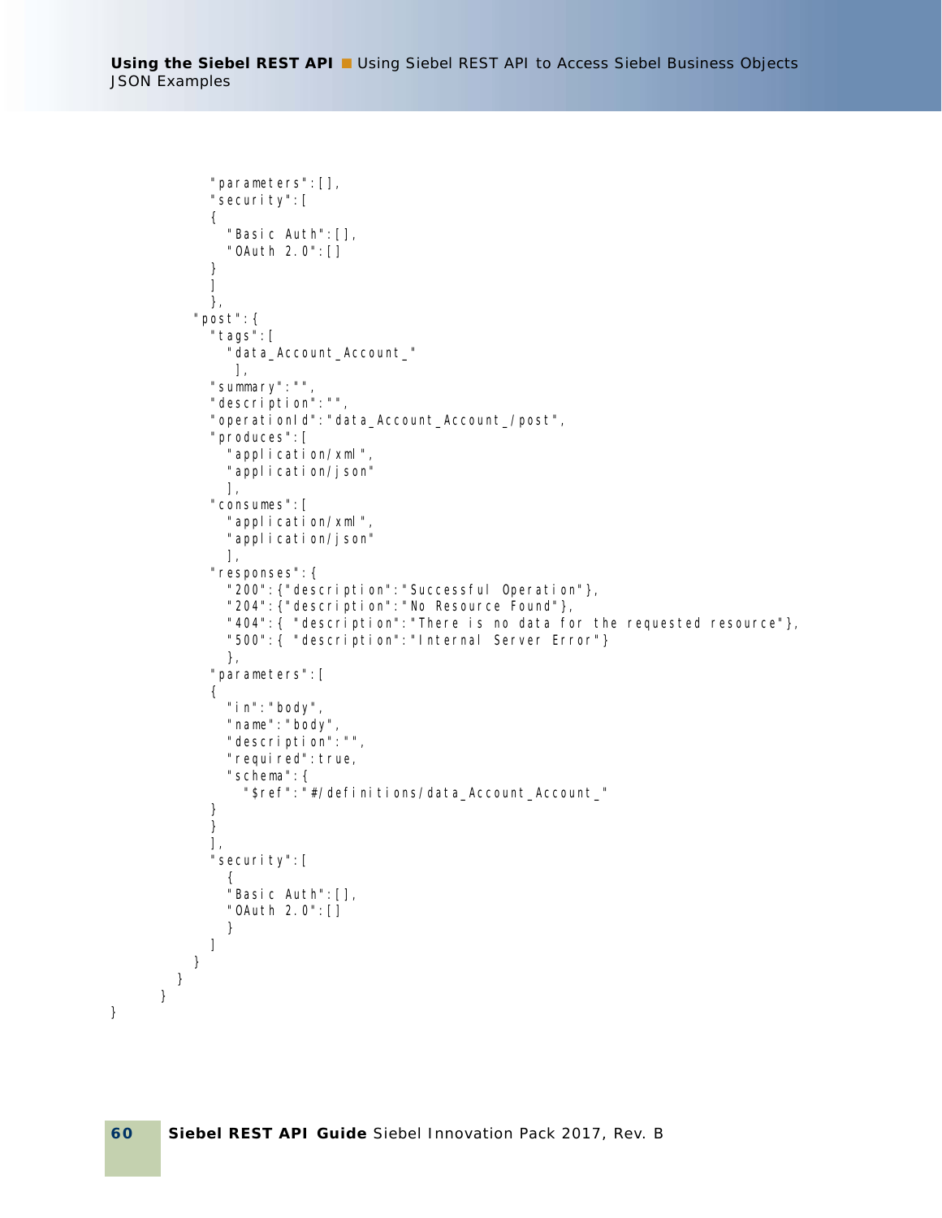```
            "parameters":[],
            "security":[
            {
              "Basic Auth":[],
              "OAuth 2.0":[]
            }
            ]
            },
          "post":{
            "tags":[
              "data_Account_Account_"
               ],
            "summary":"",
            "description":"",
            "operationId":"data_Account_Account_/post",
            "produces":[
              "application/xml",
              "application/json"
              ],
            "consumes":[
              "application/xml",
              "application/json"
              ],
            "responses":{
              "200":{"description":"Successful Operation"},
              "204":{"description":"No Resource Found"},
              "404":{ "description":"There is no data for the requested resource"},
              "500":{ "description":"Internal Server Error"}
              },
            "parameters":[
            {
              "in":"body",
              "name":"body",
              "description":"",
              "required":true,
              "schema":{
                "$ref":"#/definitions/data_Account_Account_"
            }
            }
            ],
            "security":[
              {
              "Basic Auth":[],
              "OAuth 2.0":[]
              }
            ]
          }
        }
      }
}
```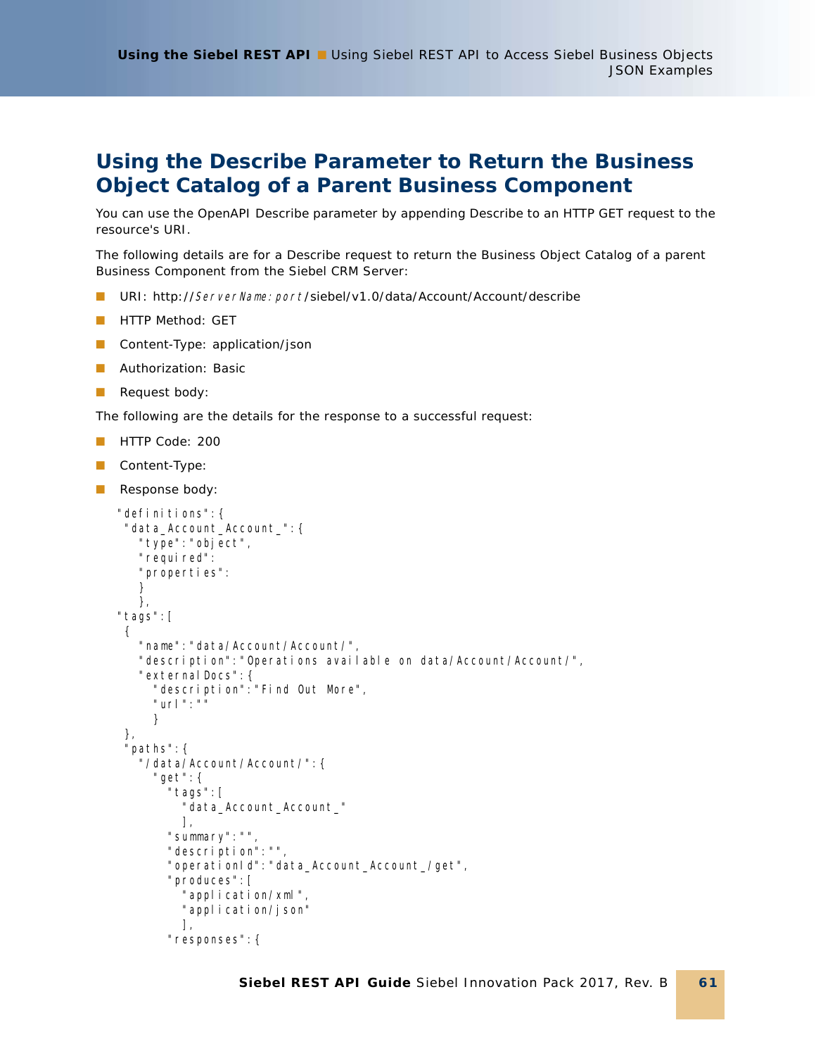## Using the Describe Parameter to Return the Business Object Catalog of a Parent Business Component

You can use the OpenAPI Describe parameter by appending Describe to an HTTP GET request to the resource's URI.

The following details are for a Describe request to return the Business Object Catalog of a parent Business Component from the Siebel CRM Server:

- URI: http://*ServerName:port*/siebel/v1.0/data/Account/Account/describe
- HTTP Method: GET
- Content-Type: application/json
- Authorization: Basic
- Request body:

The following are the details for the response to a successful request:

- HTTP Code: 200
- Content-Type:
- Response body:

```
"definitions":{
 "data_Account_Account_":{
   "type":"object",
   "required":
   "properties":
   }
   },
"tags":[
 {
   "name":"data/Account/Account/",
   "description":"Operations available on data/Account/Account/",
   "externalDocs":{
     "description":"Find Out More",
     "url":""
     }
 },
 "paths":{
   "/data/Account/Account/":{
     "get":{
       "tags":[
         "data_Account_Account_"
         ],
       "summary":"",
       "description":"",
       "operationId":"data_Account_Account_/get",
       "produces":[
         "application/xml",
         "application/json"
         ],
       "responses":{
```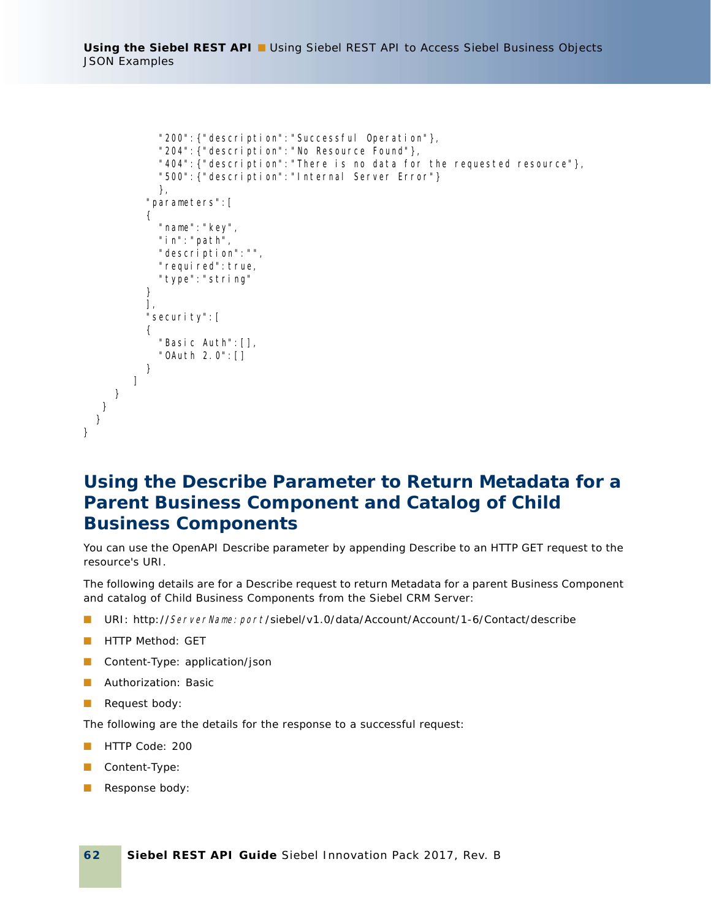```
          "200":{"description":"Successful Operation"},
          "204":{"description":"No Resource Found"},
          "404":{"description":"There is no data for the requested resource"},
          "500":{"description":"Internal Server Error"}
          },
        "parameters":[
        {
          "name":"key",
          "in":"path",
          "description":"",
          "required":true,
          "type":"string"
        }
        ],
        "security":[
        {
          "Basic Auth":[],
          "OAuth 2.0":[]
        }
      ]
    }
   }
  }
}
```

## Using the Describe Parameter to Return Metadata for a Parent Business Component and Catalog of Child Business Components

You can use the OpenAPI Describe parameter by appending Describe to an HTTP GET request to the resource's URI.

The following details are for a Describe request to return Metadata for a parent Business Component and catalog of Child Business Components from the Siebel CRM Server:

- URI: http://*ServerName:port*/siebel/v1.0/data/Account/Account/1-6/Contact/describe
- HTTP Method: GET
- Content-Type: application/json
- Authorization: Basic
- Request body:

The following are the details for the response to a successful request:

- HTTP Code: 200
- Content-Type:
- Response body: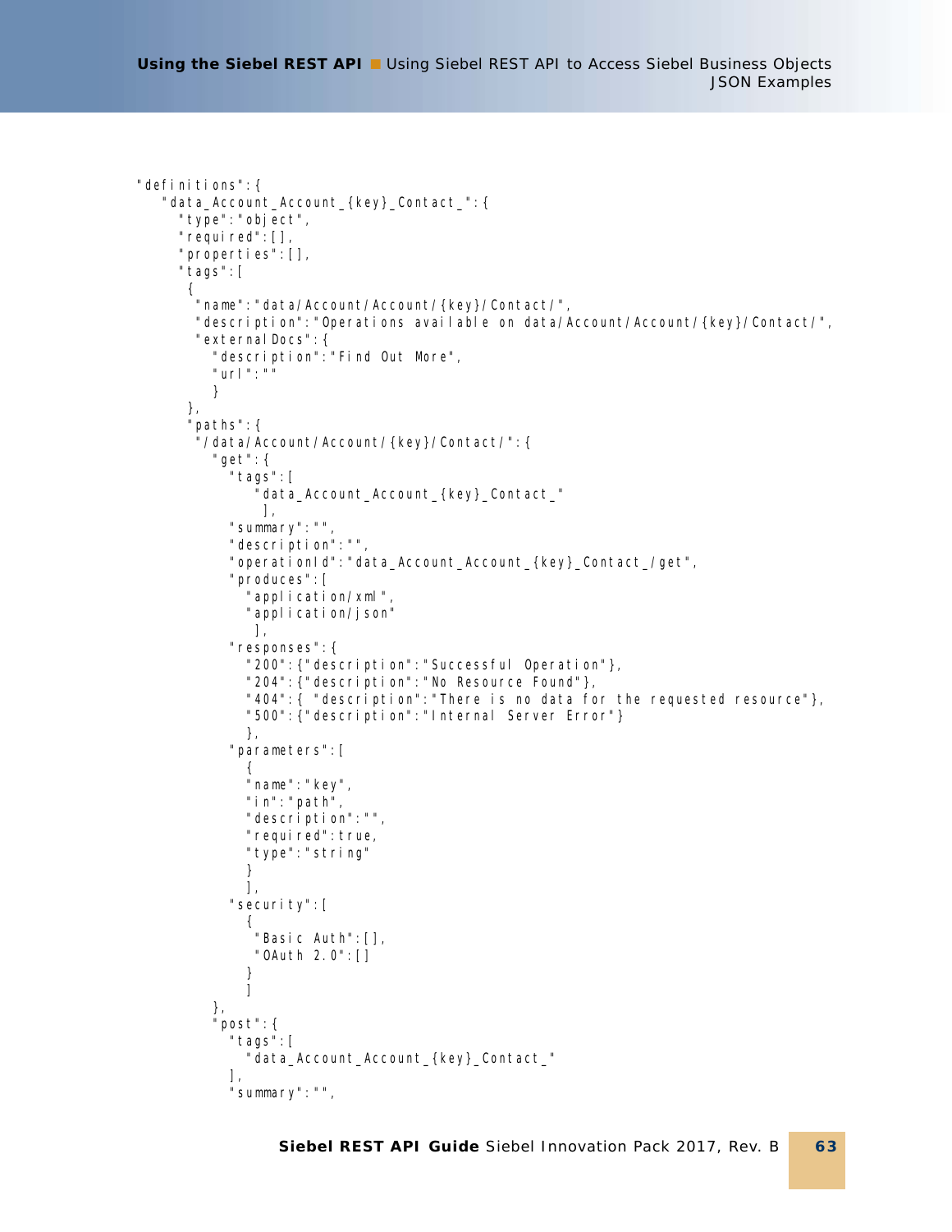```
"definitions":{
   "data_Account_Account_{key}_Contact_":{
     "type":"object",
     "required":[],
     "properties":[],
     "tags":[
      {
       "name":"data/Account/Account/{key}/Contact/",
       "description":"Operations available on data/Account/Account/{key}/Contact/",
       "externalDocs":{
         "description":"Find Out More",
         "url":""
         }
      },
      "paths":{
       "/data/Account/Account/{key}/Contact/":{
         "get":{
           "tags":[
              "data_Account_Account_{key}_Contact_"
               ],
           "summary":"",
           "description":"",
           "operationId":"data_Account_Account_{key}_Contact_/get",
           "produces":[
             "application/xml",
             "application/json"
              ],
           "responses":{
             "200":{"description":"Successful Operation"},
             "204":{"description":"No Resource Found"},
             "404":{ "description":"There is no data for the requested resource"},
             "500":{"description":"Internal Server Error"}
             },
           "parameters":[
             {
             "name":"key",
             "in":"path",
             "description":"",
             "required":true,
             "type":"string"
             }
             ],
           "security":[
             {
              "Basic Auth":[],
              "OAuth 2.0":[]
             }
             ]
         },
         "post":{
           "tags":[
             "data_Account_Account_{key}_Contact_"
           ],
           "summary":"",
```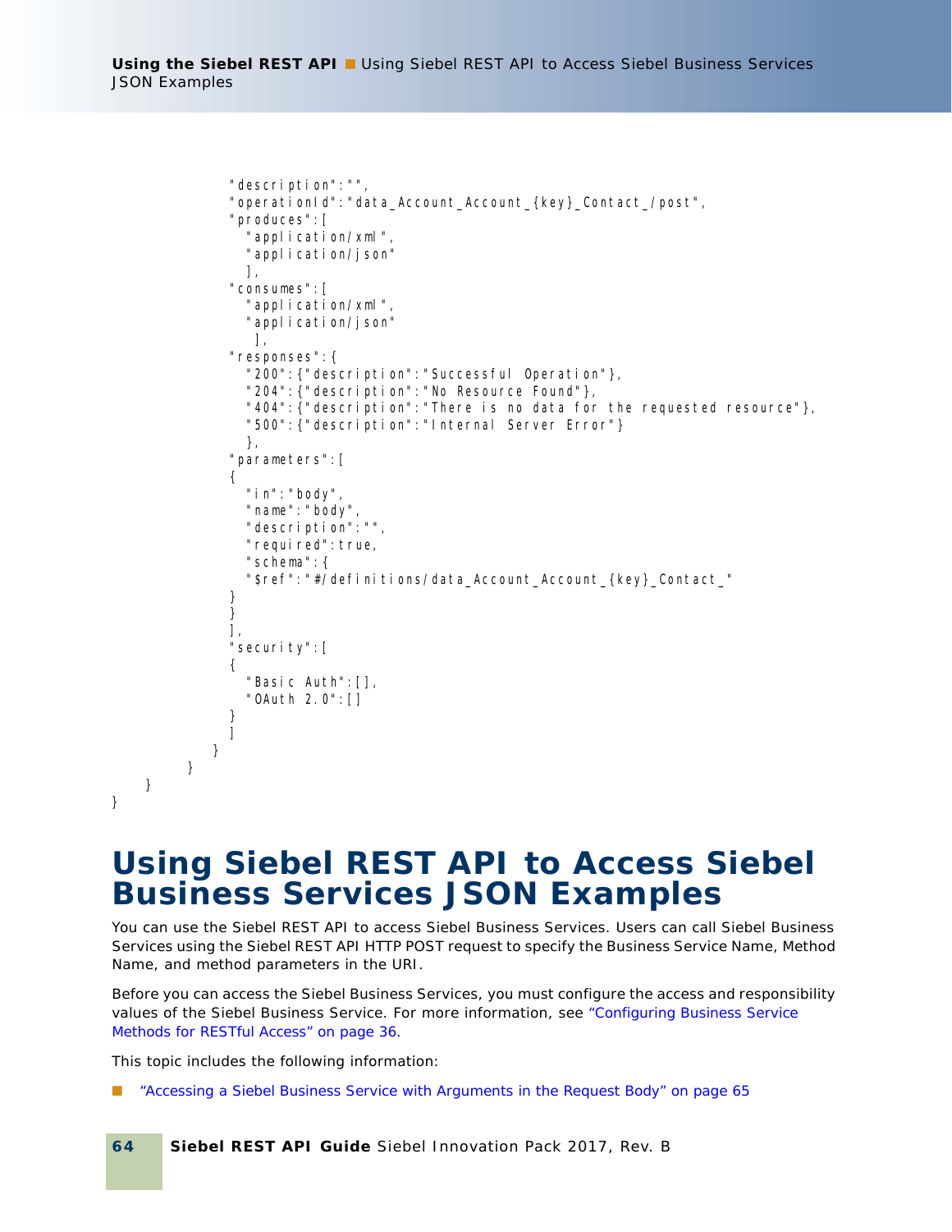```
            "description":"",
            "operationId":"data_Account_Account_{key}_Contact_/post",
            "produces":[
              "application/xml",
              "application/json"
              ],
            "consumes":[
              "application/xml",
              "application/json"
               ],
            "responses":{
              "200":{"description":"Successful Operation"},
              "204":{"description":"No Resource Found"},
              "404":{"description":"There is no data for the requested resource"},
              "500":{"description":"Internal Server Error"}
              },
            "parameters":[
            {
              "in":"body",
              "name":"body",
              "description":"",
              "required":true,
              "schema":{
              "$ref":"#/definitions/data_Account_Account_{key}_Contact_"
            }
            }
            ],
            "security":[
            {
              "Basic Auth":[],
              "OAuth 2.0":[]
            }
            ]
          }
        }
    }
}
```

# Using Siebel REST API to Access Siebel Business Services JSON Examples

You can use the Siebel REST API to access Siebel Business Services. Users can call Siebel Business Services using the Siebel REST API HTTP POST request to specify the Business Service Name, Method Name, and method parameters in the URI.

Before you can access the Siebel Business Services, you must configure the access and responsibility values of the Siebel Business Service. For more information, see "Configuring Business Service Methods for RESTful Access" on page 36.

This topic includes the following information:

- "Accessing a Siebel Business Service with Arguments in the Request Body" on page 65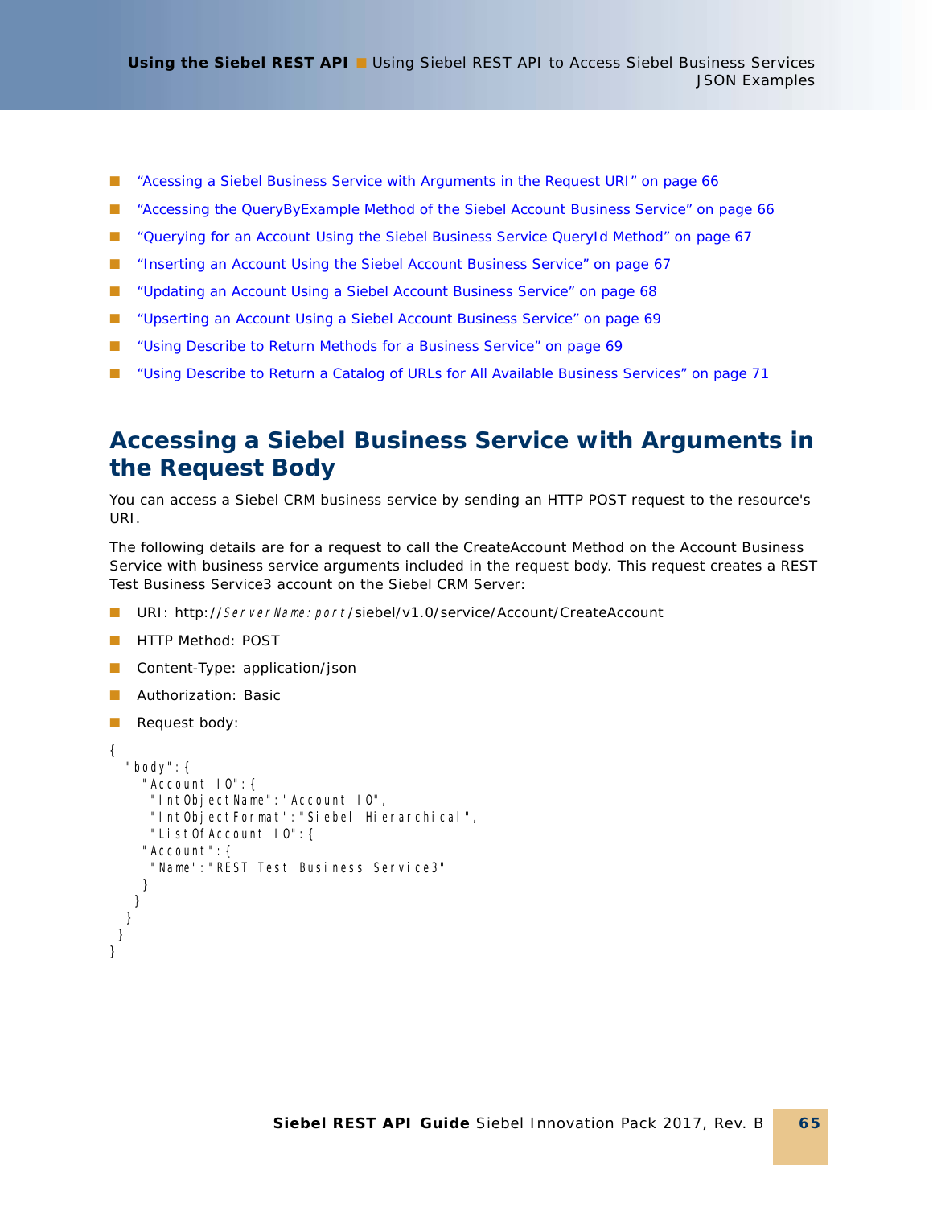- “Acessing a Siebel Business Service with Arguments in the Request URI” on page 66
- “Accessing the QueryByExample Method of the Siebel Account Business Service” on page 66
- “Querying for an Account Using the Siebel Business Service QueryId Method” on page 67
- “Inserting an Account Using the Siebel Account Business Service” on page 67
- “Updating an Account Using a Siebel Account Business Service” on page 68
- “Upserting an Account Using a Siebel Account Business Service” on page 69
- “Using Describe to Return Methods for a Business Service” on page 69
- “Using Describe to Return a Catalog of URLs for All Available Business Services” on page 71

## Accessing a Siebel Business Service with Arguments in the Request Body

You can access a Siebel CRM business service by sending an HTTP POST request to the resource's URI.

The following details are for a request to call the CreateAccount Method on the Account Business Service with business service arguments included in the request body. This request creates a REST Test Business Service3 account on the Siebel CRM Server:

- URI: http://*ServerName:port*/siebel/v1.0/service/Account/CreateAccount
- HTTP Method: POST
- Content-Type: application/json
- Authorization: Basic
- Request body:

```
{
  "body":{
    "Account IO":{
      "IntObjectName":"Account IO",
      "IntObjectFormat":"Siebel Hierarchical",
      "ListOfAccount IO":{
    "Account":{
      "Name":"REST Test Business Service3"
     }
    }
   }
  }
}
```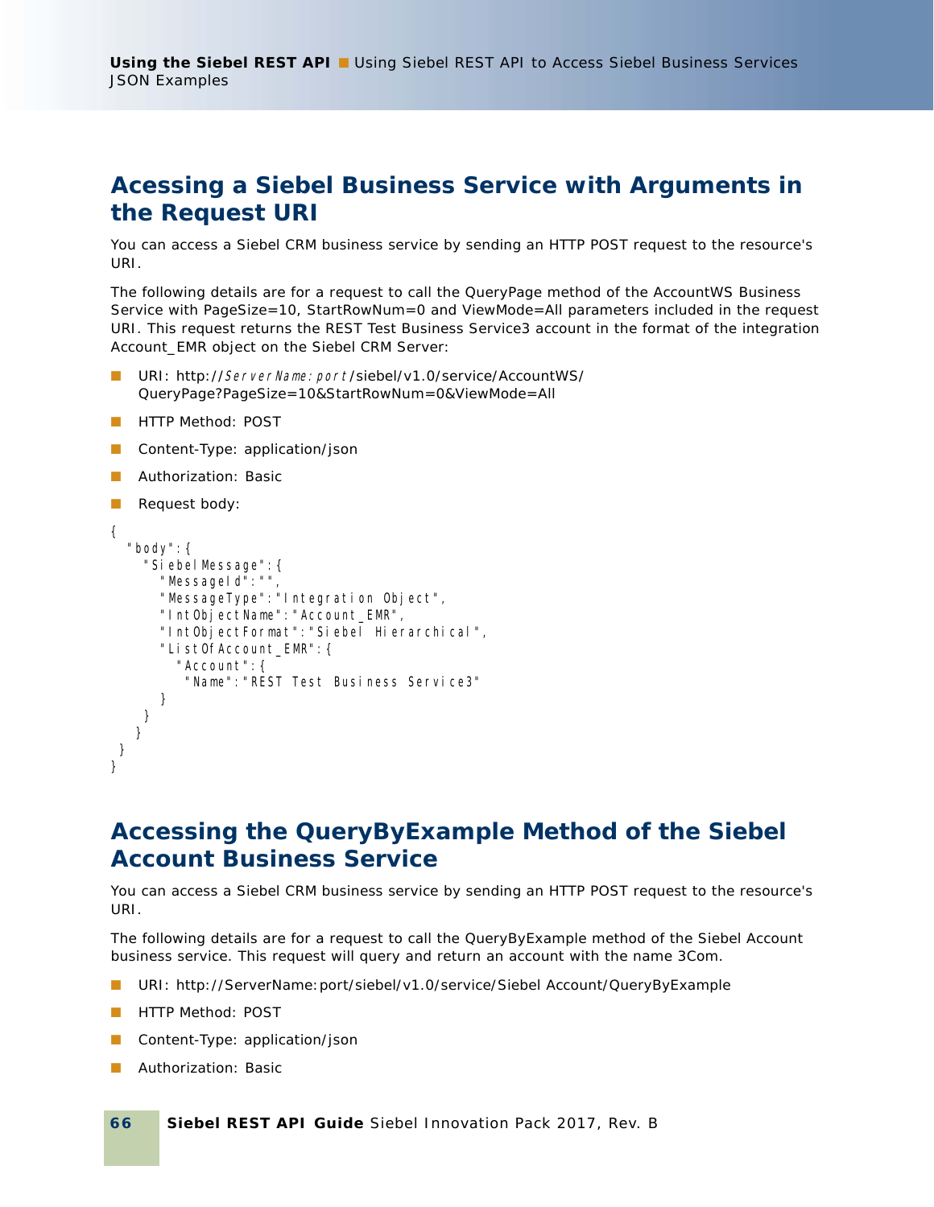## Acessing a Siebel Business Service with Arguments in the Request URI

You can access a Siebel CRM business service by sending an HTTP POST request to the resource's URI.

The following details are for a request to call the QueryPage method of the AccountWS Business Service with PageSize=10, StartRowNum=0 and ViewMode=All parameters included in the request URI. This request returns the REST Test Business Service3 account in the format of the integration Account_EMR object on the Siebel CRM Server:

- URI: http://*ServerName:port*/siebel/v1.0/service/AccountWS/QueryPage?PageSize=10&StartRowNum=0&ViewMode=All
- HTTP Method: POST
- Content-Type: application/json
- Authorization: Basic
- Request body:

```
{
  "body":{
    "SiebelMessage":{
      "MessageId":"",
      "MessageType":"Integration Object",
      "IntObjectName":"Account_EMR",
      "IntObjectFormat":"Siebel Hierarchical",
      "ListOfAccount_EMR":{
        "Account":{
          "Name":"REST Test Business Service3"
      }
    }
   }
 }
}
```

## Accessing the QueryByExample Method of the Siebel Account Business Service

You can access a Siebel CRM business service by sending an HTTP POST request to the resource's URI.

The following details are for a request to call the QueryByExample method of the Siebel Account business service. This request will query and return an account with the name 3Com.

- URI: http://ServerName:port/siebel/v1.0/service/Siebel Account/QueryByExample
- HTTP Method: POST
- Content-Type: application/json
- Authorization: Basic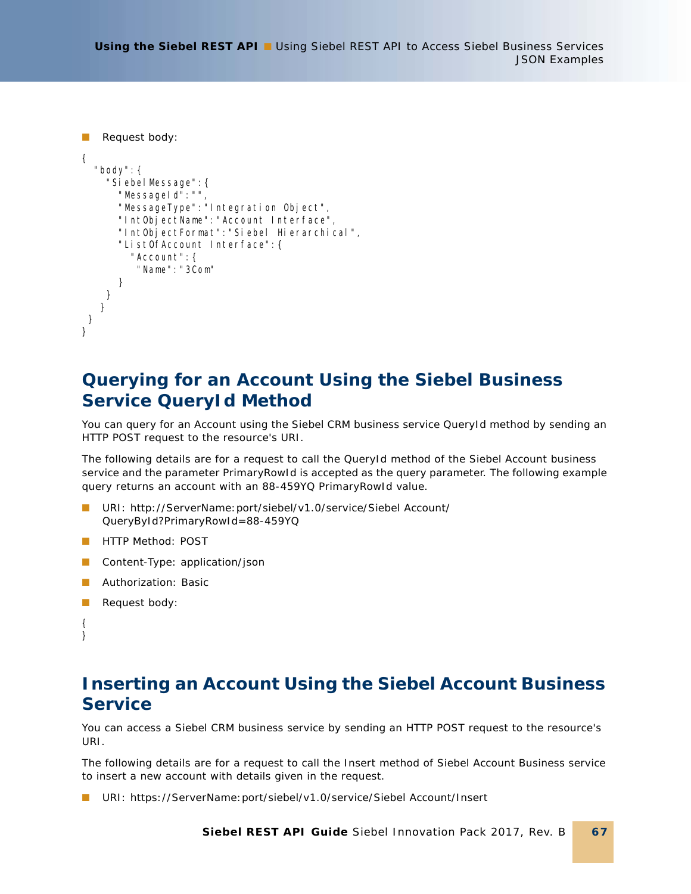- Request body:

```
{
  "body":{
    "SiebelMessage":{
      "MessageId":"",
      "MessageType":"Integration Object",
      "IntObjectName":"Account Interface",
      "IntObjectFormat":"Siebel Hierarchical",
      "ListOfAccount Interface":{
        "Account":{
          "Name":"3Com"
      }
    }
   }
 }
}
```

## Querying for an Account Using the Siebel Business Service QueryId Method

You can query for an Account using the Siebel CRM business service QueryId method by sending an HTTP POST request to the resource's URI.

The following details are for a request to call the QueryId method of the Siebel Account business service and the parameter PrimaryRowId is accepted as the query parameter. The following example query returns an account with an 88-459YQ PrimaryRowId value.

- URI: http://ServerName:port/siebel/v1.0/service/Siebel Account/QueryById?PrimaryRowId=88-459YQ
- HTTP Method: POST
- Content-Type: application/json
- Authorization: Basic
- Request body:

```
{
}
```

## Inserting an Account Using the Siebel Account Business Service

You can access a Siebel CRM business service by sending an HTTP POST request to the resource's URI.

The following details are for a request to call the Insert method of Siebel Account Business service to insert a new account with details given in the request.

- URI: https://ServerName:port/siebel/v1.0/service/Siebel Account/Insert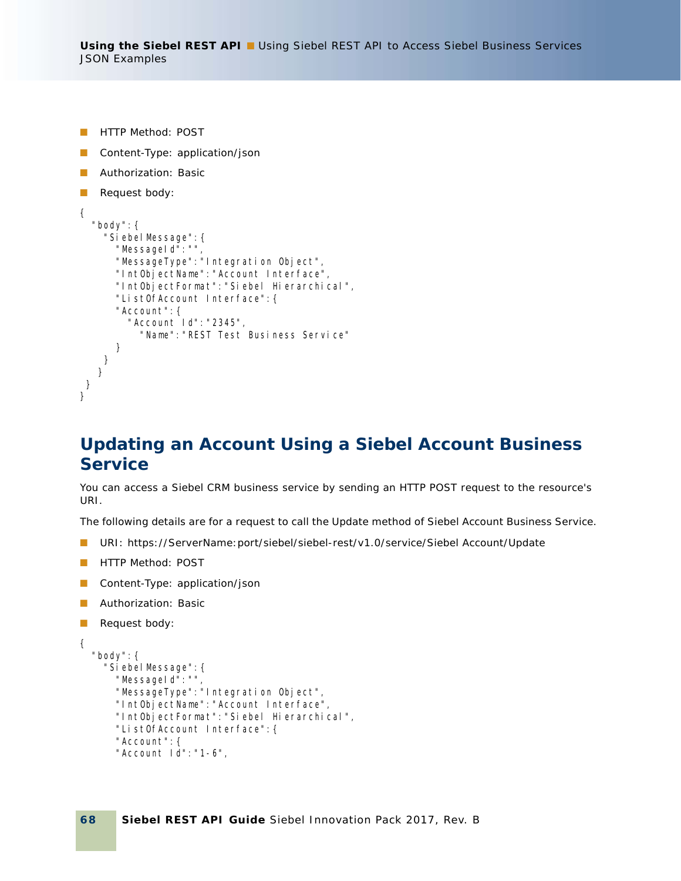- HTTP Method: POST
- Content-Type: application/json
- Authorization: Basic
- Request body:

```
{
  "body":{
    "SiebelMessage":{
      "MessageId":"",
      "MessageType":"Integration Object",
      "IntObjectName":"Account Interface",
      "IntObjectFormat":"Siebel Hierarchical",
      "ListOfAccount Interface":{
      "Account":{
        "Account Id":"2345",
          "Name":"REST Test Business Service"
      }
    }
   }
 }
}
```

## Updating an Account Using a Siebel Account Business Service

You can access a Siebel CRM business service by sending an HTTP POST request to the resource's URI.

The following details are for a request to call the Update method of Siebel Account Business Service.

- URI: https://ServerName:port/siebel/siebel-rest/v1.0/service/Siebel Account/Update
- HTTP Method: POST
- Content-Type: application/json
- Authorization: Basic
- Request body:

```
{
  "body":{
    "SiebelMessage":{
      "MessageId":"",
      "MessageType":"Integration Object",
      "IntObjectName":"Account Interface",
      "IntObjectFormat":"Siebel Hierarchical",
      "ListOfAccount Interface":{
      "Account":{
      "Account Id":"1-6",
```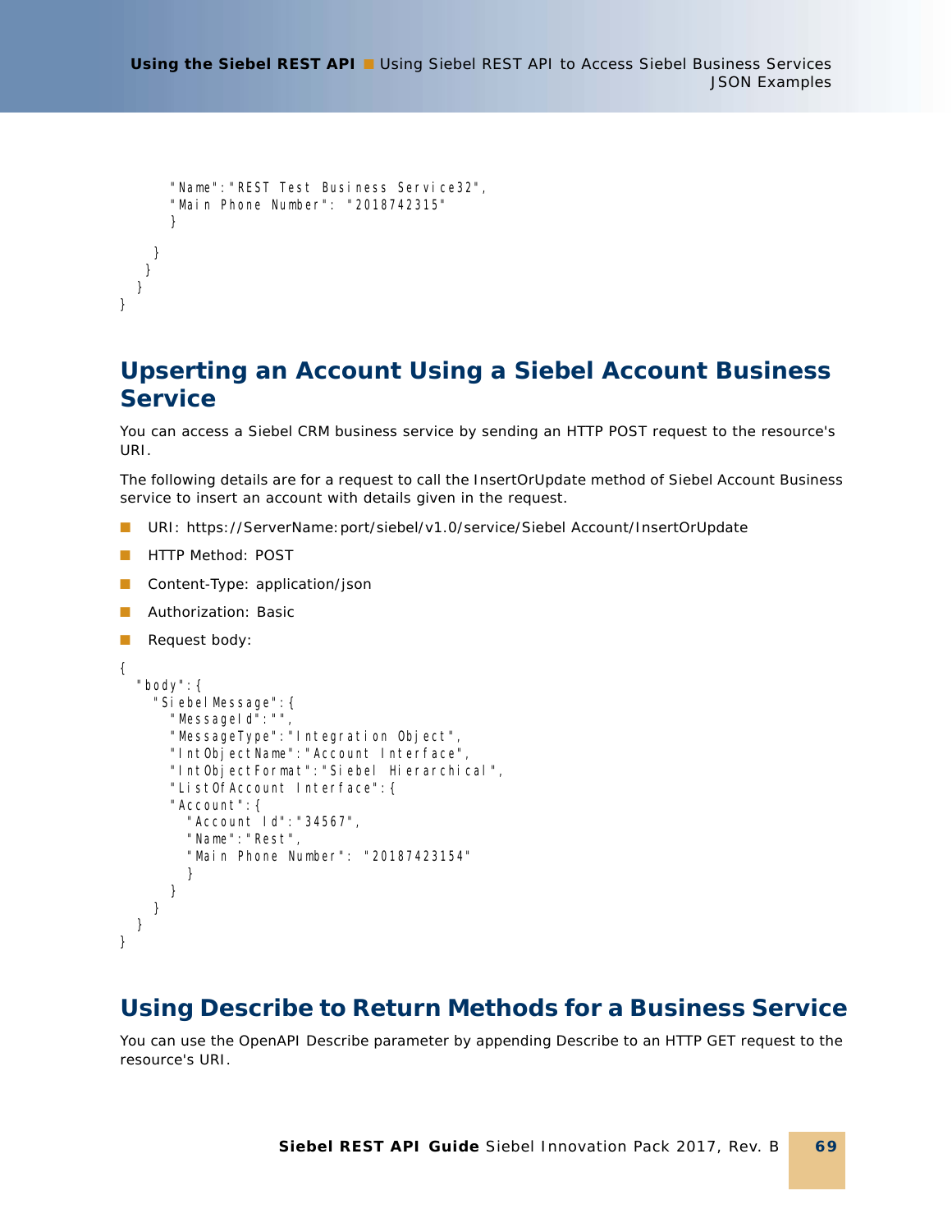```
        "Name":"REST Test Business Service32",
        "Main Phone Number": "2018742315"
        }

      }
    }
  }
}
```

## Upserting an Account Using a Siebel Account Business Service

You can access a Siebel CRM business service by sending an HTTP POST request to the resource's URI.

The following details are for a request to call the InsertOrUpdate method of Siebel Account Business service to insert an account with details given in the request.

- URI: https://ServerName:port/siebel/v1.0/service/Siebel Account/InsertOrUpdate
- HTTP Method: POST
- Content-Type: application/json
- Authorization: Basic
- Request body:

```
{
  "body":{
    "SiebelMessage":{
      "MessageId":"",
      "MessageType":"Integration Object",
      "IntObjectName":"Account Interface",
      "IntObjectFormat":"Siebel Hierarchical",
      "ListOfAccount Interface":{
      "Account":{
        "Account Id":"34567",
        "Name":"Rest",
        "Main Phone Number": "20187423154"
        }
      }
    }
  }
}
```

## Using Describe to Return Methods for a Business Service

You can use the OpenAPI Describe parameter by appending Describe to an HTTP GET request to the resource's URI.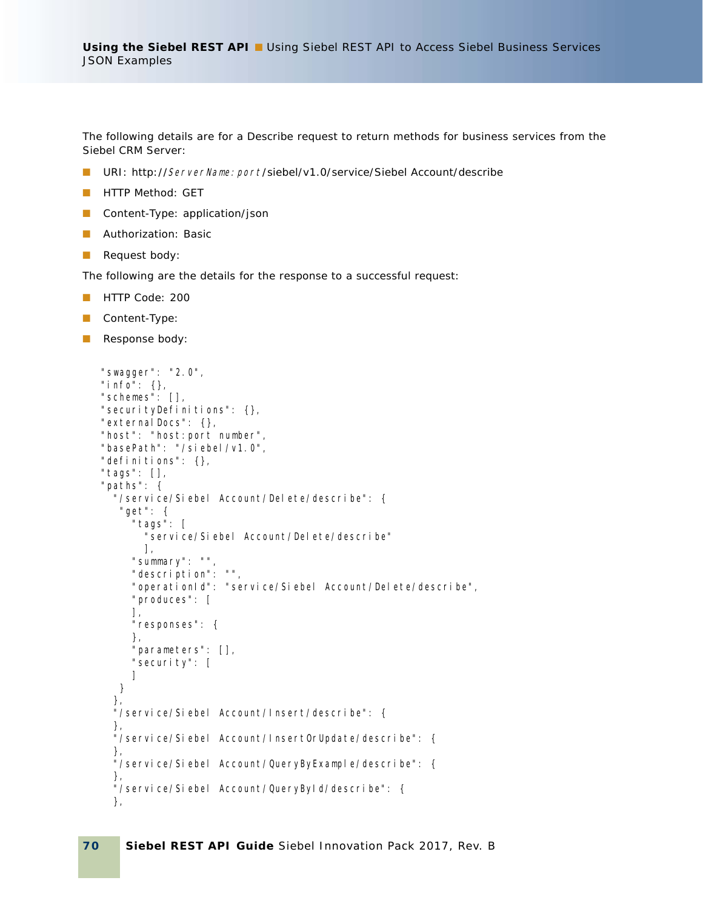The following details are for a Describe request to return methods for business services from the Siebel CRM Server:

- URI: http://*ServerName:port*/siebel/v1.0/service/Siebel Account/describe
- HTTP Method: GET
- Content-Type: application/json
- Authorization: Basic
- Request body:

The following are the details for the response to a successful request:

- HTTP Code: 200
- Content-Type:
- Response body:

```
"swagger": "2.0",
"info": {},
"schemes": [],
"securityDefinitions": {},
"externalDocs": {},
"host": "host:port number",
"basePath": "/siebel/v1.0",
"definitions": {},
"tags": [],
"paths": {
  "/service/Siebel Account/Delete/describe": {
   "get": {
     "tags": [
       "service/Siebel Account/Delete/describe"
       ],
     "summary": "",
     "description": "",
     "operationId": "service/Siebel Account/Delete/describe",
     "produces": [
     ],
     "responses": {
     },
     "parameters": [],
     "security": [
     ]
   }
  },
  "/service/Siebel Account/Insert/describe": {
  },
  "/service/Siebel Account/InsertOrUpdate/describe": {
  },
  "/service/Siebel Account/QueryByExample/describe": {
  },
  "/service/Siebel Account/QueryById/describe": {
  },
```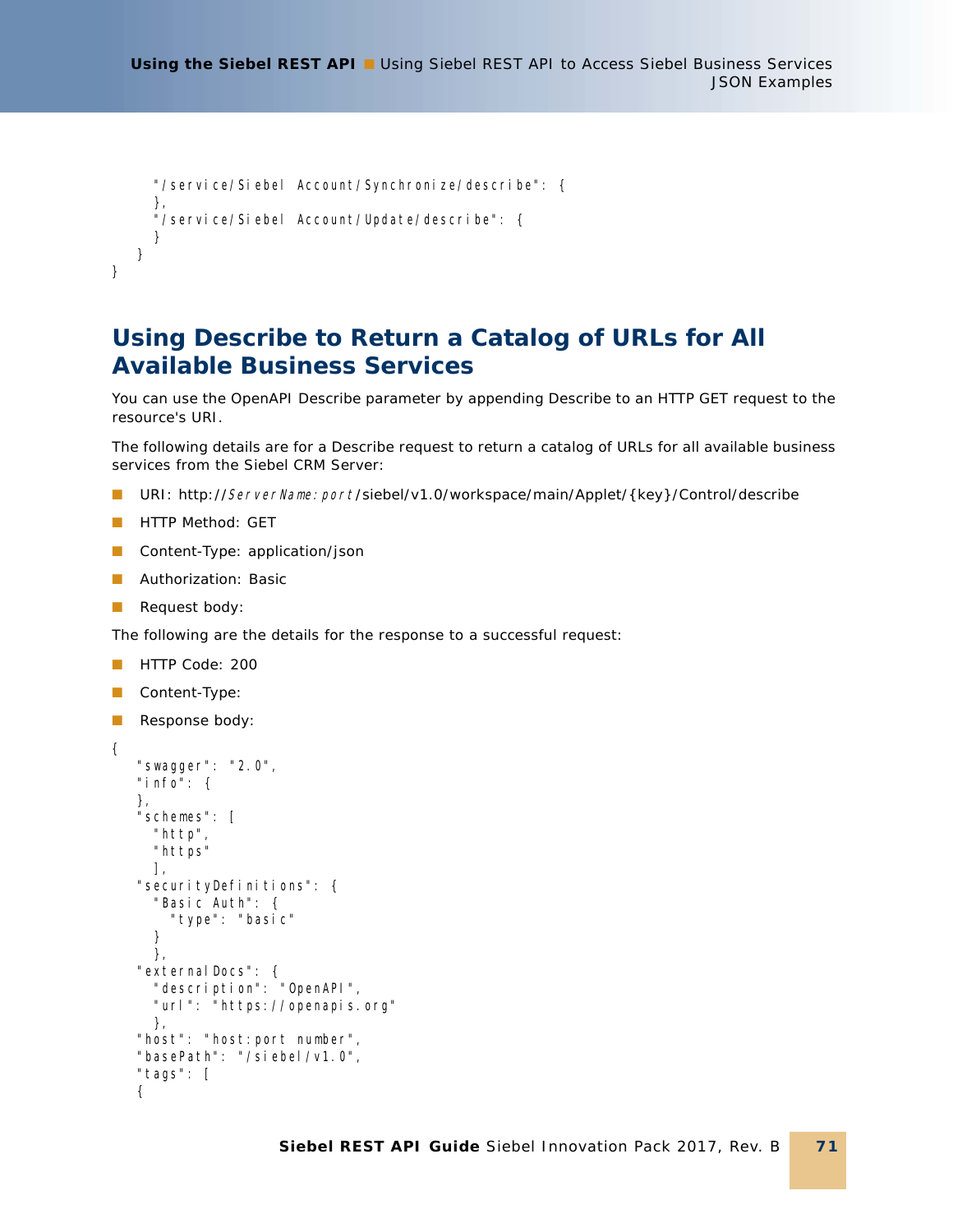```
      "/service/Siebel Account/Synchronize/describe": {
      },
      "/service/Siebel Account/Update/describe": {
      }
    }
}
```

## Using Describe to Return a Catalog of URLs for All Available Business Services

You can use the OpenAPI Describe parameter by appending Describe to an HTTP GET request to the resource's URI.

The following details are for a Describe request to return a catalog of URLs for all available business services from the Siebel CRM Server:

- URI: http://*ServerName:port*/siebel/v1.0/workspace/main/Applet/{key}/Control/describe
- HTTP Method: GET
- Content-Type: application/json
- Authorization: Basic
- Request body:

The following are the details for the response to a successful request:

- HTTP Code: 200
- Content-Type:
- Response body:

```
{
   "swagger": "2.0",
   "info": {
   },
   "schemes": [
     "http",
     "https"
     ],
   "securityDefinitions": {
     "Basic Auth": {
       "type": "basic"
     }
     },
   "externalDocs": {
     "description": "OpenAPI",
     "url": "https://openapis.org"
     },
   "host": "host:port number",
   "basePath": "/siebel/v1.0",
   "tags": [
   {
```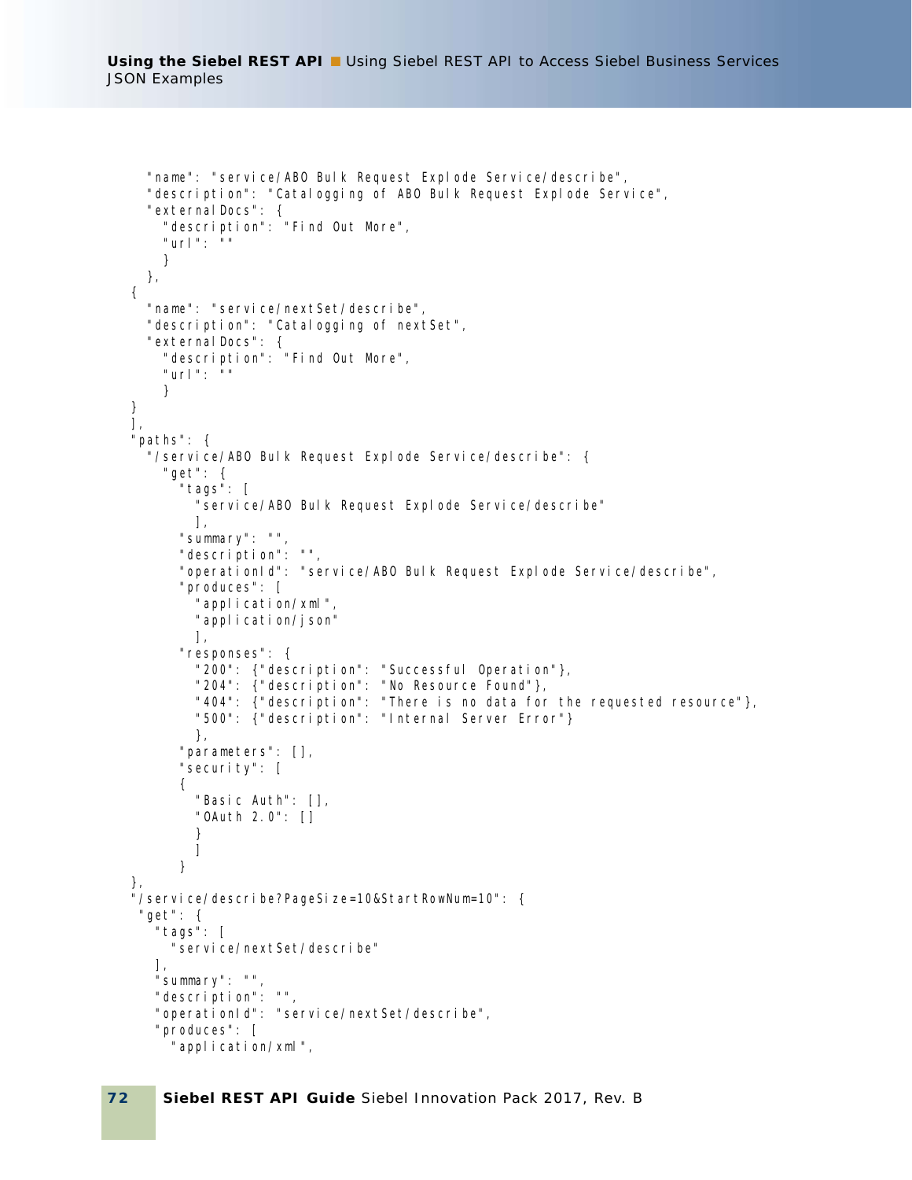```
    "name": "service/ABO Bulk Request Explode Service/describe",
    "description": "Catalogging of ABO Bulk Request Explode Service",
    "externalDocs": {
      "description": "Find Out More",
      "url": ""
      }
    },
  {
    "name": "service/nextSet/describe",
    "description": "Catalogging of nextSet",
    "externalDocs": {
      "description": "Find Out More",
      "url": ""
      }
  }
  ],
  "paths": {
    "/service/ABO Bulk Request Explode Service/describe": {
      "get": {
        "tags": [
          "service/ABO Bulk Request Explode Service/describe"
          ],
        "summary": "",
        "description": "",
        "operationId": "service/ABO Bulk Request Explode Service/describe",
        "produces": [
          "application/xml",
          "application/json"
          ],
        "responses": {
          "200": {"description": "Successful Operation"},
          "204": {"description": "No Resource Found"},
          "404": {"description": "There is no data for the requested resource"},
          "500": {"description": "Internal Server Error"}
          },
        "parameters": [],
        "security": [
        {
          "Basic Auth": [],
          "OAuth 2.0": []
          }
          ]
        }
  },
  "/service/describe?PageSize=10&StartRowNum=10": {
   "get": {
     "tags": [
       "service/nextSet/describe"
     ],
     "summary": "",
     "description": "",
     "operationId": "service/nextSet/describe",
     "produces": [
       "application/xml",
```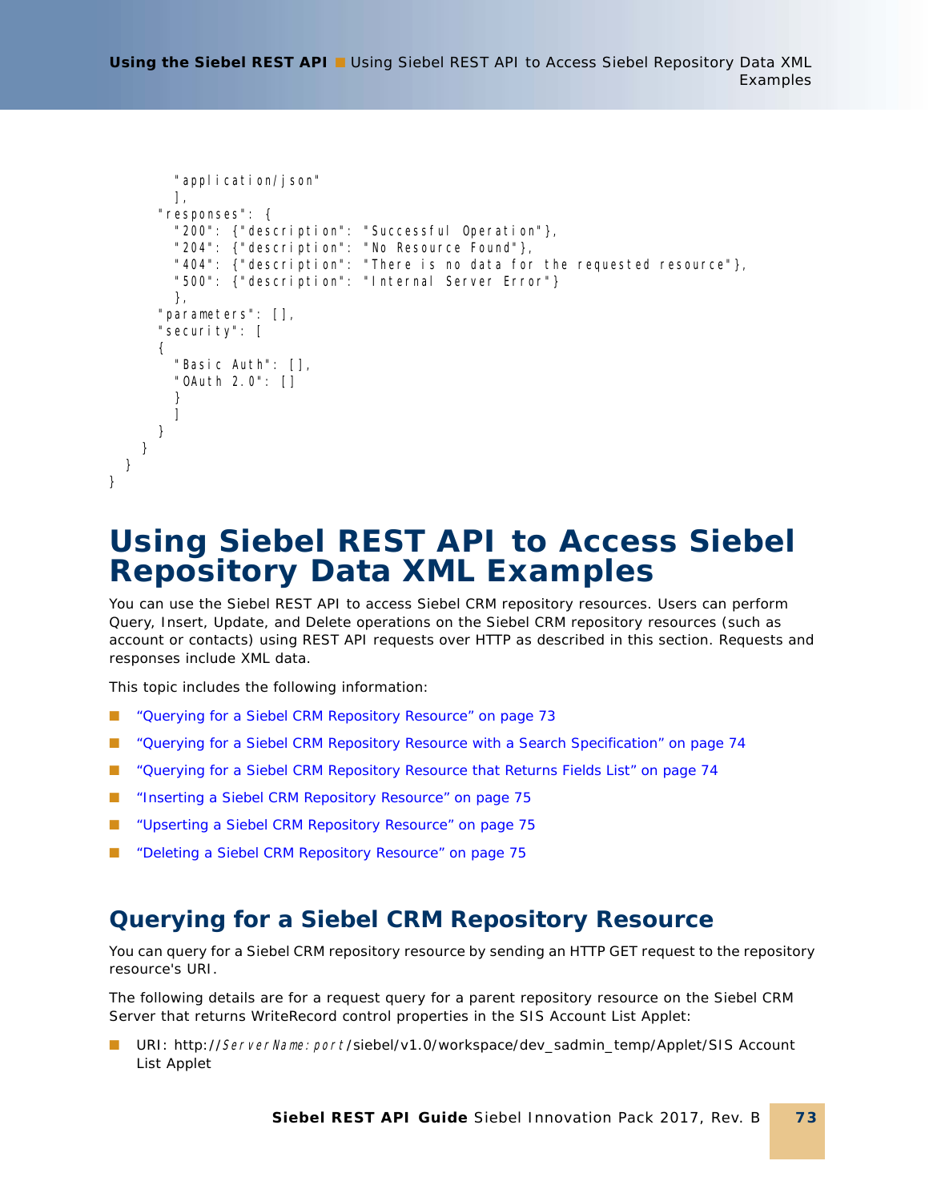```
        "application/json"
        ],
      "responses": {
        "200": {"description": "Successful Operation"},
        "204": {"description": "No Resource Found"},
        "404": {"description": "There is no data for the requested resource"},
        "500": {"description": "Internal Server Error"}
        },
      "parameters": [],
      "security": [
      {
        "Basic Auth": [],
        "OAuth 2.0": []
        }
        ]
      }
    }
  }
}
```

# Using Siebel REST API to Access Siebel Repository Data XML Examples

You can use the Siebel REST API to access Siebel CRM repository resources. Users can perform Query, Insert, Update, and Delete operations on the Siebel CRM repository resources (such as account or contacts) using REST API requests over HTTP as described in this section. Requests and responses include XML data.

This topic includes the following information:

- "Querying for a Siebel CRM Repository Resource" on page 73
- "Querying for a Siebel CRM Repository Resource with a Search Specification" on page 74
- "Querying for a Siebel CRM Repository Resource that Returns Fields List" on page 74
- "Inserting a Siebel CRM Repository Resource" on page 75
- "Upserting a Siebel CRM Repository Resource" on page 75
- "Deleting a Siebel CRM Repository Resource" on page 75

## Querying for a Siebel CRM Repository Resource

You can query for a Siebel CRM repository resource by sending an HTTP GET request to the repository resource's URI.

The following details are for a request query for a parent repository resource on the Siebel CRM Server that returns WriteRecord control properties in the SIS Account List Applet:

- URI: http://*ServerName:port*/siebel/v1.0/workspace/dev_sadmin_temp/Applet/SIS Account List Applet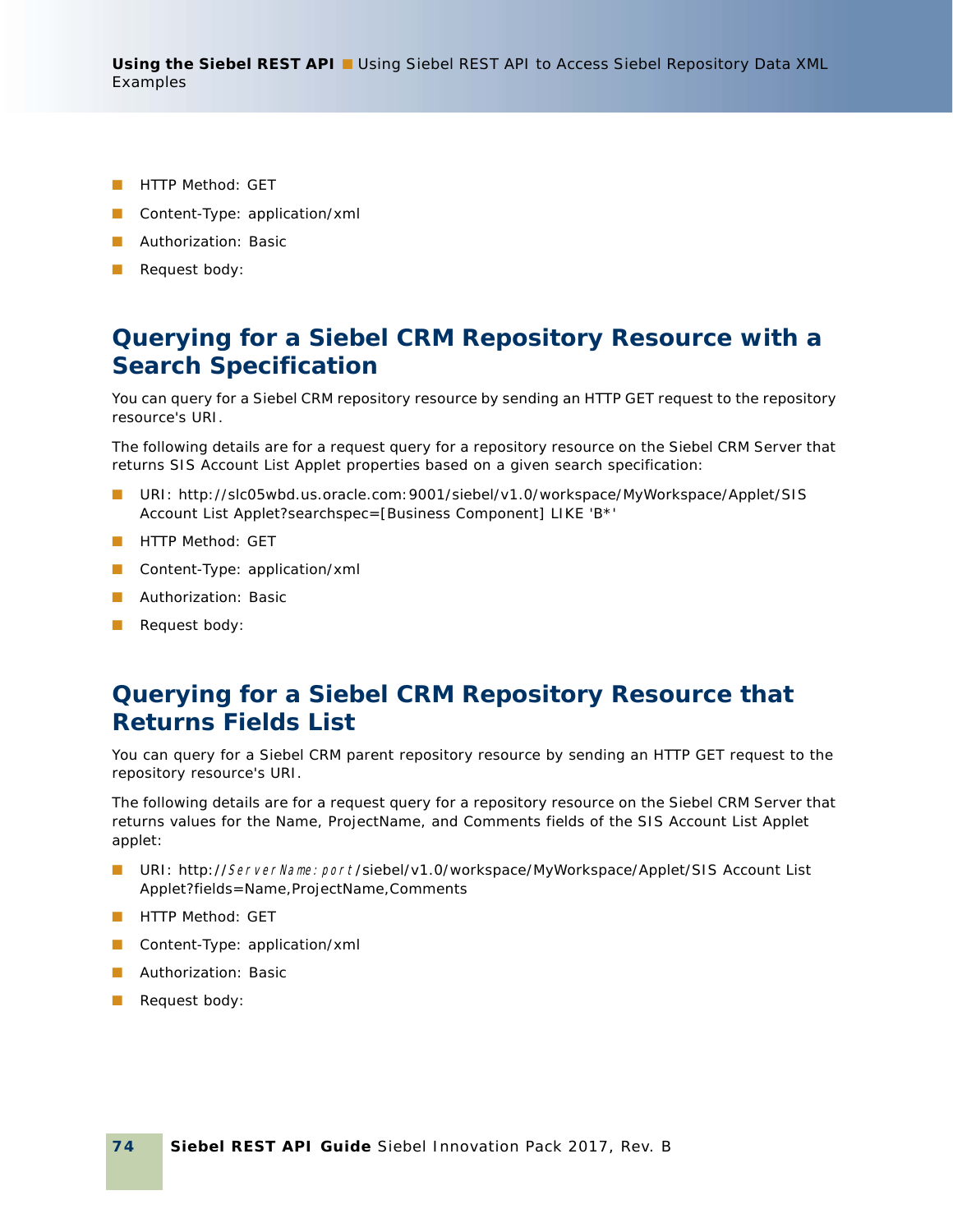- HTTP Method: GET
- Content-Type: application/xml
- Authorization: Basic
- Request body:

## Querying for a Siebel CRM Repository Resource with a Search Specification

You can query for a Siebel CRM repository resource by sending an HTTP GET request to the repository resource's URI.

The following details are for a request query for a repository resource on the Siebel CRM Server that returns SIS Account List Applet properties based on a given search specification:

- URI: http://slc05wbd.us.oracle.com:9001/siebel/v1.0/workspace/MyWorkspace/Applet/SIS Account List Applet?searchspec=[Business Component] LIKE 'B*'
- HTTP Method: GET
- Content-Type: application/xml
- Authorization: Basic
- Request body:

## Querying for a Siebel CRM Repository Resource that Returns Fields List

You can query for a Siebel CRM parent repository resource by sending an HTTP GET request to the repository resource's URI.

The following details are for a request query for a repository resource on the Siebel CRM Server that returns values for the Name, ProjectName, and Comments fields of the SIS Account List Applet applet:

- URI: http://*ServerName:port*/siebel/v1.0/workspace/MyWorkspace/Applet/SIS Account List Applet?fields=Name,ProjectName,Comments
- HTTP Method: GET
- Content-Type: application/xml
- Authorization: Basic
- Request body: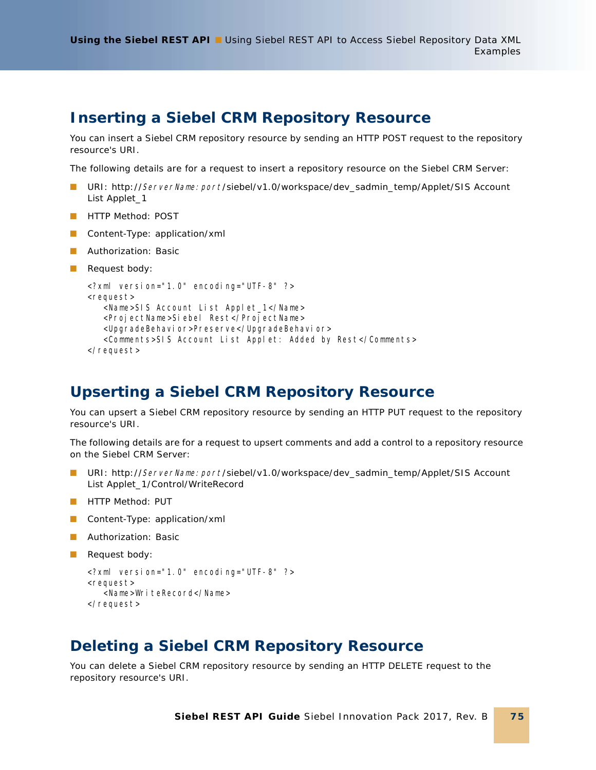## Inserting a Siebel CRM Repository Resource

You can insert a Siebel CRM repository resource by sending an HTTP POST request to the repository resource's URI.

The following details are for a request to insert a repository resource on the Siebel CRM Server:

- URI: http://*ServerName:port*/siebel/v1.0/workspace/dev_sadmin_temp/Applet/SIS Account List Applet_1
- HTTP Method: POST
- Content-Type: application/xml
- Authorization: Basic
- Request body:

```
<?xml version="1.0" encoding="UTF-8" ?>
<request>
   <Name>SIS Account List Applet_1</Name>
   <ProjectName>Siebel Rest</ProjectName>
   <UpgradeBehavior>Preserve</UpgradeBehavior>
   <Comments>SIS Account List Applet: Added by Rest</Comments>
</request>
```

## Upserting a Siebel CRM Repository Resource

You can upsert a Siebel CRM repository resource by sending an HTTP PUT request to the repository resource's URI.

The following details are for a request to upsert comments and add a control to a repository resource on the Siebel CRM Server:

- URI: http://*ServerName:port*/siebel/v1.0/workspace/dev_sadmin_temp/Applet/SIS Account List Applet_1/Control/WriteRecord
- HTTP Method: PUT
- Content-Type: application/xml
- Authorization: Basic
- Request body:

```
<?xml version="1.0" encoding="UTF-8" ?>
<request>
   <Name>WriteRecord</Name>
</request>
```

## Deleting a Siebel CRM Repository Resource

You can delete a Siebel CRM repository resource by sending an HTTP DELETE request to the repository resource's URI.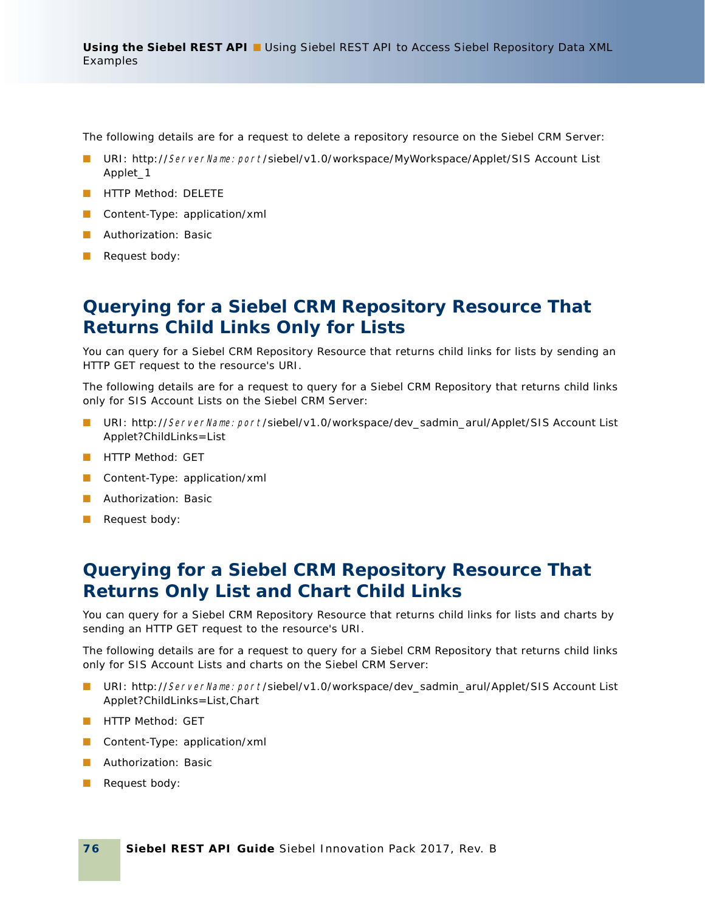The following details are for a request to delete a repository resource on the Siebel CRM Server:

- URI: http://*ServerName:port*/siebel/v1.0/workspace/MyWorkspace/Applet/SIS Account List Applet_1
- HTTP Method: DELETE
- Content-Type: application/xml
- Authorization: Basic
- Request body:

## Querying for a Siebel CRM Repository Resource That Returns Child Links Only for Lists

You can query for a Siebel CRM Repository Resource that returns child links for lists by sending an HTTP GET request to the resource's URI.

The following details are for a request to query for a Siebel CRM Repository that returns child links only for SIS Account Lists on the Siebel CRM Server:

- URI: http://*ServerName:port*/siebel/v1.0/workspace/dev_sadmin_arul/Applet/SIS Account List Applet?ChildLinks=List
- HTTP Method: GET
- Content-Type: application/xml
- Authorization: Basic
- Request body:

## Querying for a Siebel CRM Repository Resource That Returns Only List and Chart Child Links

You can query for a Siebel CRM Repository Resource that returns child links for lists and charts by sending an HTTP GET request to the resource's URI.

The following details are for a request to query for a Siebel CRM Repository that returns child links only for SIS Account Lists and charts on the Siebel CRM Server:

- URI: http://*ServerName:port*/siebel/v1.0/workspace/dev_sadmin_arul/Applet/SIS Account List Applet?ChildLinks=List,Chart
- HTTP Method: GET
- Content-Type: application/xml
- Authorization: Basic
- Request body: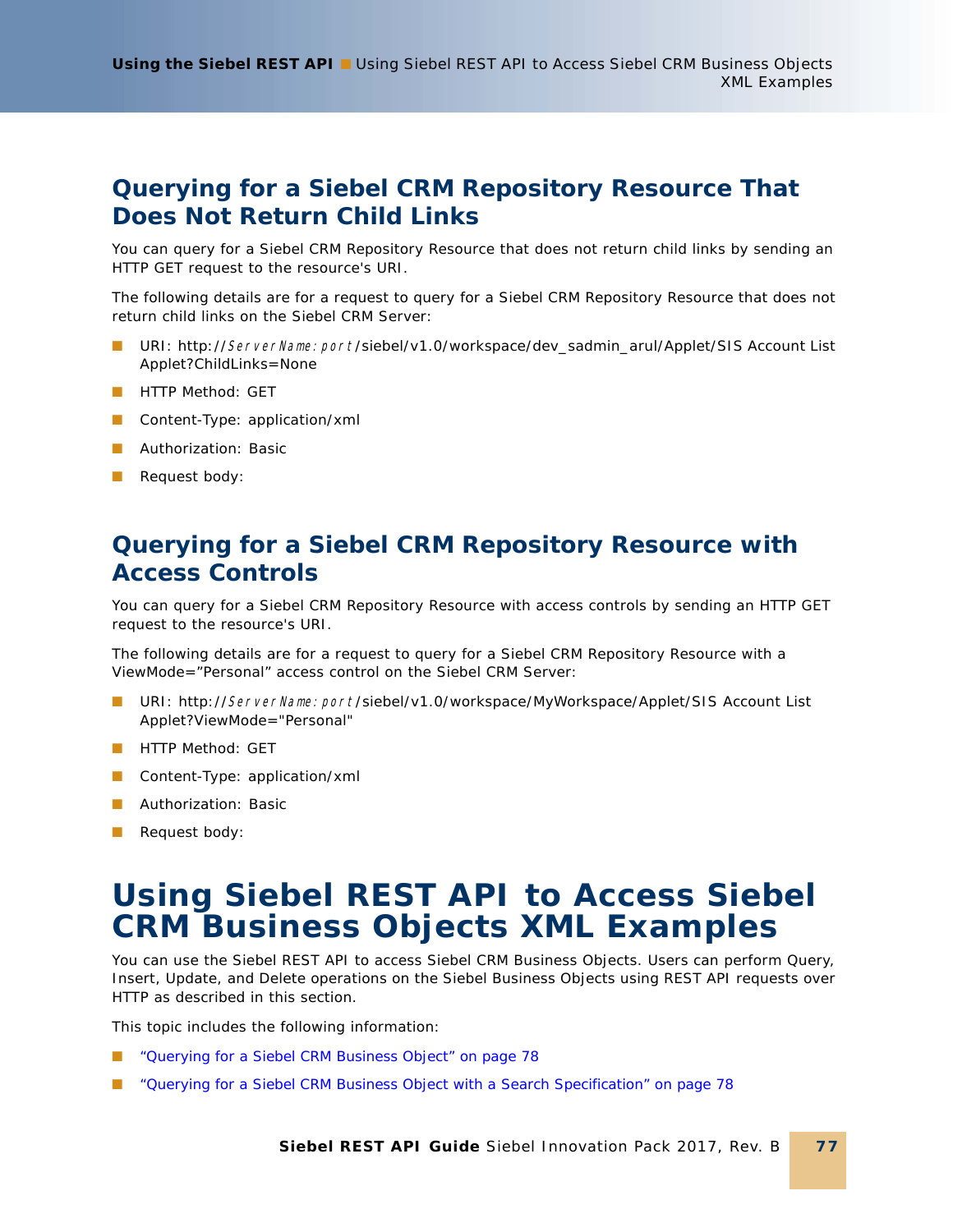## Querying for a Siebel CRM Repository Resource That Does Not Return Child Links

You can query for a Siebel CRM Repository Resource that does not return child links by sending an HTTP GET request to the resource's URI.

The following details are for a request to query for a Siebel CRM Repository Resource that does not return child links on the Siebel CRM Server:

- URI: http://*ServerName:port*/siebel/v1.0/workspace/dev_sadmin_arul/Applet/SIS Account List Applet?ChildLinks=None
- HTTP Method: GET
- Content-Type: application/xml
- Authorization: Basic
- Request body:

## Querying for a Siebel CRM Repository Resource with Access Controls

You can query for a Siebel CRM Repository Resource with access controls by sending an HTTP GET request to the resource's URI.

The following details are for a request to query for a Siebel CRM Repository Resource with a ViewMode="Personal" access control on the Siebel CRM Server:

- URI: http://*ServerName:port*/siebel/v1.0/workspace/MyWorkspace/Applet/SIS Account List Applet?ViewMode="Personal"
- HTTP Method: GET
- Content-Type: application/xml
- Authorization: Basic
- Request body:

# Using Siebel REST API to Access Siebel CRM Business Objects XML Examples

You can use the Siebel REST API to access Siebel CRM Business Objects. Users can perform Query, Insert, Update, and Delete operations on the Siebel Business Objects using REST API requests over HTTP as described in this section.

This topic includes the following information:

- "Querying for a Siebel CRM Business Object" on page 78
- "Querying for a Siebel CRM Business Object with a Search Specification" on page 78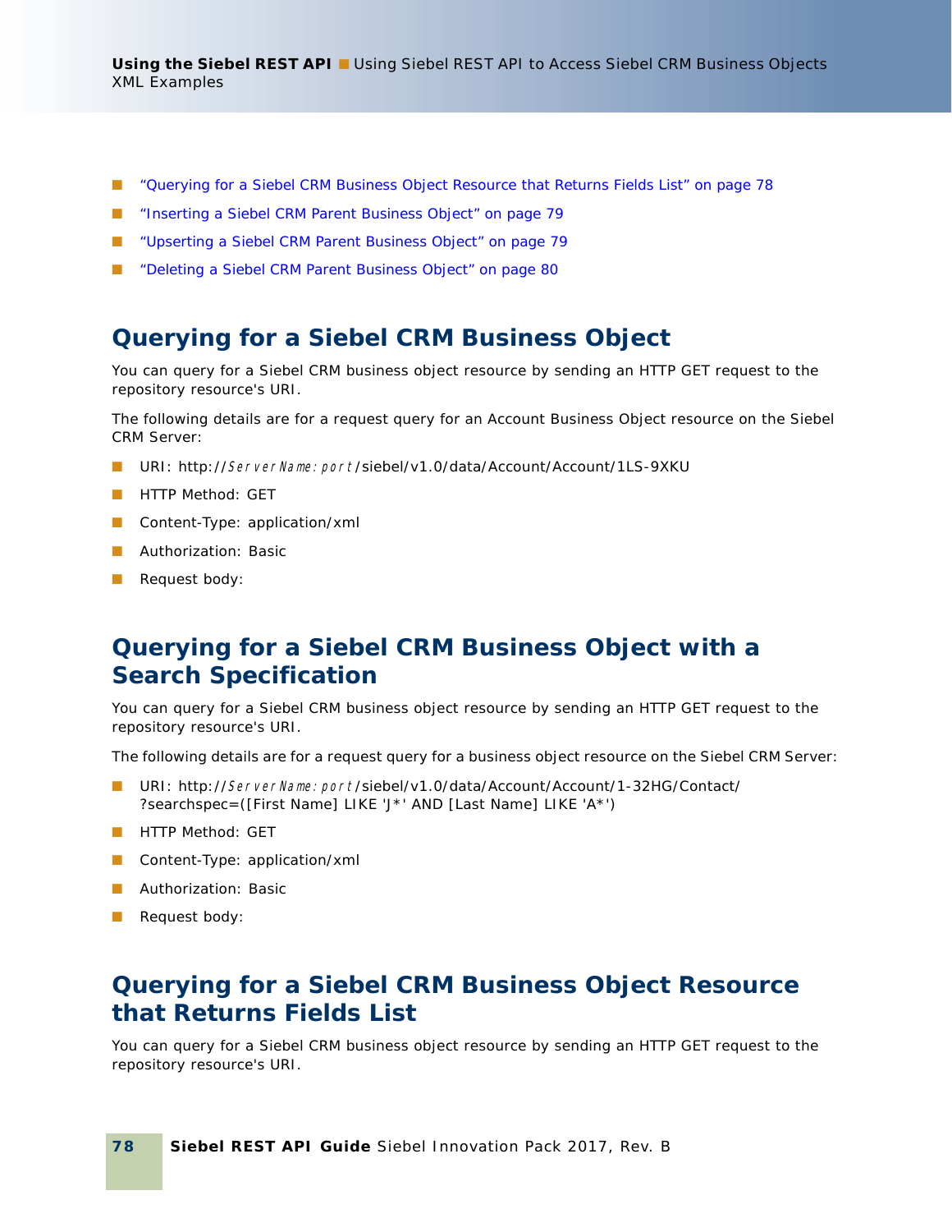- "Querying for a Siebel CRM Business Object Resource that Returns Fields List" on page 78
- "Inserting a Siebel CRM Parent Business Object" on page 79
- "Upserting a Siebel CRM Parent Business Object" on page 79
- "Deleting a Siebel CRM Parent Business Object" on page 80

## Querying for a Siebel CRM Business Object

You can query for a Siebel CRM business object resource by sending an HTTP GET request to the repository resource's URI.

The following details are for a request query for an Account Business Object resource on the Siebel CRM Server:

- URI: http://*ServerName:port*/siebel/v1.0/data/Account/Account/1LS-9XKU
- HTTP Method: GET
- Content-Type: application/xml
- Authorization: Basic
- Request body:

## Querying for a Siebel CRM Business Object with a Search Specification

You can query for a Siebel CRM business object resource by sending an HTTP GET request to the repository resource's URI.

The following details are for a request query for a business object resource on the Siebel CRM Server:

- URI: http://*ServerName:port*/siebel/v1.0/data/Account/Account/1-32HG/Contact/?searchspec=([First Name] LIKE 'J*' AND [Last Name] LIKE 'A*')
- HTTP Method: GET
- Content-Type: application/xml
- Authorization: Basic
- Request body:

## Querying for a Siebel CRM Business Object Resource that Returns Fields List

You can query for a Siebel CRM business object resource by sending an HTTP GET request to the repository resource's URI.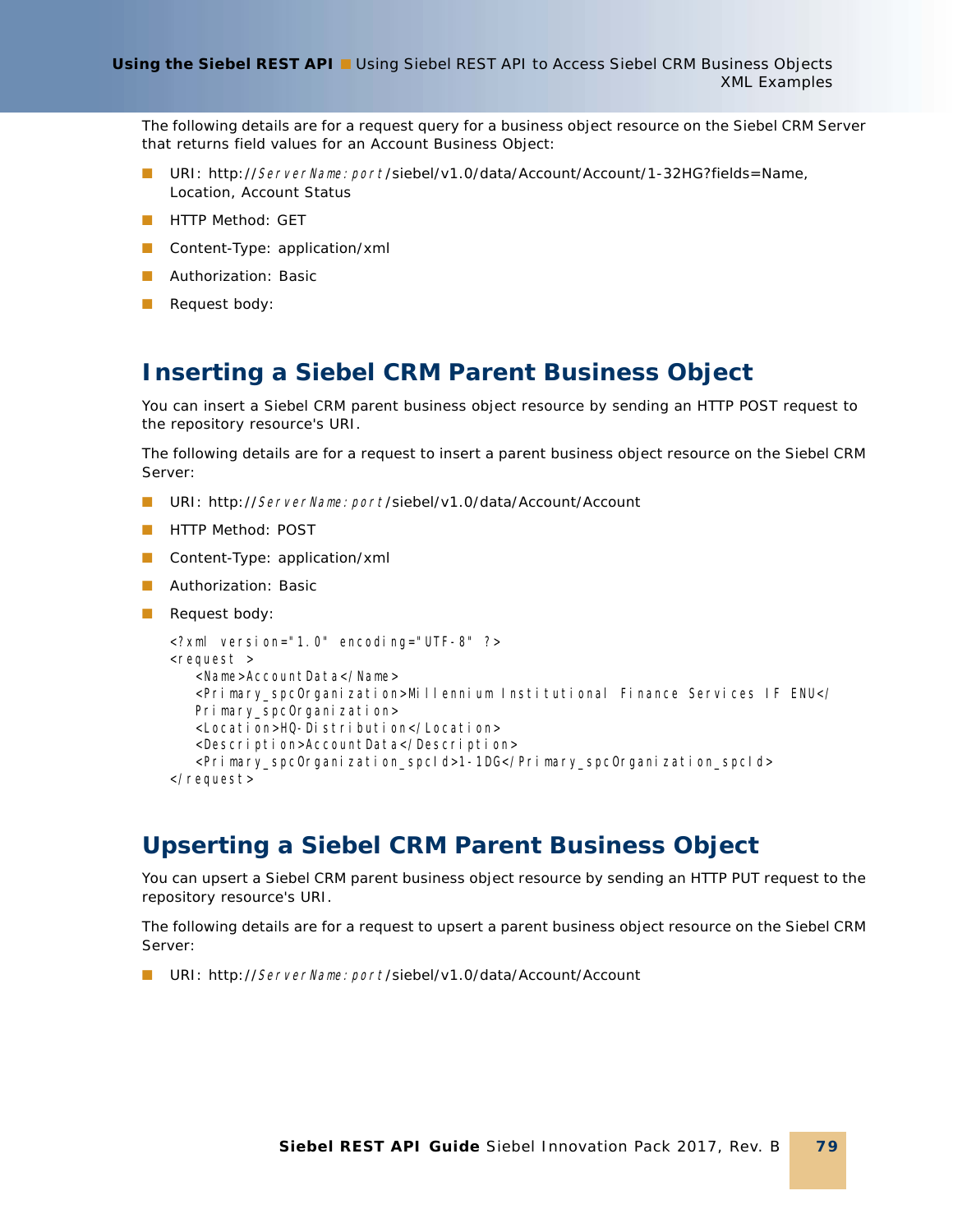The following details are for a request query for a business object resource on the Siebel CRM Server that returns field values for an Account Business Object:

- URI: http://*ServerName:port*/siebel/v1.0/data/Account/Account/1-32HG?fields=Name, Location, Account Status
- HTTP Method: GET
- Content-Type: application/xml
- Authorization: Basic
- Request body:

## Inserting a Siebel CRM Parent Business Object

You can insert a Siebel CRM parent business object resource by sending an HTTP POST request to the repository resource's URI.

The following details are for a request to insert a parent business object resource on the Siebel CRM Server:

- URI: http://*ServerName:port*/siebel/v1.0/data/Account/Account
- HTTP Method: POST
- Content-Type: application/xml
- Authorization: Basic
- Request body:

```
<?xml version="1.0" encoding="UTF-8" ?>
<request >
   <Name>AccountData</Name>
   <Primary_spcOrganization>Millennium Institutional Finance Services IF ENU</
   Primary_spcOrganization>
   <Location>HQ-Distribution</Location>
   <Description>AccountData</Description>
   <Primary_spcOrganization_spcId>1-1DG</Primary_spcOrganization_spcId>
</request>
```

## Upserting a Siebel CRM Parent Business Object

You can upsert a Siebel CRM parent business object resource by sending an HTTP PUT request to the repository resource's URI.

The following details are for a request to upsert a parent business object resource on the Siebel CRM Server:

- URI: http://*ServerName:port*/siebel/v1.0/data/Account/Account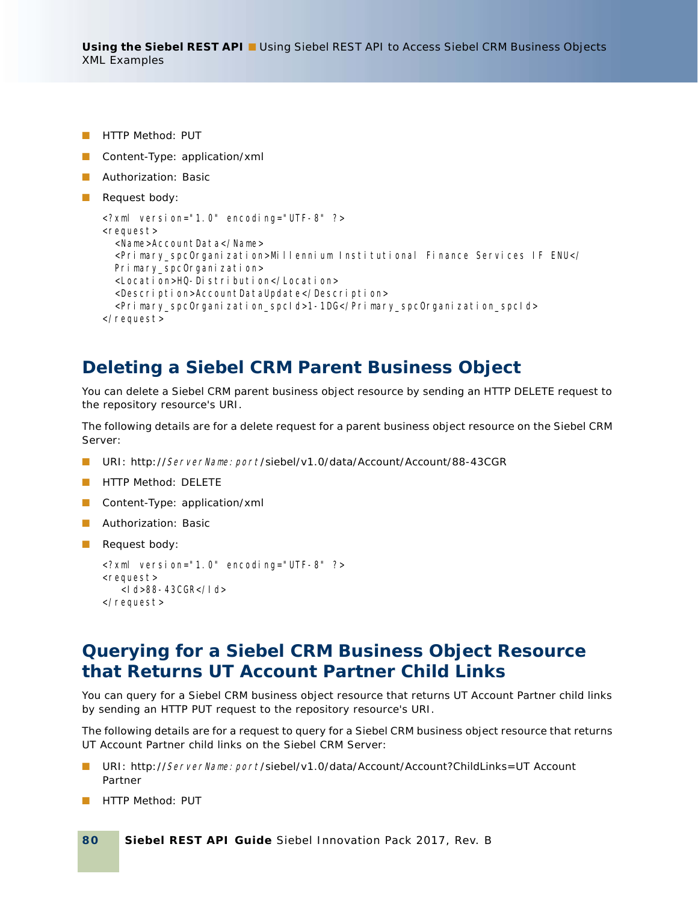- HTTP Method: PUT
- Content-Type: application/xml
- Authorization: Basic
- Request body:

```
<?xml version="1.0" encoding="UTF-8" ?>
<request>
  <Name>AccountData</Name>
  <Primary_spcOrganization>Millennium Institutional Finance Services IF ENU</
  Primary_spcOrganization>
  <Location>HQ-Distribution</Location>
  <Description>AccountDataUpdate</Description>
  <Primary_spcOrganization_spcId>1-1DG</Primary_spcOrganization_spcId>
</request>
```

## Deleting a Siebel CRM Parent Business Object

You can delete a Siebel CRM parent business object resource by sending an HTTP DELETE request to the repository resource's URI.

The following details are for a delete request for a parent business object resource on the Siebel CRM Server:

- URI: http://*ServerName:port*/siebel/v1.0/data/Account/Account/88-43CGR
- HTTP Method: DELETE
- Content-Type: application/xml
- Authorization: Basic
- Request body:

```
<?xml version="1.0" encoding="UTF-8" ?>
<request>
   <Id>88-43CGR</Id>
</request>
```

## Querying for a Siebel CRM Business Object Resource that Returns UT Account Partner Child Links

You can query for a Siebel CRM business object resource that returns UT Account Partner child links by sending an HTTP PUT request to the repository resource's URI.

The following details are for a request to query for a Siebel CRM business object resource that returns UT Account Partner child links on the Siebel CRM Server:

- URI: http://*ServerName:port*/siebel/v1.0/data/Account/Account?ChildLinks=UT Account Partner
- HTTP Method: PUT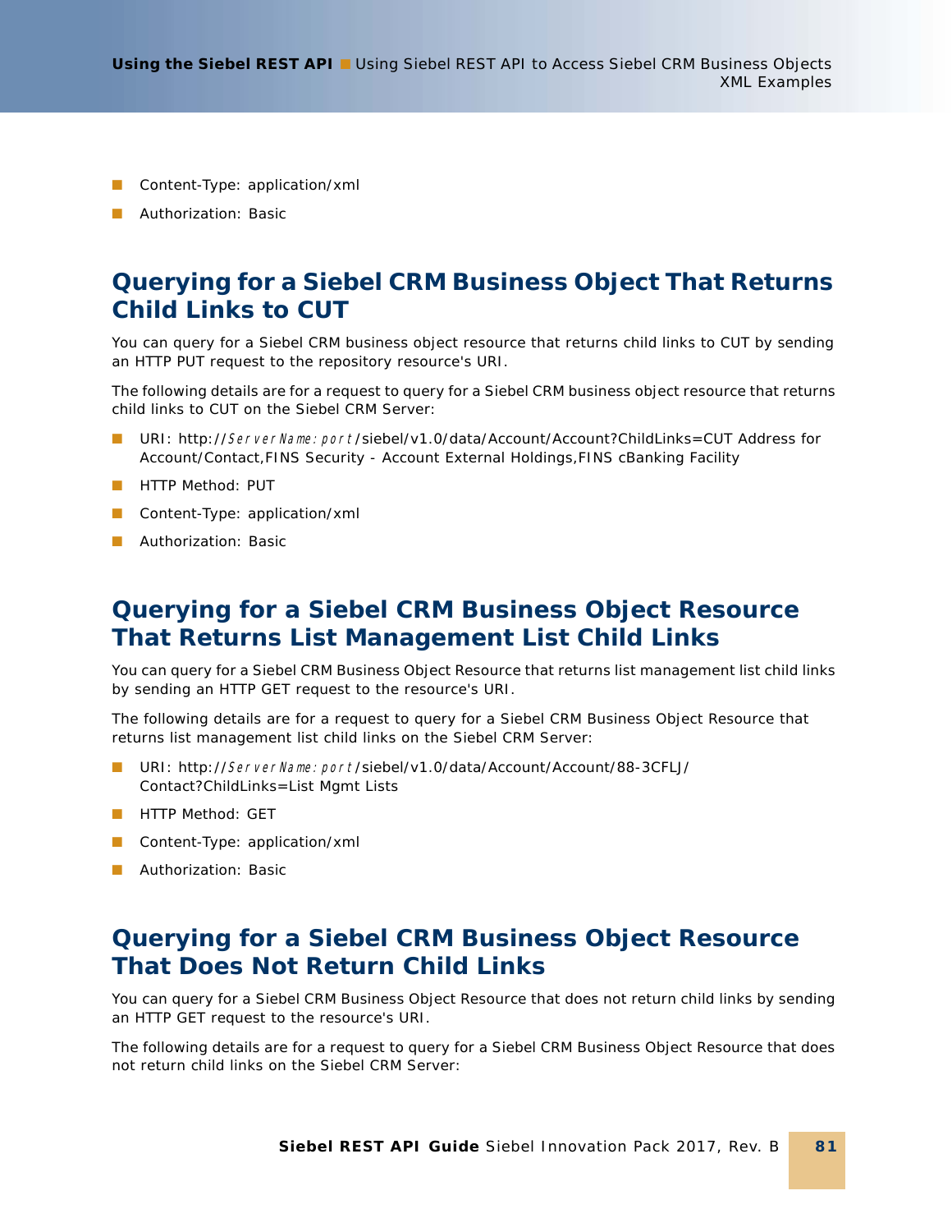- Content-Type: application/xml
- Authorization: Basic

## Querying for a Siebel CRM Business Object That Returns Child Links to CUT

You can query for a Siebel CRM business object resource that returns child links to CUT by sending an HTTP PUT request to the repository resource's URI.

The following details are for a request to query for a Siebel CRM business object resource that returns child links to CUT on the Siebel CRM Server:

- URI: http://*ServerName:port*/siebel/v1.0/data/Account/Account?ChildLinks=CUT Address for Account/Contact,FINS Security - Account External Holdings,FINS cBanking Facility
- HTTP Method: PUT
- Content-Type: application/xml
- Authorization: Basic

## Querying for a Siebel CRM Business Object Resource That Returns List Management List Child Links

You can query for a Siebel CRM Business Object Resource that returns list management list child links by sending an HTTP GET request to the resource's URI.

The following details are for a request to query for a Siebel CRM Business Object Resource that returns list management list child links on the Siebel CRM Server:

- URI: http://*ServerName:port*/siebel/v1.0/data/Account/Account/88-3CFLJ/Contact?ChildLinks=List Mgmt Lists
- HTTP Method: GET
- Content-Type: application/xml
- Authorization: Basic

## Querying for a Siebel CRM Business Object Resource That Does Not Return Child Links

You can query for a Siebel CRM Business Object Resource that does not return child links by sending an HTTP GET request to the resource's URI.

The following details are for a request to query for a Siebel CRM Business Object Resource that does not return child links on the Siebel CRM Server: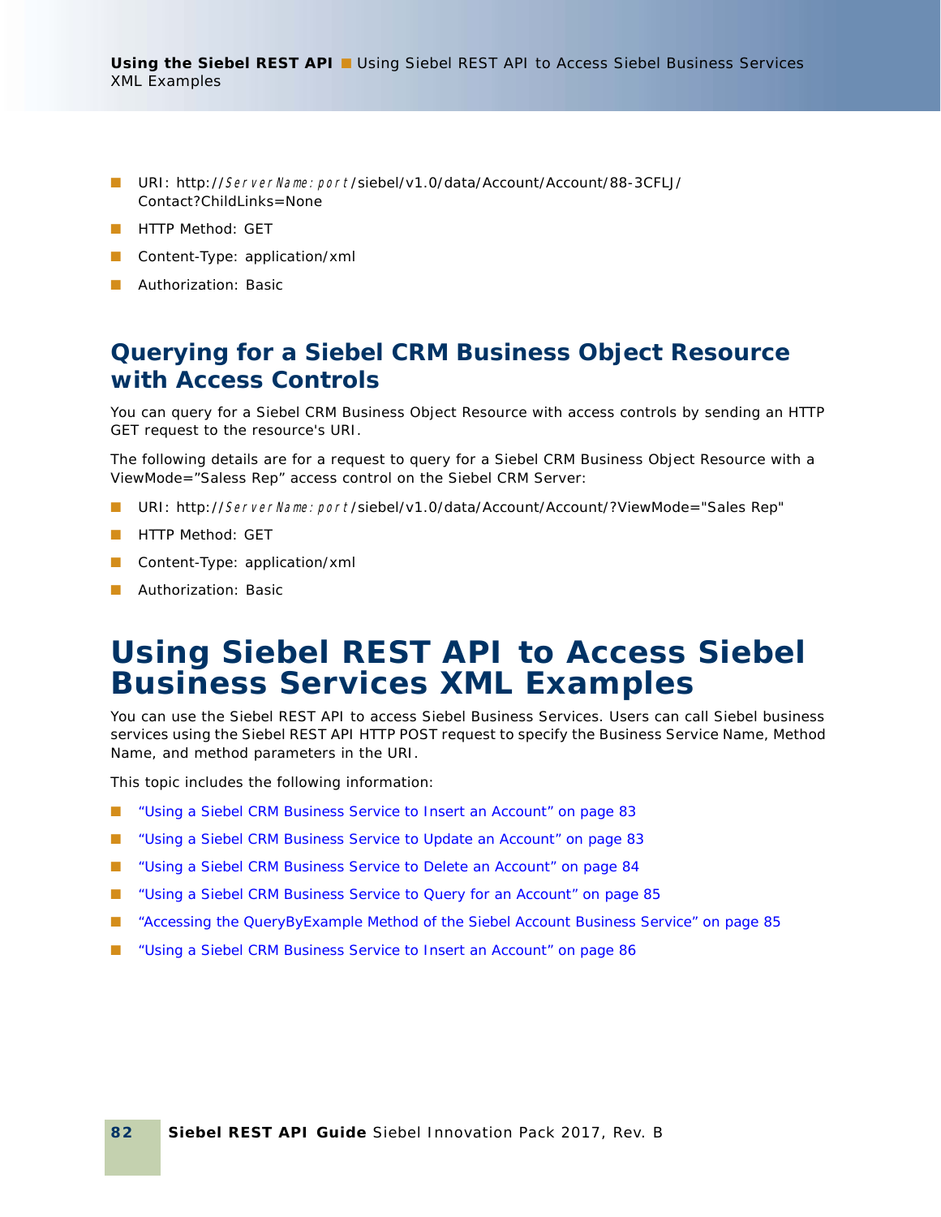- URI: http://*ServerName:port*/siebel/v1.0/data/Account/Account/88-3CFLJ/Contact?ChildLinks=None
- HTTP Method: GET
- Content-Type: application/xml
- Authorization: Basic

## Querying for a Siebel CRM Business Object Resource with Access Controls

You can query for a Siebel CRM Business Object Resource with access controls by sending an HTTP GET request to the resource's URI.

The following details are for a request to query for a Siebel CRM Business Object Resource with a ViewMode=”Saless Rep” access control on the Siebel CRM Server:

- URI: http://*ServerName:port*/siebel/v1.0/data/Account/Account/?ViewMode="Sales Rep"
- HTTP Method: GET
- Content-Type: application/xml
- Authorization: Basic

# Using Siebel REST API to Access Siebel Business Services XML Examples

You can use the Siebel REST API to access Siebel Business Services. Users can call Siebel business services using the Siebel REST API HTTP POST request to specify the Business Service Name, Method Name, and method parameters in the URI.

This topic includes the following information:

- “Using a Siebel CRM Business Service to Insert an Account” on page 83
- “Using a Siebel CRM Business Service to Update an Account” on page 83
- “Using a Siebel CRM Business Service to Delete an Account” on page 84
- “Using a Siebel CRM Business Service to Query for an Account” on page 85
- “Accessing the QueryByExample Method of the Siebel Account Business Service” on page 85
- “Using a Siebel CRM Business Service to Insert an Account” on page 86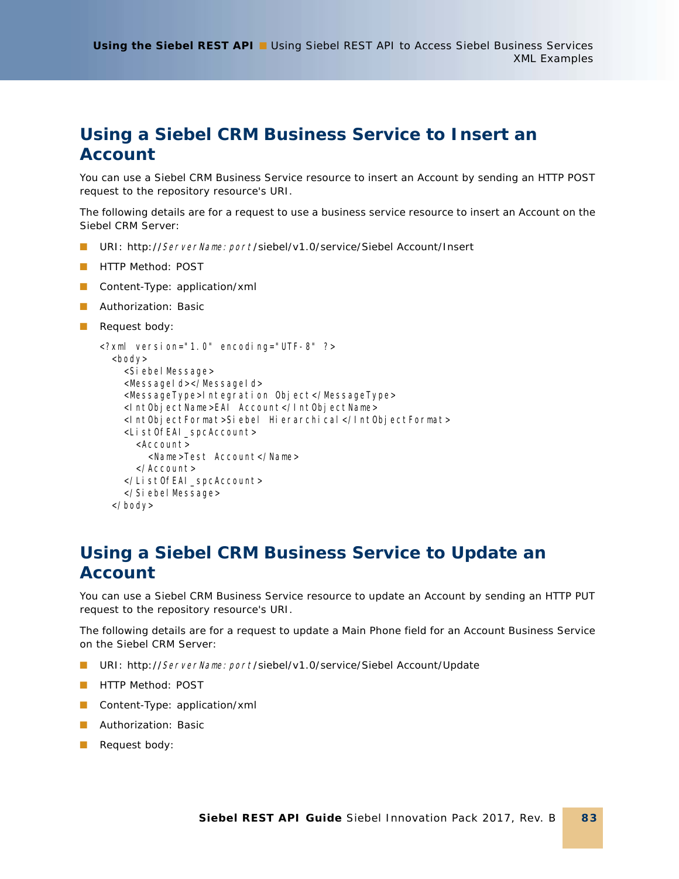## Using a Siebel CRM Business Service to Insert an Account

You can use a Siebel CRM Business Service resource to insert an Account by sending an HTTP POST request to the repository resource's URI.

The following details are for a request to use a business service resource to insert an Account on the Siebel CRM Server:

- URI: http://*ServerName:port*/siebel/v1.0/service/Siebel Account/Insert
- HTTP Method: POST
- Content-Type: application/xml
- Authorization: Basic
- Request body:

```
<?xml version="1.0" encoding="UTF-8" ?>
  <body>
    <SiebelMessage>
    <MessageId></MessageId>
    <MessageType>Integration Object</MessageType>
    <IntObjectName>EAI Account</IntObjectName>
    <IntObjectFormat>Siebel Hierarchical</IntObjectFormat>
    <ListOfEAI_spcAccount>
      <Account>
        <Name>Test Account</Name>
      </Account>
    </ListOfEAI_spcAccount>
    </SiebelMessage>
  </body>
```

## Using a Siebel CRM Business Service to Update an Account

You can use a Siebel CRM Business Service resource to update an Account by sending an HTTP PUT request to the repository resource's URI.

The following details are for a request to update a Main Phone field for an Account Business Service on the Siebel CRM Server:

- URI: http://*ServerName:port*/siebel/v1.0/service/Siebel Account/Update
- HTTP Method: POST
- Content-Type: application/xml
- Authorization: Basic
- Request body: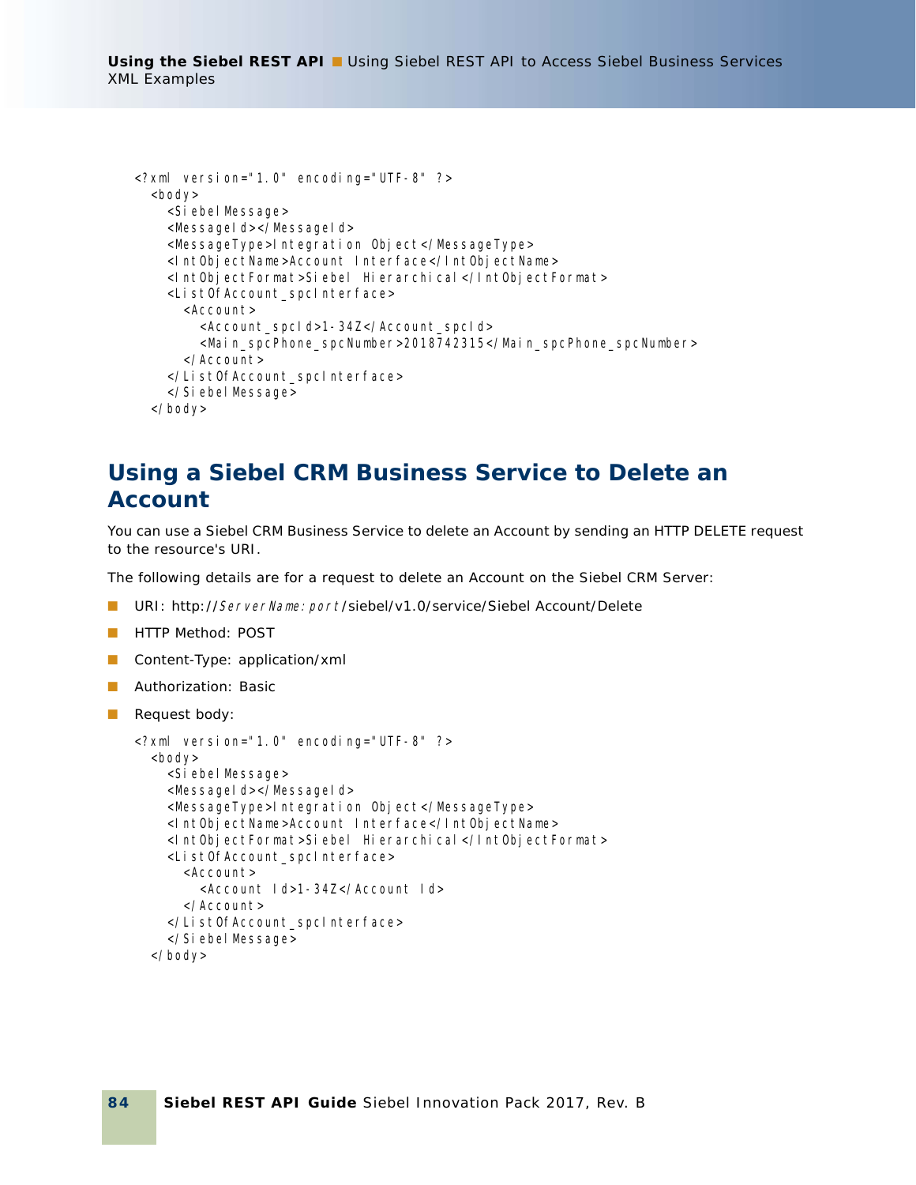```
<?xml version="1.0" encoding="UTF-8" ?>
  <body>
    <SiebelMessage>
    <MessageId></MessageId>
    <MessageType>Integration Object</MessageType>
    <IntObjectName>Account Interface</IntObjectName>
    <IntObjectFormat>Siebel Hierarchical</IntObjectFormat>
    <ListOfAccount_spcInterface>
      <Account>
        <Account_spcId>1-34Z</Account_spcId>
        <Main_spcPhone_spcNumber>2018742315</Main_spcPhone_spcNumber>
      </Account>
    </ListOfAccount_spcInterface>
    </SiebelMessage>
  </body>
```

## Using a Siebel CRM Business Service to Delete an Account

You can use a Siebel CRM Business Service to delete an Account by sending an HTTP DELETE request to the resource's URI.

The following details are for a request to delete an Account on the Siebel CRM Server:

- URI: http://*ServerName:port*/siebel/v1.0/service/Siebel Account/Delete
- HTTP Method: POST
- Content-Type: application/xml
- Authorization: Basic
- Request body:

```
<?xml version="1.0" encoding="UTF-8" ?>
  <body>
    <SiebelMessage>
    <MessageId></MessageId>
    <MessageType>Integration Object</MessageType>
    <IntObjectName>Account Interface</IntObjectName>
    <IntObjectFormat>Siebel Hierarchical</IntObjectFormat>
    <ListOfAccount_spcInterface>
      <Account>
        <Account Id>1-34Z</Account Id>
      </Account>
    </ListOfAccount_spcInterface>
    </SiebelMessage>
  </body>
```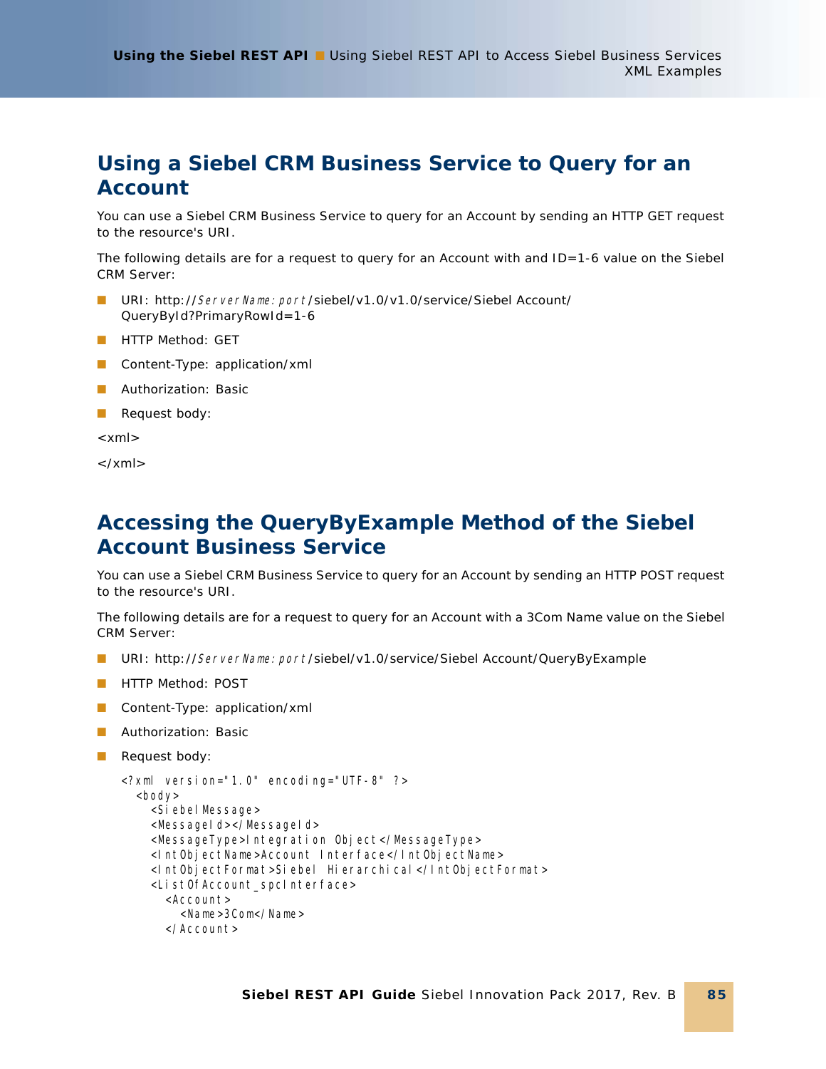## Using a Siebel CRM Business Service to Query for an Account

You can use a Siebel CRM Business Service to query for an Account by sending an HTTP GET request to the resource's URI.

The following details are for a request to query for an Account with and ID=1-6 value on the Siebel CRM Server:

- URI: http://*ServerName:port*/siebel/v1.0/v1.0/service/Siebel Account/QueryById?PrimaryRowId=1-6
- HTTP Method: GET
- Content-Type: application/xml
- Authorization: Basic
- Request body:

```
<xml>

</xml>
```

## Accessing the QueryByExample Method of the Siebel Account Business Service

You can use a Siebel CRM Business Service to query for an Account by sending an HTTP POST request to the resource's URI.

The following details are for a request to query for an Account with a 3Com Name value on the Siebel CRM Server:

- URI: http://*ServerName:port*/siebel/v1.0/service/Siebel Account/QueryByExample
- HTTP Method: POST
- Content-Type: application/xml
- Authorization: Basic
- Request body:

```
<?xml version="1.0" encoding="UTF-8" ?>
  <body>
    <SiebelMessage>
    <MessageId></MessageId>
    <MessageType>Integration Object</MessageType>
    <IntObjectName>Account Interface</IntObjectName>
    <IntObjectFormat>Siebel Hierarchical</IntObjectFormat>
    <ListOfAccount_spcInterface>
      <Account>
        <Name>3Com</Name>
      </Account>
```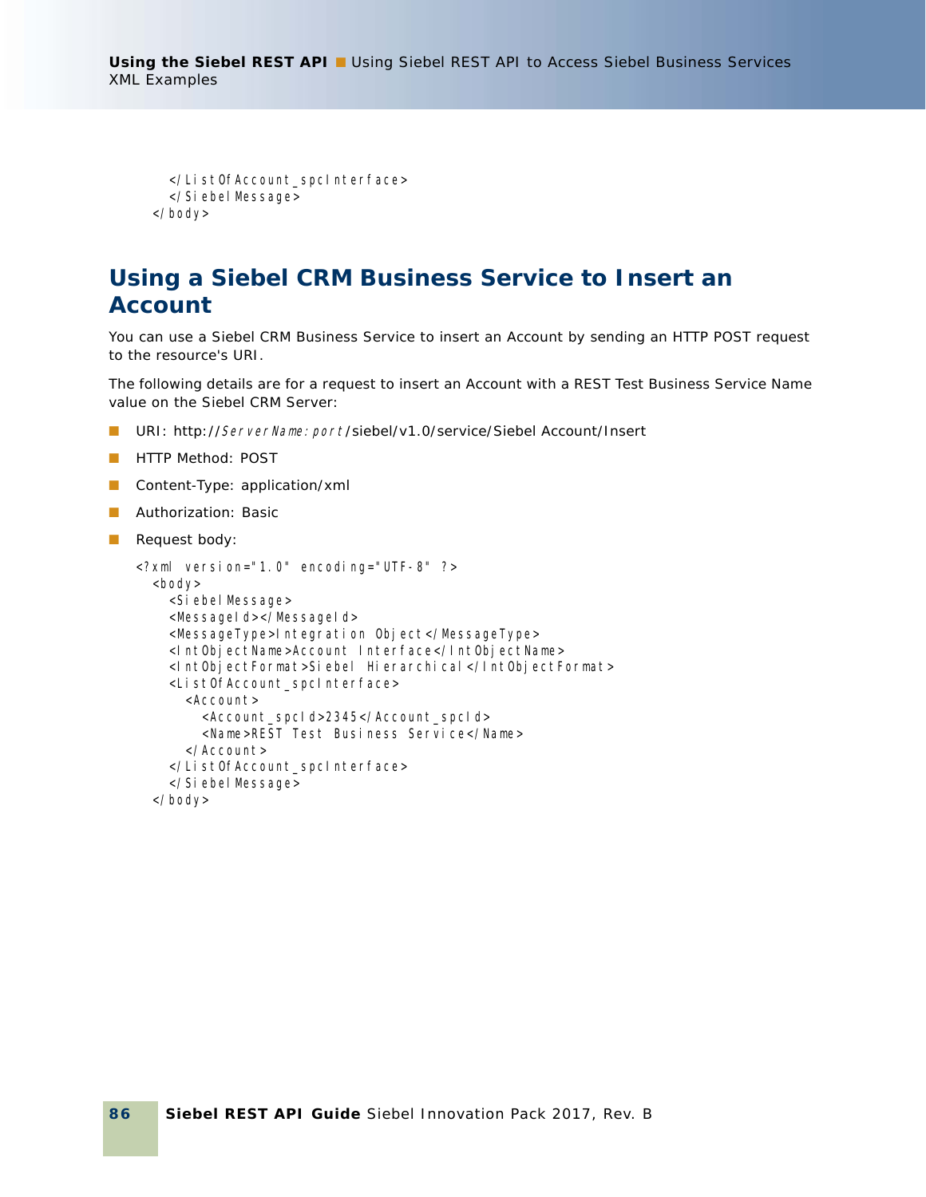```
      </ListOfAccount_spcInterface>
      </SiebelMessage>
   </body>
```

## Using a Siebel CRM Business Service to Insert an Account

You can use a Siebel CRM Business Service to insert an Account by sending an HTTP POST request to the resource's URI.

The following details are for a request to insert an Account with a REST Test Business Service Name value on the Siebel CRM Server:

- URI: http://*ServerName:port*/siebel/v1.0/service/Siebel Account/Insert
- HTTP Method: POST
- Content-Type: application/xml
- Authorization: Basic
- Request body:

```
<?xml version="1.0" encoding="UTF-8" ?>
   <body>
      <SiebelMessage>
      <MessageId></MessageId>
      <MessageType>Integration Object</MessageType>
      <IntObjectName>Account Interface</IntObjectName>
      <IntObjectFormat>Siebel Hierarchical</IntObjectFormat>
      <ListOfAccount_spcInterface>
         <Account>
            <Account_spcId>2345</Account_spcId>
            <Name>REST Test Business Service</Name>
         </Account>
      </ListOfAccount_spcInterface>
      </SiebelMessage>
   </body>
```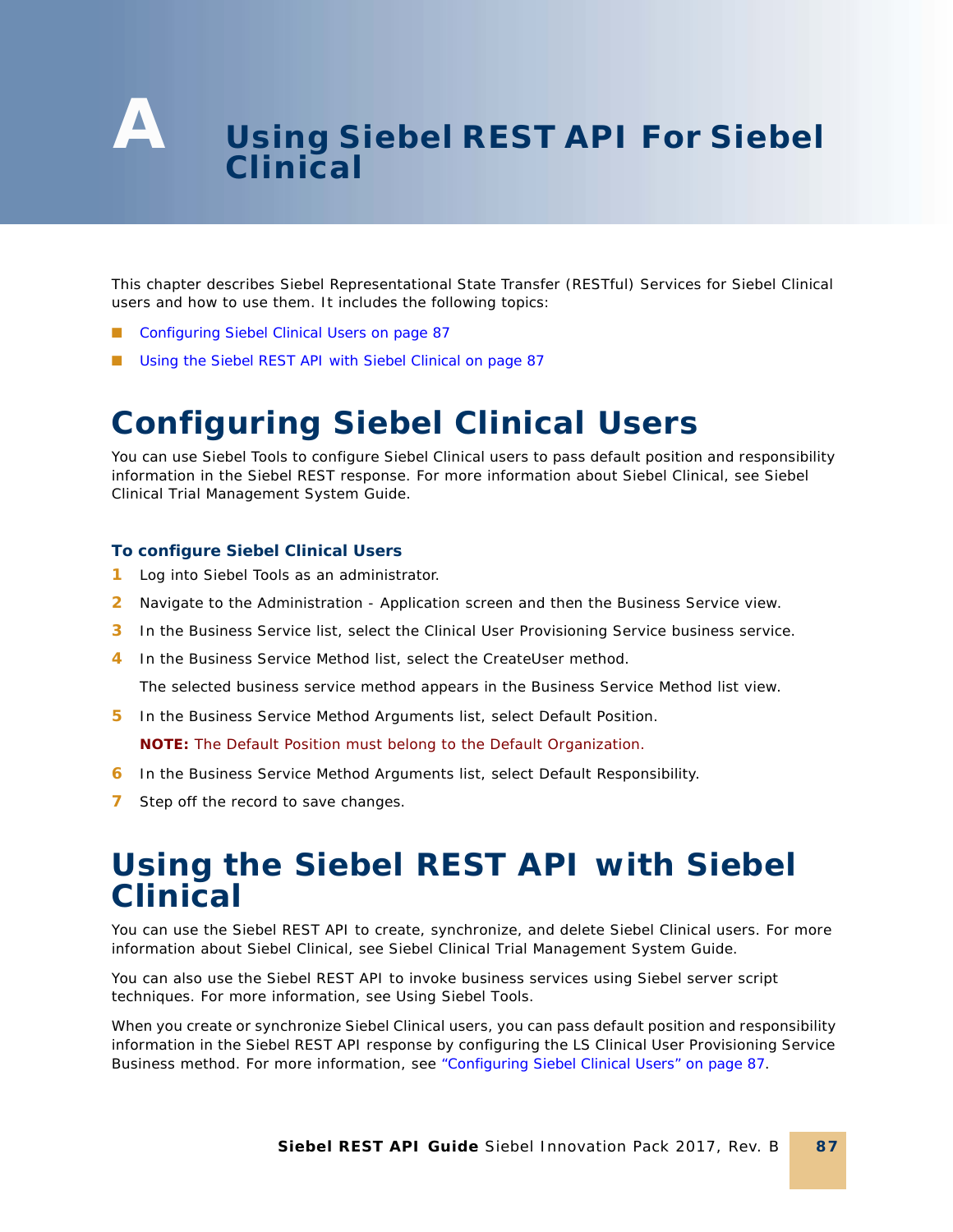# A Using Siebel REST API For Siebel Clinical

This chapter describes Siebel Representational State Transfer (RESTful) Services for Siebel Clinical users and how to use them. It includes the following topics:

- Configuring Siebel Clinical Users on page 87
- Using the Siebel REST API with Siebel Clinical on page 87

## Configuring Siebel Clinical Users

You can use Siebel Tools to configure Siebel Clinical users to pass default position and responsibility information in the Siebel REST response. For more information about Siebel Clinical, see Siebel Clinical Trial Management System Guide.

### To configure Siebel Clinical Users

1. Log into Siebel Tools as an administrator.
2. Navigate to the Administration - Application screen and then the Business Service view.
3. In the Business Service list, select the Clinical User Provisioning Service business service.
4. In the Business Service Method list, select the CreateUser method.

   The selected business service method appears in the Business Service Method list view.

5. In the Business Service Method Arguments list, select Default Position.

   **NOTE:** The Default Position must belong to the Default Organization.

6. In the Business Service Method Arguments list, select Default Responsibility.
7. Step off the record to save changes.

## Using the Siebel REST API with Siebel Clinical

You can use the Siebel REST API to create, synchronize, and delete Siebel Clinical users. For more information about Siebel Clinical, see Siebel Clinical Trial Management System Guide.

You can also use the Siebel REST API to invoke business services using Siebel server script techniques. For more information, see Using Siebel Tools.

When you create or synchronize Siebel Clinical users, you can pass default position and responsibility information in the Siebel REST API response by configuring the LS Clinical User Provisioning Service Business method. For more information, see "Configuring Siebel Clinical Users" on page 87.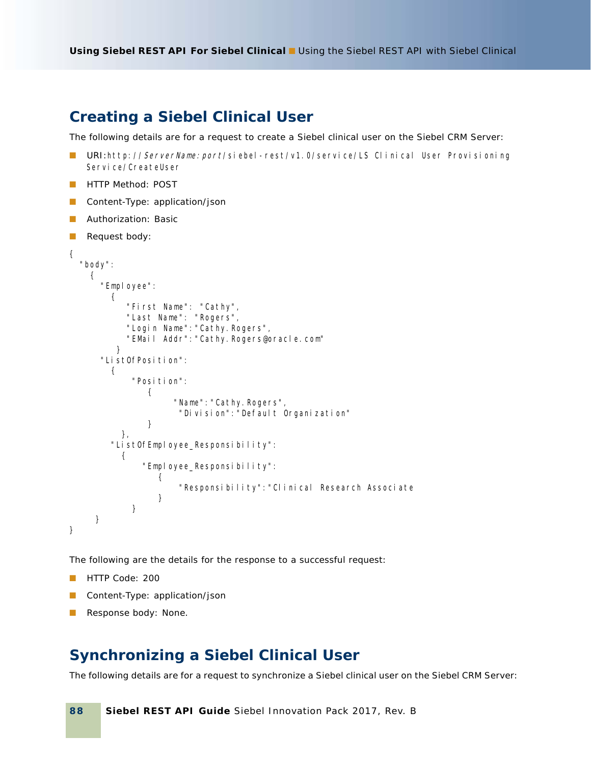## Creating a Siebel Clinical User

The following details are for a request to create a Siebel clinical user on the Siebel CRM Server:

- URI: http://*ServerName:port*/siebel-rest/v1.0/service/LS Clinical User Provisioning Service/CreateUser
- HTTP Method: POST
- Content-Type: application/json
- Authorization: Basic
- Request body:

```
{
  "body":
    {
      "Employee":
        {
           "First Name": "Cathy",
           "Last Name": "Rogers",
           "Login Name":"Cathy.Rogers",
           "EMail Addr":"Cathy.Rogers@oracle.com"
         }
      "ListOfPosition":
        {
            "Position":
               {
                    "Name":"Cathy.Rogers",
                     "Division":"Default Organization"
               }
          },
        "ListOfEmployee_Responsibility":
          {
              "Employee_Responsibility":
                 {
                      "Responsibility":"Clinical Research Associate
                 }
            }
     }
}
```

The following are the details for the response to a successful request:

- HTTP Code: 200
- Content-Type: application/json
- Response body: None.

## Synchronizing a Siebel Clinical User

The following details are for a request to synchronize a Siebel clinical user on the Siebel CRM Server: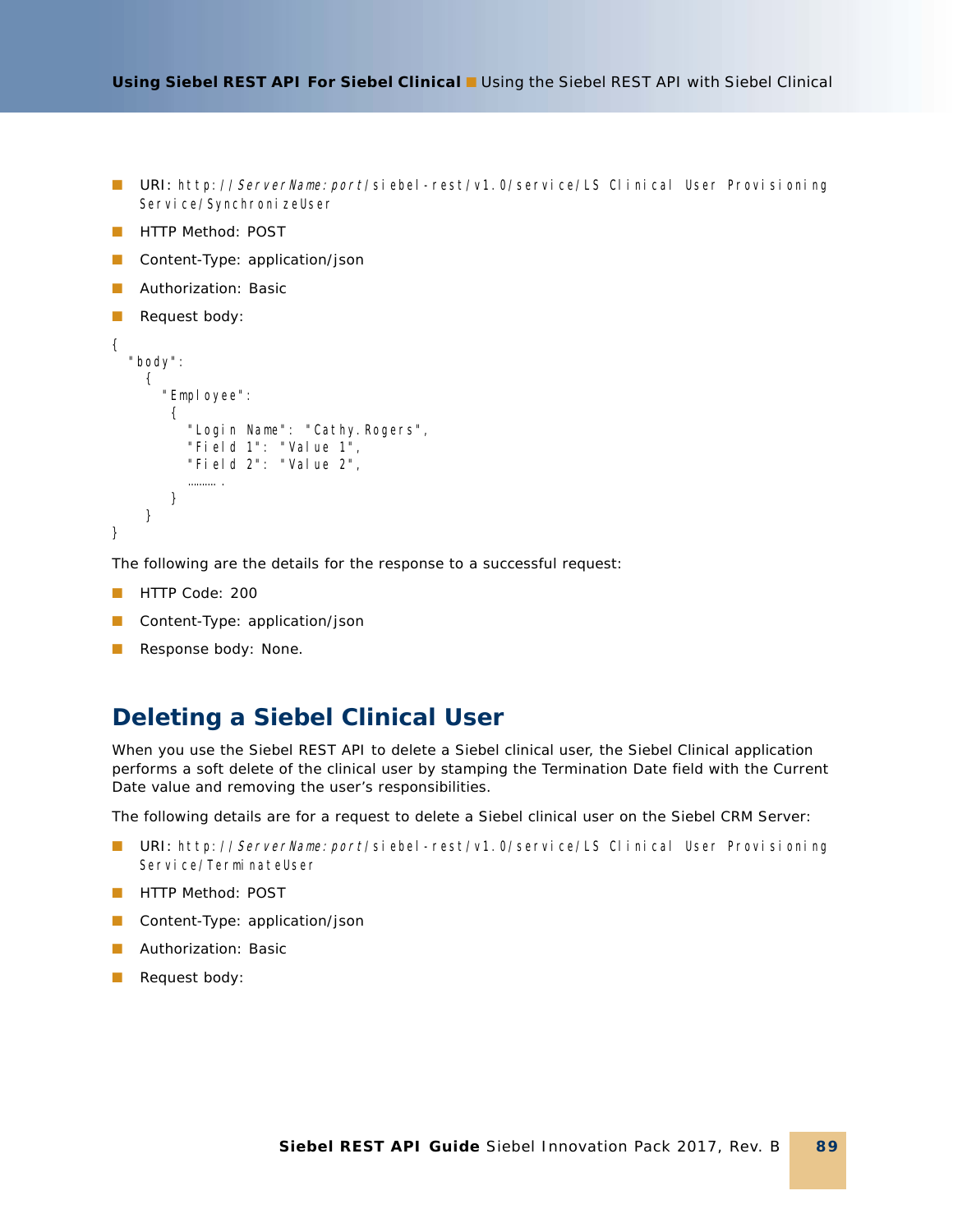- URI: http://*ServerName:port*/siebel-rest/v1.0/service/LS Clinical User Provisioning Service/SynchronizeUser
- HTTP Method: POST
- Content-Type: application/json
- Authorization: Basic
- Request body:

```
{
  "body":
    {
      "Employee":
       {
          "Login Name": "Cathy.Rogers",
          "Field 1": "Value 1",
          "Field 2": "Value 2",
          ……….
       }
    }
}
```

The following are the details for the response to a successful request:

- HTTP Code: 200
- Content-Type: application/json
- Response body: None.

## Deleting a Siebel Clinical User

When you use the Siebel REST API to delete a Siebel clinical user, the Siebel Clinical application performs a soft delete of the clinical user by stamping the Termination Date field with the Current Date value and removing the user's responsibilities.

The following details are for a request to delete a Siebel clinical user on the Siebel CRM Server:

- URI: http://*ServerName:port*/siebel-rest/v1.0/service/LS Clinical User Provisioning Service/TerminateUser
- HTTP Method: POST
- Content-Type: application/json
- Authorization: Basic
- Request body: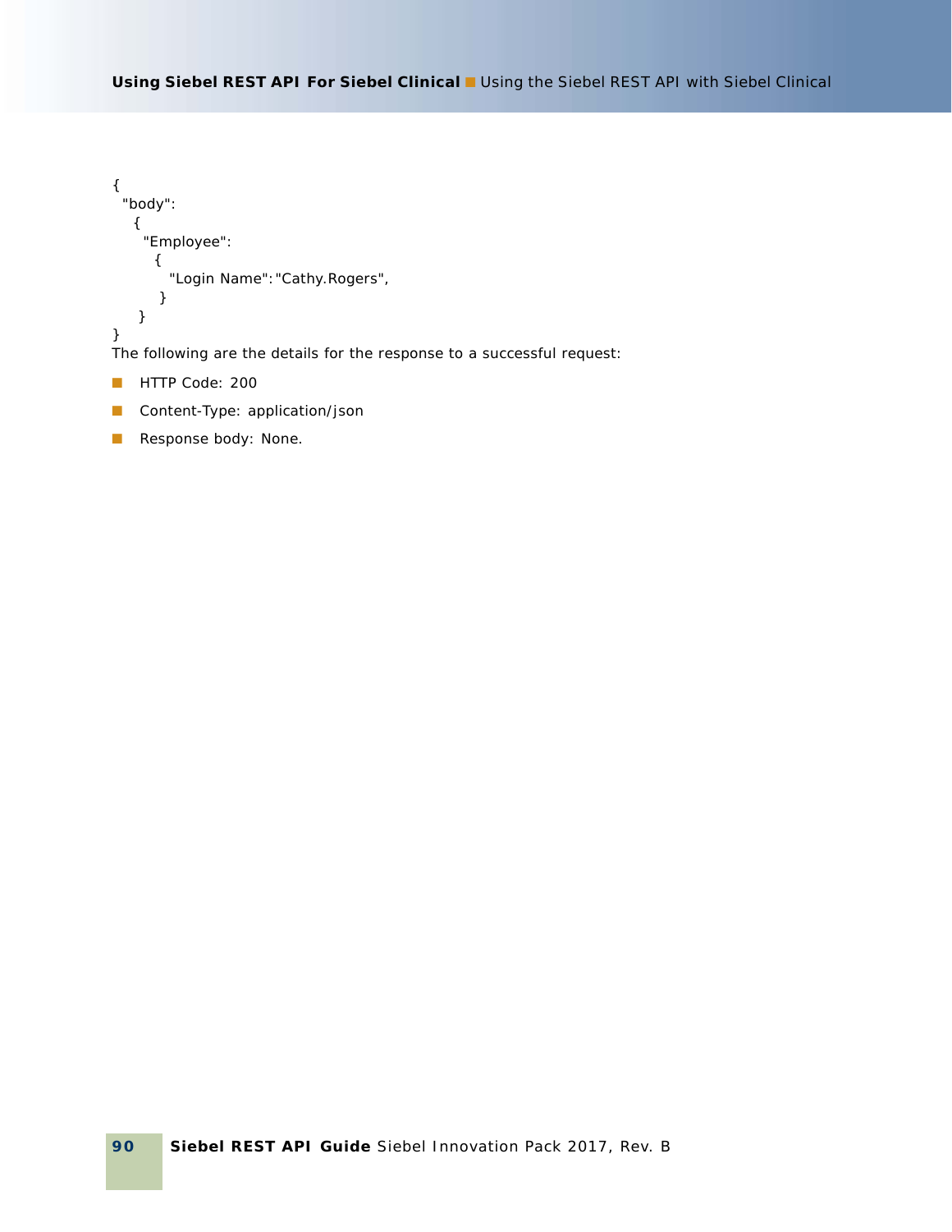```
{
  "body":
    {
      "Employee":
        {
          "Login Name":"Cathy.Rogers",
         }
     }
}
```

The following are the details for the response to a successful request:

- HTTP Code: 200
- Content-Type: application/json
- Response body: None.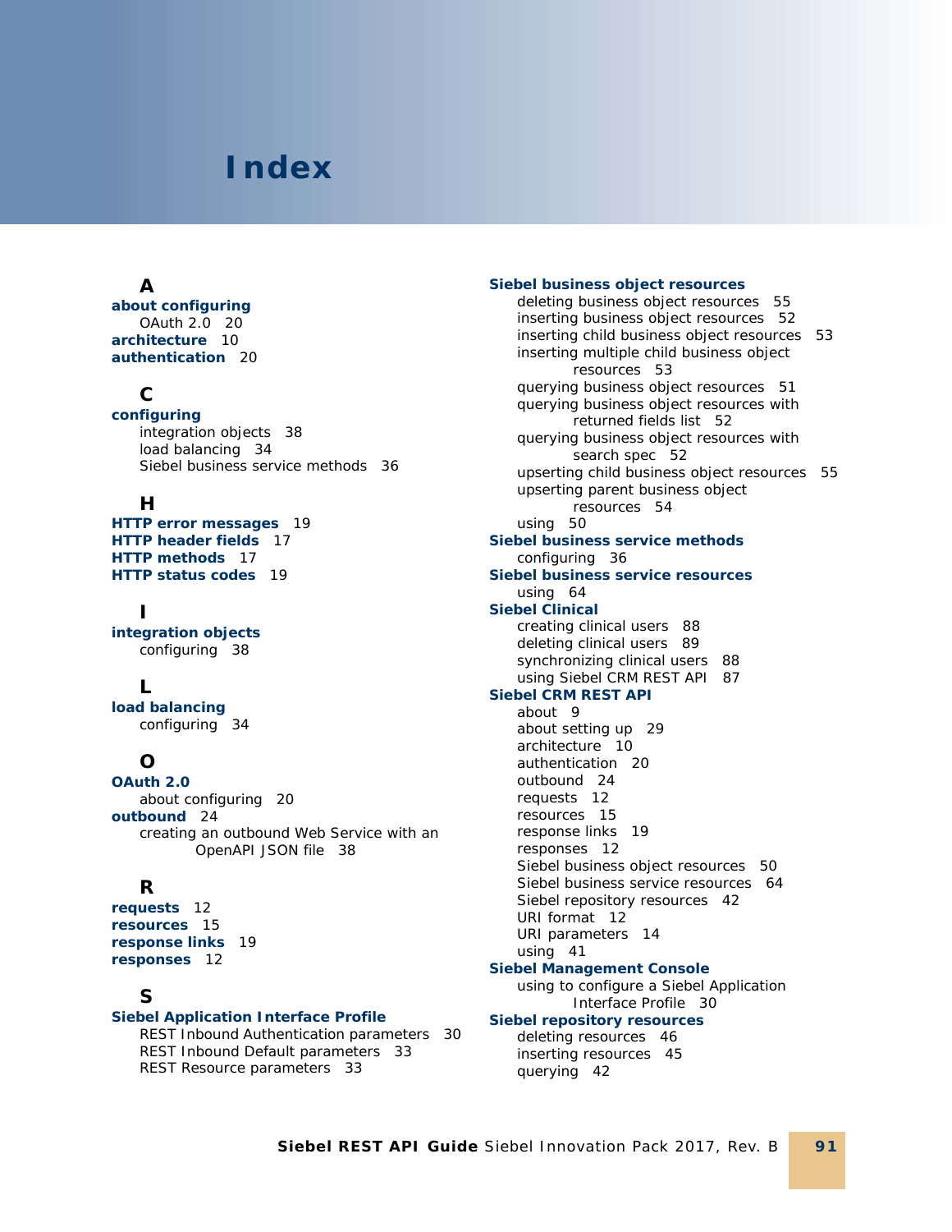# Index

## A

**about configuring**
- OAuth 2.0 20

**architecture** 10

**authentication** 20

## C

**configuring**
- integration objects 38
- load balancing 34
- Siebel business service methods 36

## H

**HTTP error messages** 19

**HTTP header fields** 17

**HTTP methods** 17

**HTTP status codes** 19

## I

**integration objects**
- configuring 38

## L

**load balancing**
- configuring 34

## O

**OAuth 2.0**
- about configuring 20

**outbound** 24
- creating an outbound Web Service with an OpenAPI JSON file 38

## R

**requests** 12

**resources** 15

**response links** 19

**responses** 12

## S

**Siebel Application Interface Profile**
- REST Inbound Authentication parameters 30
- REST Inbound Default parameters 33
- REST Resource parameters 33

**Siebel business object resources**
- deleting business object resources 55
- inserting business object resources 52
- inserting child business object resources 53
- inserting multiple child business object resources 53
- querying business object resources 51
- querying business object resources with returned fields list 52
- querying business object resources with search spec 52
- upserting child business object resources 55
- upserting parent business object resources 54
- using 50

**Siebel business service methods**
- configuring 36

**Siebel business service resources**
- using 64

**Siebel Clinical**
- creating clinical users 88
- deleting clinical users 89
- synchronizing clinical users 88
- using Siebel CRM REST API 87

**Siebel CRM REST API**
- about 9
- about setting up 29
- architecture 10
- authentication 20
- outbound 24
- requests 12
- resources 15
- response links 19
- responses 12
- Siebel business object resources 50
- Siebel business service resources 64
- Siebel repository resources 42
- URI format 12
- URI parameters 14
- using 41

**Siebel Management Console**
- using to configure a Siebel Application Interface Profile 30

**Siebel repository resources**
- deleting resources 46
- inserting resources 45
- querying 42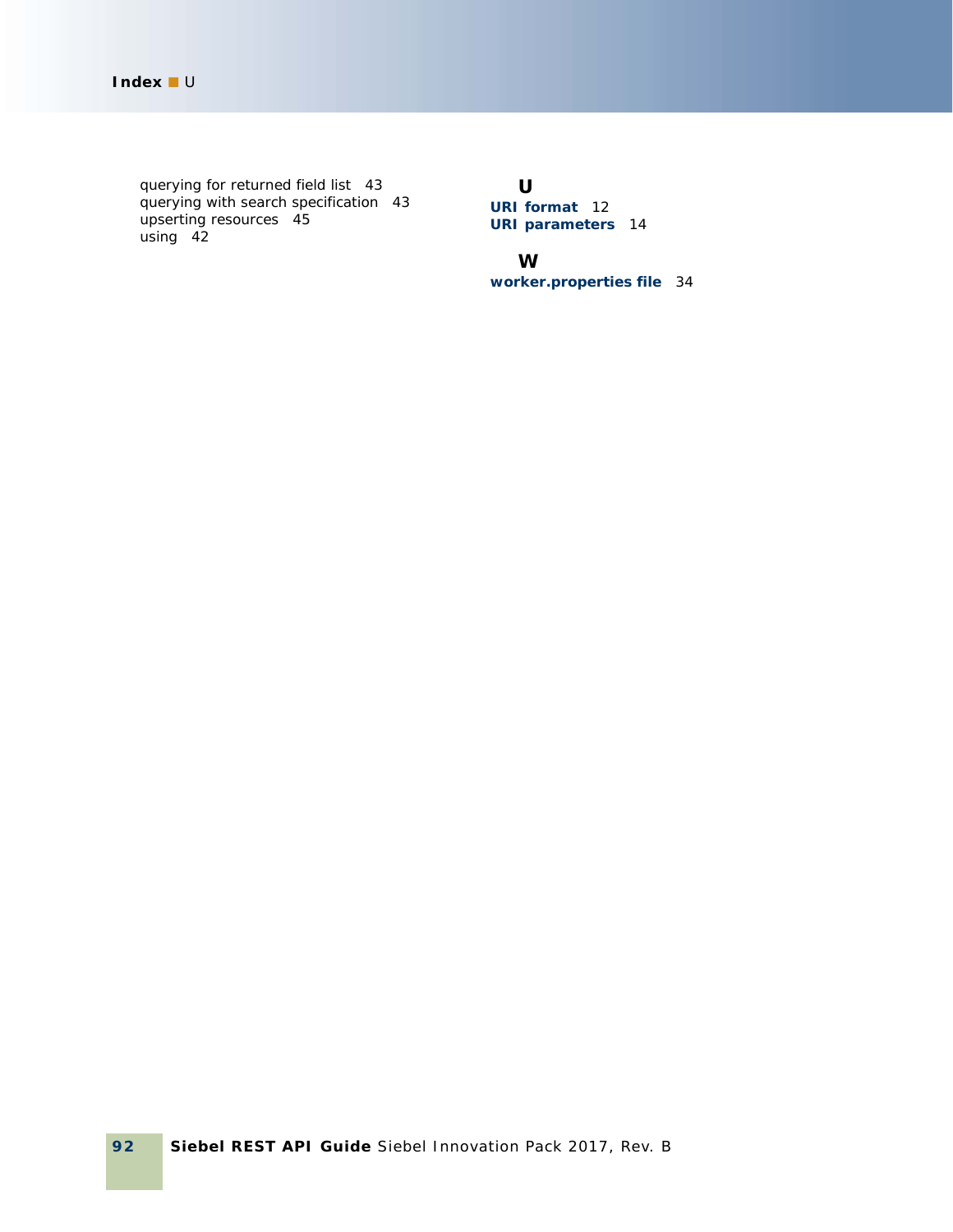querying for returned field list 43
querying with search specification 43
upserting resources 45
using 42

## U

**URI format** 12
**URI parameters** 14

## W

**worker.properties file** 34